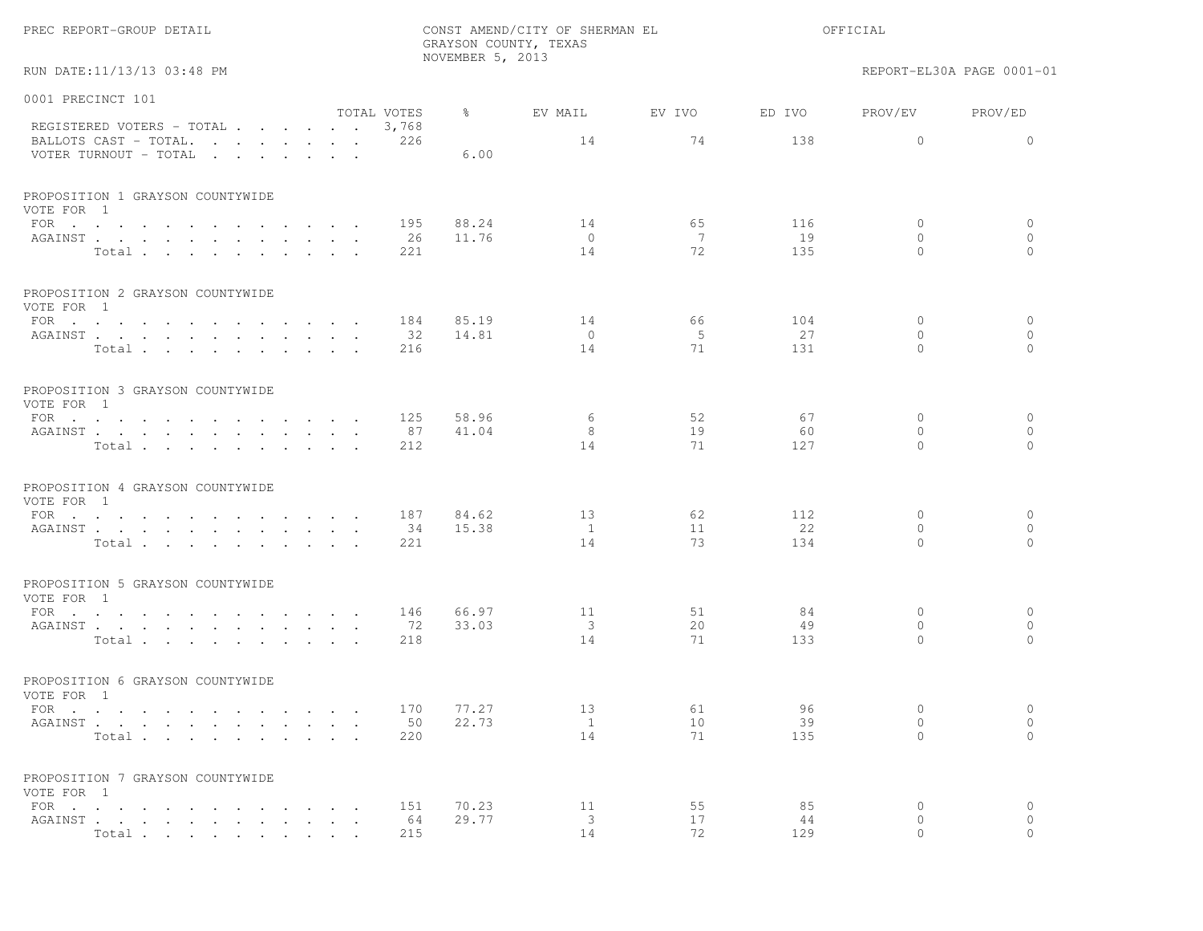PREC REPORT-GROUP DETAIL

CONST AMEND/CITY OF SHERMAN EL
GRAYSON COUNTY, TEXAS
NOVEMBER 5, 2013

OFFICIAL

RUN DATE:11/13/13 03:48 PM

REPORT-EL30A PAGE 0001-01

## 0001 PRECINCT 101

| | TOTAL VOTES | % | EV MAIL | EV IVO | ED IVO | PROV/EV | PROV/ED |
|---|---|---|---|---|---|---|---|
| REGISTERED VOTERS - TOTAL | 3,768 | | | | | | |
| BALLOTS CAST - TOTAL. | 226 | | 14 | 74 | 138 | 0 | 0 |
| VOTER TURNOUT - TOTAL | | 6.00 | | | | | |

### PROPOSITION 1 GRAYSON COUNTYWIDE
VOTE FOR 1

| | TOTAL VOTES | % | EV MAIL | EV IVO | ED IVO | PROV/EV | PROV/ED |
|---|---|---|---|---|---|---|---|
| FOR | 195 | 88.24 | 14 | 65 | 116 | 0 | 0 |
| AGAINST | 26 | 11.76 | 0 | 7 | 19 | 0 | 0 |
| Total | 221 | | 14 | 72 | 135 | 0 | 0 |

### PROPOSITION 2 GRAYSON COUNTYWIDE
VOTE FOR 1

| | TOTAL VOTES | % | EV MAIL | EV IVO | ED IVO | PROV/EV | PROV/ED |
|---|---|---|---|---|---|---|---|
| FOR | 184 | 85.19 | 14 | 66 | 104 | 0 | 0 |
| AGAINST | 32 | 14.81 | 0 | 5 | 27 | 0 | 0 |
| Total | 216 | | 14 | 71 | 131 | 0 | 0 |

### PROPOSITION 3 GRAYSON COUNTYWIDE
VOTE FOR 1

| | TOTAL VOTES | % | EV MAIL | EV IVO | ED IVO | PROV/EV | PROV/ED |
|---|---|---|---|---|---|---|---|
| FOR | 125 | 58.96 | 6 | 52 | 67 | 0 | 0 |
| AGAINST | 87 | 41.04 | 8 | 19 | 60 | 0 | 0 |
| Total | 212 | | 14 | 71 | 127 | 0 | 0 |

### PROPOSITION 4 GRAYSON COUNTYWIDE
VOTE FOR 1

| | TOTAL VOTES | % | EV MAIL | EV IVO | ED IVO | PROV/EV | PROV/ED |
|---|---|---|---|---|---|---|---|
| FOR | 187 | 84.62 | 13 | 62 | 112 | 0 | 0 |
| AGAINST | 34 | 15.38 | 1 | 11 | 22 | 0 | 0 |
| Total | 221 | | 14 | 73 | 134 | 0 | 0 |

### PROPOSITION 5 GRAYSON COUNTYWIDE
VOTE FOR 1

| | TOTAL VOTES | % | EV MAIL | EV IVO | ED IVO | PROV/EV | PROV/ED |
|---|---|---|---|---|---|---|---|
| FOR | 146 | 66.97 | 11 | 51 | 84 | 0 | 0 |
| AGAINST | 72 | 33.03 | 3 | 20 | 49 | 0 | 0 |
| Total | 218 | | 14 | 71 | 133 | 0 | 0 |

### PROPOSITION 6 GRAYSON COUNTYWIDE
VOTE FOR 1

| | TOTAL VOTES | % | EV MAIL | EV IVO | ED IVO | PROV/EV | PROV/ED |
|---|---|---|---|---|---|---|---|
| FOR | 170 | 77.27 | 13 | 61 | 96 | 0 | 0 |
| AGAINST | 50 | 22.73 | 1 | 10 | 39 | 0 | 0 |
| Total | 220 | | 14 | 71 | 135 | 0 | 0 |

### PROPOSITION 7 GRAYSON COUNTYWIDE
VOTE FOR 1

| | TOTAL VOTES | % | EV MAIL | EV IVO | ED IVO | PROV/EV | PROV/ED |
|---|---|---|---|---|---|---|---|
| FOR | 151 | 70.23 | 11 | 55 | 85 | 0 | 0 |
| AGAINST | 64 | 29.77 | 3 | 17 | 44 | 0 | 0 |
| Total | 215 | | 14 | 72 | 129 | 0 | 0 |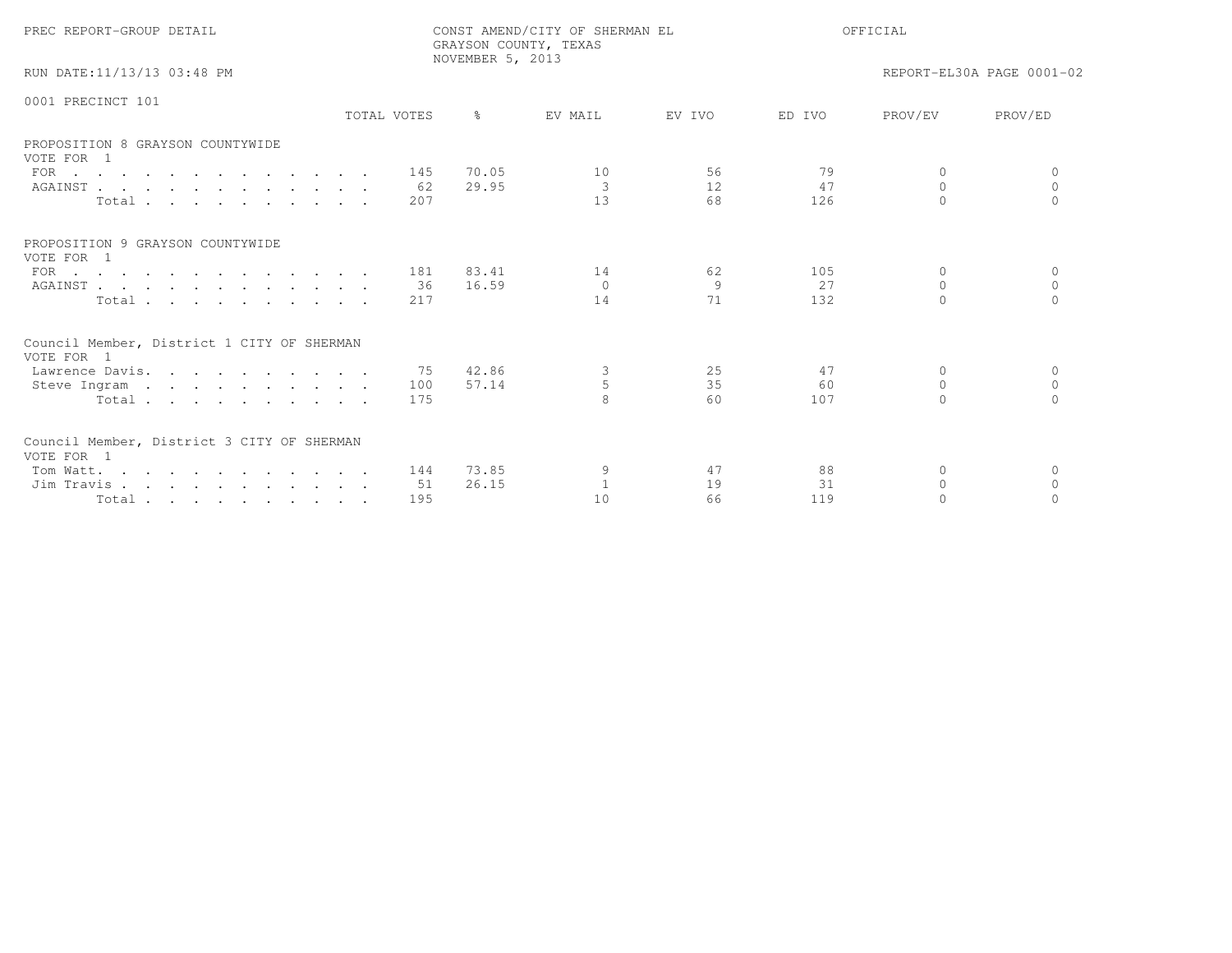PREC REPORT-GROUP DETAIL

CONST AMEND/CITY OF SHERMAN EL
GRAYSON COUNTY, TEXAS
NOVEMBER 5, 2013

OFFICIAL

RUN DATE:11/13/13 03:48 PM

REPORT-EL30A PAGE 0001-02

## 0001 PRECINCT 101

### PROPOSITION 8 GRAYSON COUNTYWIDE
VOTE FOR 1

| | TOTAL VOTES | % | EV MAIL | EV IVO | ED IVO | PROV/EV | PROV/ED |
|---|---|---|---|---|---|---|---|
| FOR | 145 | 70.05 | 10 | 56 | 79 | 0 | 0 |
| AGAINST | 62 | 29.95 | 3 | 12 | 47 | 0 | 0 |
| Total | 207 | | 13 | 68 | 126 | 0 | 0 |

### PROPOSITION 9 GRAYSON COUNTYWIDE
VOTE FOR 1

| | TOTAL VOTES | % | EV MAIL | EV IVO | ED IVO | PROV/EV | PROV/ED |
|---|---|---|---|---|---|---|---|
| FOR | 181 | 83.41 | 14 | 62 | 105 | 0 | 0 |
| AGAINST | 36 | 16.59 | 0 | 9 | 27 | 0 | 0 |
| Total | 217 | | 14 | 71 | 132 | 0 | 0 |

### Council Member, District 1 CITY OF SHERMAN
VOTE FOR 1

| | TOTAL VOTES | % | EV MAIL | EV IVO | ED IVO | PROV/EV | PROV/ED |
|---|---|---|---|---|---|---|---|
| Lawrence Davis | 75 | 42.86 | 3 | 25 | 47 | 0 | 0 |
| Steve Ingram | 100 | 57.14 | 5 | 35 | 60 | 0 | 0 |
| Total | 175 | | 8 | 60 | 107 | 0 | 0 |

### Council Member, District 3 CITY OF SHERMAN
VOTE FOR 1

| | TOTAL VOTES | % | EV MAIL | EV IVO | ED IVO | PROV/EV | PROV/ED |
|---|---|---|---|---|---|---|---|
| Tom Watt | 144 | 73.85 | 9 | 47 | 88 | 0 | 0 |
| Jim Travis | 51 | 26.15 | 1 | 19 | 31 | 0 | 0 |
| Total | 195 | | 10 | 66 | 119 | 0 | 0 |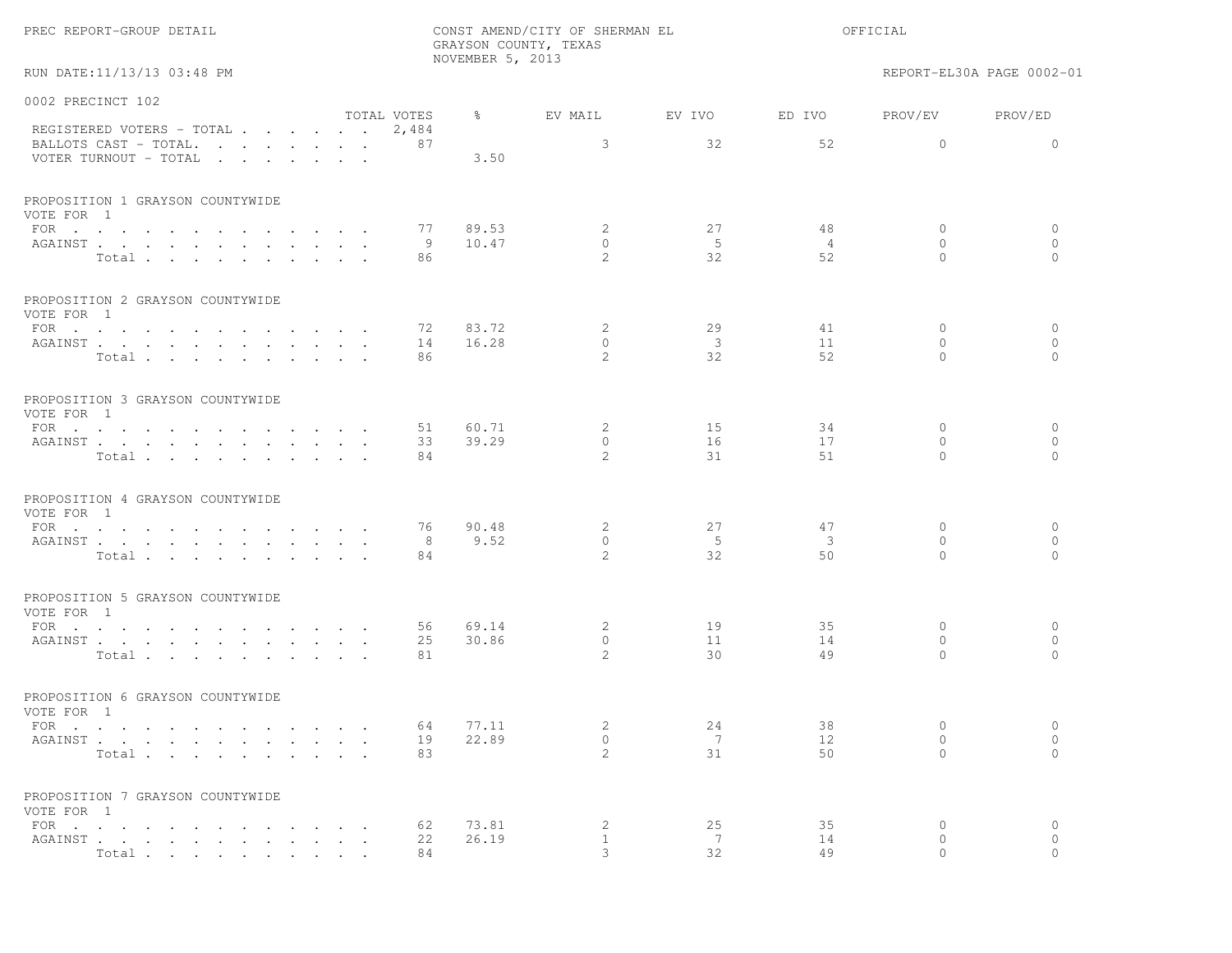PREC REPORT-GROUP DETAIL

CONST AMEND/CITY OF SHERMAN EL
GRAYSON COUNTY, TEXAS
NOVEMBER 5, 2013

OFFICIAL

RUN DATE:11/13/13 03:48 PM

REPORT-EL30A PAGE 0002-01

## 0002 PRECINCT 102

| | TOTAL VOTES | % | EV MAIL | EV IVO | ED IVO | PROV/EV | PROV/ED |
|---|---|---|---|---|---|---|---|
| REGISTERED VOTERS - TOTAL | 2,484 | | | | | | |
| BALLOTS CAST - TOTAL. | 87 | | 3 | 32 | 52 | 0 | 0 |
| VOTER TURNOUT - TOTAL | | 3.50 | | | | | |

### PROPOSITION 1 GRAYSON COUNTYWIDE
VOTE FOR 1

| | TOTAL VOTES | % | EV MAIL | EV IVO | ED IVO | PROV/EV | PROV/ED |
|---|---|---|---|---|---|---|---|
| FOR | 77 | 89.53 | 2 | 27 | 48 | 0 | 0 |
| AGAINST | 9 | 10.47 | 0 | 5 | 4 | 0 | 0 |
| Total | 86 | | 2 | 32 | 52 | 0 | 0 |

### PROPOSITION 2 GRAYSON COUNTYWIDE
VOTE FOR 1

| | TOTAL VOTES | % | EV MAIL | EV IVO | ED IVO | PROV/EV | PROV/ED |
|---|---|---|---|---|---|---|---|
| FOR | 72 | 83.72 | 2 | 29 | 41 | 0 | 0 |
| AGAINST | 14 | 16.28 | 0 | 3 | 11 | 0 | 0 |
| Total | 86 | | 2 | 32 | 52 | 0 | 0 |

### PROPOSITION 3 GRAYSON COUNTYWIDE
VOTE FOR 1

| | TOTAL VOTES | % | EV MAIL | EV IVO | ED IVO | PROV/EV | PROV/ED |
|---|---|---|---|---|---|---|---|
| FOR | 51 | 60.71 | 2 | 15 | 34 | 0 | 0 |
| AGAINST | 33 | 39.29 | 0 | 16 | 17 | 0 | 0 |
| Total | 84 | | 2 | 31 | 51 | 0 | 0 |

### PROPOSITION 4 GRAYSON COUNTYWIDE
VOTE FOR 1

| | TOTAL VOTES | % | EV MAIL | EV IVO | ED IVO | PROV/EV | PROV/ED |
|---|---|---|---|---|---|---|---|
| FOR | 76 | 90.48 | 2 | 27 | 47 | 0 | 0 |
| AGAINST | 8 | 9.52 | 0 | 5 | 3 | 0 | 0 |
| Total | 84 | | 2 | 32 | 50 | 0 | 0 |

### PROPOSITION 5 GRAYSON COUNTYWIDE
VOTE FOR 1

| | TOTAL VOTES | % | EV MAIL | EV IVO | ED IVO | PROV/EV | PROV/ED |
|---|---|---|---|---|---|---|---|
| FOR | 56 | 69.14 | 2 | 19 | 35 | 0 | 0 |
| AGAINST | 25 | 30.86 | 0 | 11 | 14 | 0 | 0 |
| Total | 81 | | 2 | 30 | 49 | 0 | 0 |

### PROPOSITION 6 GRAYSON COUNTYWIDE
VOTE FOR 1

| | TOTAL VOTES | % | EV MAIL | EV IVO | ED IVO | PROV/EV | PROV/ED |
|---|---|---|---|---|---|---|---|
| FOR | 64 | 77.11 | 2 | 24 | 38 | 0 | 0 |
| AGAINST | 19 | 22.89 | 0 | 7 | 12 | 0 | 0 |
| Total | 83 | | 2 | 31 | 50 | 0 | 0 |

### PROPOSITION 7 GRAYSON COUNTYWIDE
VOTE FOR 1

| | TOTAL VOTES | % | EV MAIL | EV IVO | ED IVO | PROV/EV | PROV/ED |
|---|---|---|---|---|---|---|---|
| FOR | 62 | 73.81 | 2 | 25 | 35 | 0 | 0 |
| AGAINST | 22 | 26.19 | 1 | 7 | 14 | 0 | 0 |
| Total | 84 | | 3 | 32 | 49 | 0 | 0 |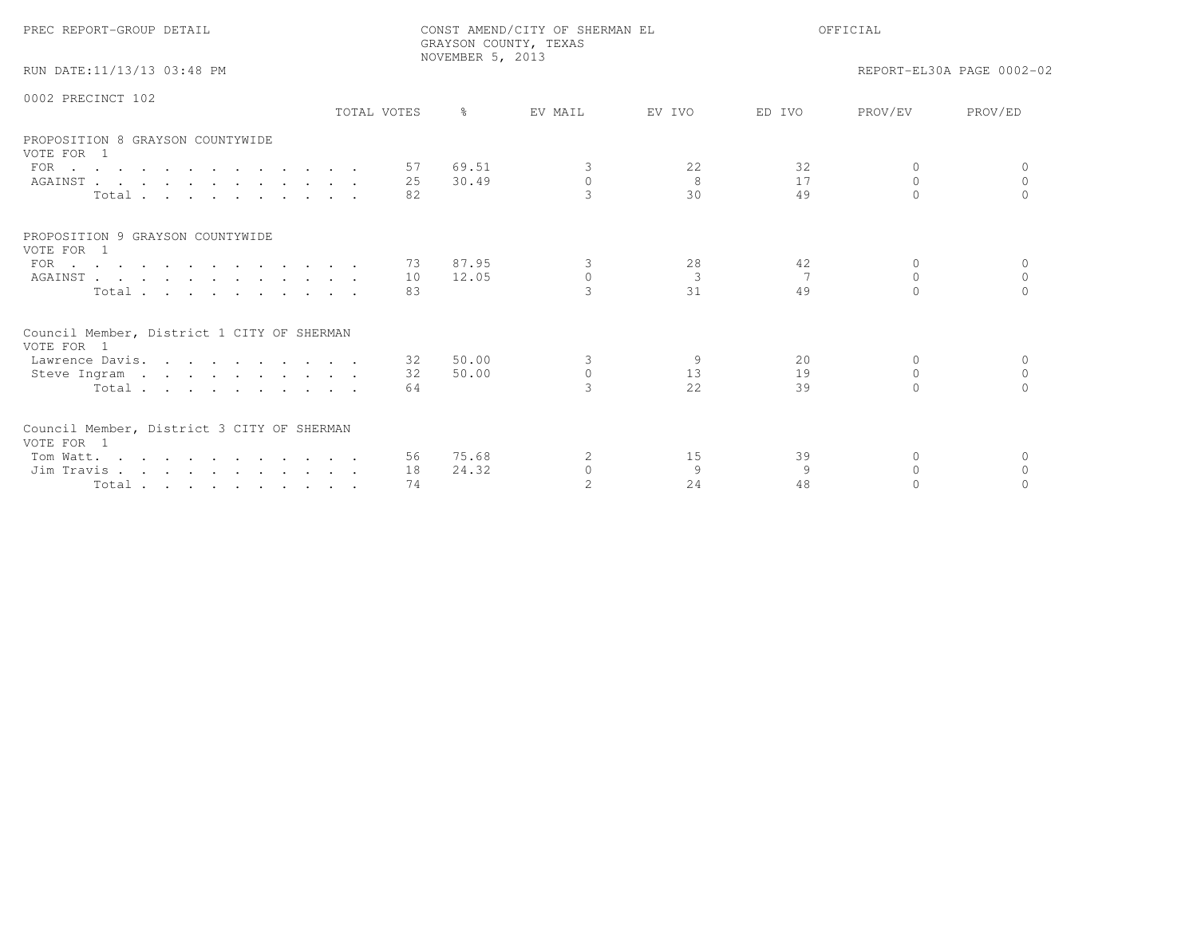PREC REPORT-GROUP DETAIL

CONST AMEND/CITY OF SHERMAN EL
GRAYSON COUNTY, TEXAS
NOVEMBER 5, 2013

OFFICIAL

RUN DATE:11/13/13 03:48 PM

REPORT-EL30A PAGE 0002-02

## 0002 PRECINCT 102

### PROPOSITION 8 GRAYSON COUNTYWIDE
VOTE FOR 1

| | TOTAL VOTES | % | EV MAIL | EV IVO | ED IVO | PROV/EV | PROV/ED |
|---|---|---|---|---|---|---|---|
| FOR | 57 | 69.51 | 3 | 22 | 32 | 0 | 0 |
| AGAINST | 25 | 30.49 | 0 | 8 | 17 | 0 | 0 |
| Total | 82 | | 3 | 30 | 49 | 0 | 0 |

### PROPOSITION 9 GRAYSON COUNTYWIDE
VOTE FOR 1

| | TOTAL VOTES | % | EV MAIL | EV IVO | ED IVO | PROV/EV | PROV/ED |
|---|---|---|---|---|---|---|---|
| FOR | 73 | 87.95 | 3 | 28 | 42 | 0 | 0 |
| AGAINST | 10 | 12.05 | 0 | 3 | 7 | 0 | 0 |
| Total | 83 | | 3 | 31 | 49 | 0 | 0 |

### Council Member, District 1 CITY OF SHERMAN
VOTE FOR 1

| | TOTAL VOTES | % | EV MAIL | EV IVO | ED IVO | PROV/EV | PROV/ED |
|---|---|---|---|---|---|---|---|
| Lawrence Davis | 32 | 50.00 | 3 | 9 | 20 | 0 | 0 |
| Steve Ingram | 32 | 50.00 | 0 | 13 | 19 | 0 | 0 |
| Total | 64 | | 3 | 22 | 39 | 0 | 0 |

### Council Member, District 3 CITY OF SHERMAN
VOTE FOR 1

| | TOTAL VOTES | % | EV MAIL | EV IVO | ED IVO | PROV/EV | PROV/ED |
|---|---|---|---|---|---|---|---|
| Tom Watt | 56 | 75.68 | 2 | 15 | 39 | 0 | 0 |
| Jim Travis | 18 | 24.32 | 0 | 9 | 9 | 0 | 0 |
| Total | 74 | | 2 | 24 | 48 | 0 | 0 |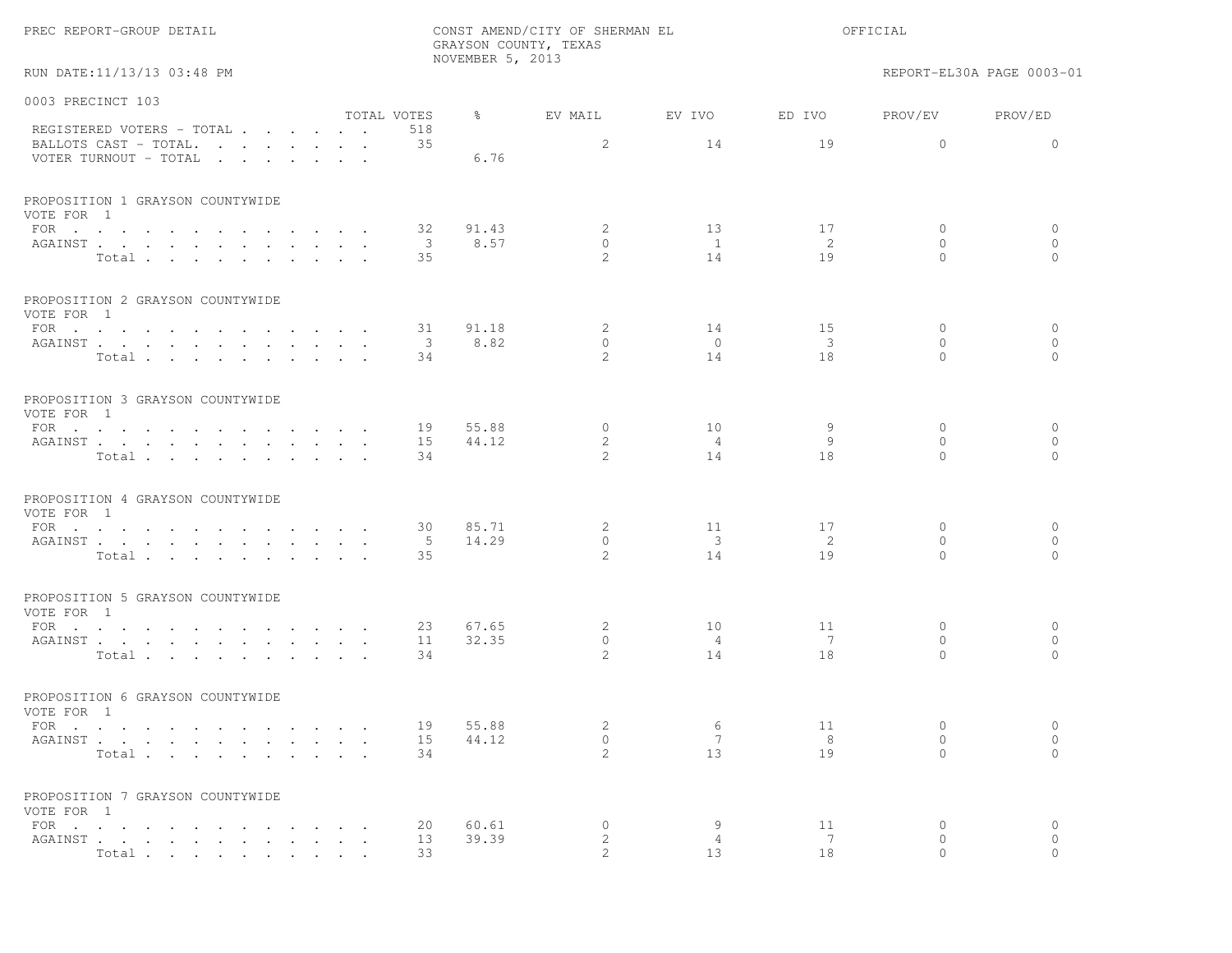PREC REPORT-GROUP DETAIL

CONST AMEND/CITY OF SHERMAN EL
GRAYSON COUNTY, TEXAS
NOVEMBER 5, 2013

OFFICIAL

RUN DATE:11/13/13 03:48 PM

REPORT-EL30A PAGE 0003-01

## 0003 PRECINCT 103

| | TOTAL VOTES | % | EV MAIL | EV IVO | ED IVO | PROV/EV | PROV/ED |
|---|---|---|---|---|---|---|---|
| REGISTERED VOTERS - TOTAL | 518 | | | | | | |
| BALLOTS CAST - TOTAL. | 35 | | 2 | 14 | 19 | 0 | 0 |
| VOTER TURNOUT - TOTAL | | 6.76 | | | | | |

### PROPOSITION 1 GRAYSON COUNTYWIDE
VOTE FOR 1

| | TOTAL VOTES | % | EV MAIL | EV IVO | ED IVO | PROV/EV | PROV/ED |
|---|---|---|---|---|---|---|---|
| FOR | 32 | 91.43 | 2 | 13 | 17 | 0 | 0 |
| AGAINST | 3 | 8.57 | 0 | 1 | 2 | 0 | 0 |
| Total | 35 | | 2 | 14 | 19 | 0 | 0 |

### PROPOSITION 2 GRAYSON COUNTYWIDE
VOTE FOR 1

| | TOTAL VOTES | % | EV MAIL | EV IVO | ED IVO | PROV/EV | PROV/ED |
|---|---|---|---|---|---|---|---|
| FOR | 31 | 91.18 | 2 | 14 | 15 | 0 | 0 |
| AGAINST | 3 | 8.82 | 0 | 0 | 3 | 0 | 0 |
| Total | 34 | | 2 | 14 | 18 | 0 | 0 |

### PROPOSITION 3 GRAYSON COUNTYWIDE
VOTE FOR 1

| | TOTAL VOTES | % | EV MAIL | EV IVO | ED IVO | PROV/EV | PROV/ED |
|---|---|---|---|---|---|---|---|
| FOR | 19 | 55.88 | 0 | 10 | 9 | 0 | 0 |
| AGAINST | 15 | 44.12 | 2 | 4 | 9 | 0 | 0 |
| Total | 34 | | 2 | 14 | 18 | 0 | 0 |

### PROPOSITION 4 GRAYSON COUNTYWIDE
VOTE FOR 1

| | TOTAL VOTES | % | EV MAIL | EV IVO | ED IVO | PROV/EV | PROV/ED |
|---|---|---|---|---|---|---|---|
| FOR | 30 | 85.71 | 2 | 11 | 17 | 0 | 0 |
| AGAINST | 5 | 14.29 | 0 | 3 | 2 | 0 | 0 |
| Total | 35 | | 2 | 14 | 19 | 0 | 0 |

### PROPOSITION 5 GRAYSON COUNTYWIDE
VOTE FOR 1

| | TOTAL VOTES | % | EV MAIL | EV IVO | ED IVO | PROV/EV | PROV/ED |
|---|---|---|---|---|---|---|---|
| FOR | 23 | 67.65 | 2 | 10 | 11 | 0 | 0 |
| AGAINST | 11 | 32.35 | 0 | 4 | 7 | 0 | 0 |
| Total | 34 | | 2 | 14 | 18 | 0 | 0 |

### PROPOSITION 6 GRAYSON COUNTYWIDE
VOTE FOR 1

| | TOTAL VOTES | % | EV MAIL | EV IVO | ED IVO | PROV/EV | PROV/ED |
|---|---|---|---|---|---|---|---|
| FOR | 19 | 55.88 | 2 | 6 | 11 | 0 | 0 |
| AGAINST | 15 | 44.12 | 0 | 7 | 8 | 0 | 0 |
| Total | 34 | | 2 | 13 | 19 | 0 | 0 |

### PROPOSITION 7 GRAYSON COUNTYWIDE
VOTE FOR 1

| | TOTAL VOTES | % | EV MAIL | EV IVO | ED IVO | PROV/EV | PROV/ED |
|---|---|---|---|---|---|---|---|
| FOR | 20 | 60.61 | 0 | 9 | 11 | 0 | 0 |
| AGAINST | 13 | 39.39 | 2 | 4 | 7 | 0 | 0 |
| Total | 33 | | 2 | 13 | 18 | 0 | 0 |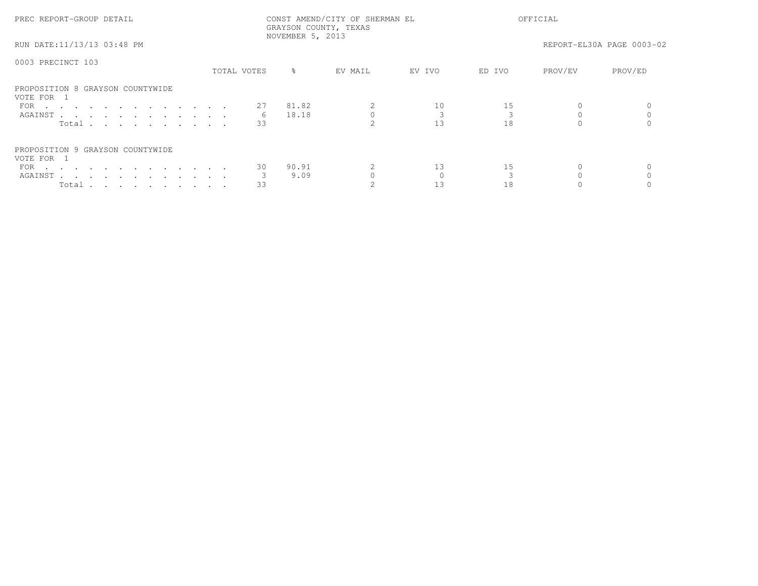PREC REPORT-GROUP DETAIL

CONST AMEND/CITY OF SHERMAN EL
GRAYSON COUNTY, TEXAS
NOVEMBER 5, 2013

OFFICIAL

RUN DATE:11/13/13 03:48 PM

REPORT-EL30A PAGE 0003-02

0003 PRECINCT 103

| | TOTAL VOTES | % | EV MAIL | EV IVO | ED IVO | PROV/EV | PROV/ED |
|---|---|---|---|---|---|---|---|
| **PROPOSITION 8 GRAYSON COUNTYWIDE** | | | | | | | |
| VOTE FOR 1 | | | | | | | |
| FOR | 27 | 81.82 | 2 | 10 | 15 | 0 | 0 |
| AGAINST | 6 | 18.18 | 0 | 3 | 3 | 0 | 0 |
| Total | 33 | | 2 | 13 | 18 | 0 | 0 |
| **PROPOSITION 9 GRAYSON COUNTYWIDE** | | | | | | | |
| VOTE FOR 1 | | | | | | | |
| FOR | 30 | 90.91 | 2 | 13 | 15 | 0 | 0 |
| AGAINST | 3 | 9.09 | 0 | 0 | 3 | 0 | 0 |
| Total | 33 | | 2 | 13 | 18 | 0 | 0 |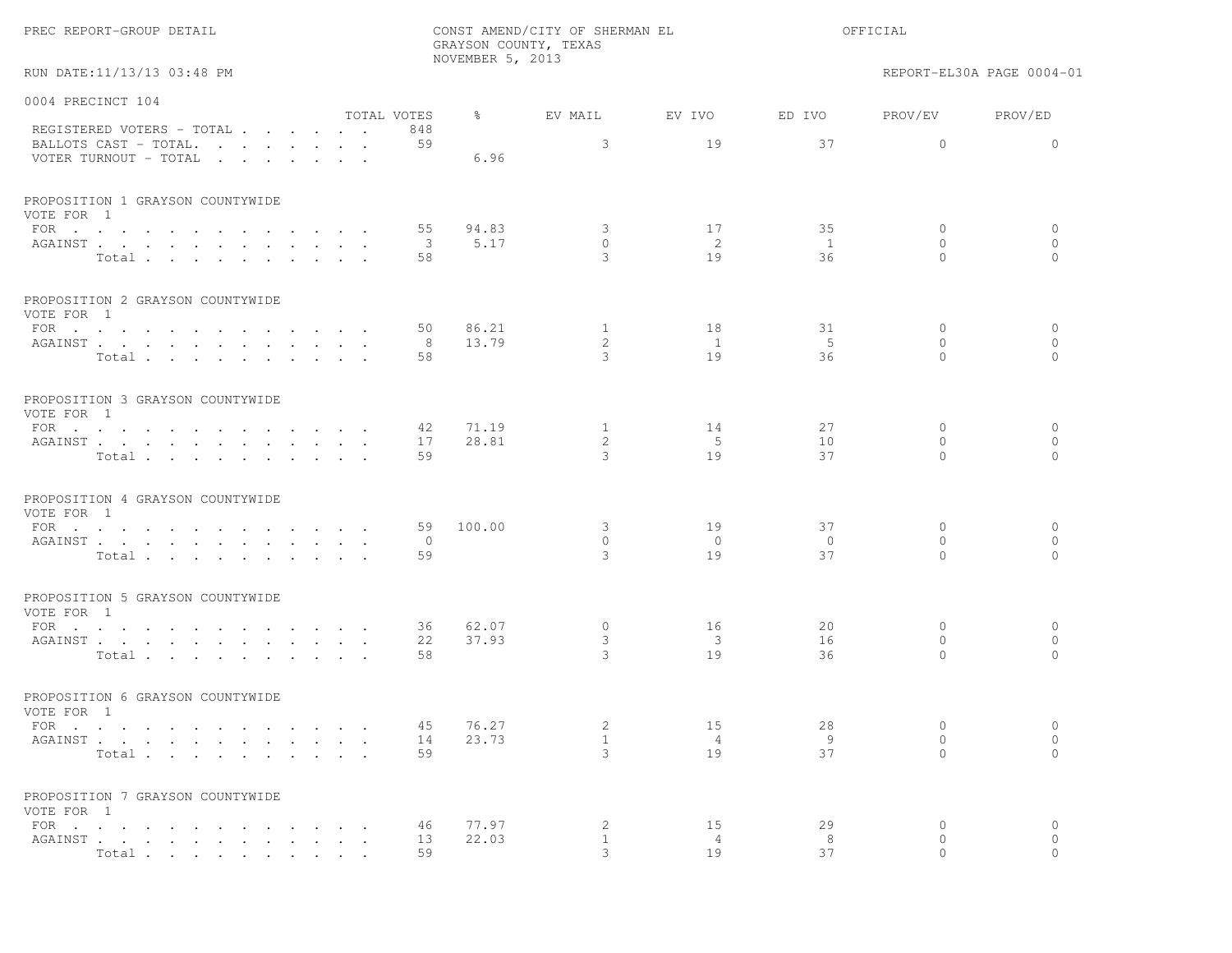PREC REPORT-GROUP DETAIL

CONST AMEND/CITY OF SHERMAN EL
GRAYSON COUNTY, TEXAS
NOVEMBER 5, 2013

OFFICIAL

RUN DATE:11/13/13 03:48 PM

REPORT-EL30A PAGE 0004-01

## 0004 PRECINCT 104

| | TOTAL VOTES | % | EV MAIL | EV IVO | ED IVO | PROV/EV | PROV/ED |
|---|---|---|---|---|---|---|---|
| REGISTERED VOTERS - TOTAL | 848 | | | | | | |
| BALLOTS CAST - TOTAL. | 59 | | 3 | 19 | 37 | 0 | 0 |
| VOTER TURNOUT - TOTAL | | 6.96 | | | | | |

### PROPOSITION 1 GRAYSON COUNTYWIDE
VOTE FOR 1

| | TOTAL VOTES | % | EV MAIL | EV IVO | ED IVO | PROV/EV | PROV/ED |
|---|---|---|---|---|---|---|---|
| FOR | 55 | 94.83 | 3 | 17 | 35 | 0 | 0 |
| AGAINST | 3 | 5.17 | 0 | 2 | 1 | 0 | 0 |
| Total | 58 | | 3 | 19 | 36 | 0 | 0 |

### PROPOSITION 2 GRAYSON COUNTYWIDE
VOTE FOR 1

| | TOTAL VOTES | % | EV MAIL | EV IVO | ED IVO | PROV/EV | PROV/ED |
|---|---|---|---|---|---|---|---|
| FOR | 50 | 86.21 | 1 | 18 | 31 | 0 | 0 |
| AGAINST | 8 | 13.79 | 2 | 1 | 5 | 0 | 0 |
| Total | 58 | | 3 | 19 | 36 | 0 | 0 |

### PROPOSITION 3 GRAYSON COUNTYWIDE
VOTE FOR 1

| | TOTAL VOTES | % | EV MAIL | EV IVO | ED IVO | PROV/EV | PROV/ED |
|---|---|---|---|---|---|---|---|
| FOR | 42 | 71.19 | 1 | 14 | 27 | 0 | 0 |
| AGAINST | 17 | 28.81 | 2 | 5 | 10 | 0 | 0 |
| Total | 59 | | 3 | 19 | 37 | 0 | 0 |

### PROPOSITION 4 GRAYSON COUNTYWIDE
VOTE FOR 1

| | TOTAL VOTES | % | EV MAIL | EV IVO | ED IVO | PROV/EV | PROV/ED |
|---|---|---|---|---|---|---|---|
| FOR | 59 | 100.00 | 3 | 19 | 37 | 0 | 0 |
| AGAINST | 0 | | 0 | 0 | 0 | 0 | 0 |
| Total | 59 | | 3 | 19 | 37 | 0 | 0 |

### PROPOSITION 5 GRAYSON COUNTYWIDE
VOTE FOR 1

| | TOTAL VOTES | % | EV MAIL | EV IVO | ED IVO | PROV/EV | PROV/ED |
|---|---|---|---|---|---|---|---|
| FOR | 36 | 62.07 | 0 | 16 | 20 | 0 | 0 |
| AGAINST | 22 | 37.93 | 3 | 3 | 16 | 0 | 0 |
| Total | 58 | | 3 | 19 | 36 | 0 | 0 |

### PROPOSITION 6 GRAYSON COUNTYWIDE
VOTE FOR 1

| | TOTAL VOTES | % | EV MAIL | EV IVO | ED IVO | PROV/EV | PROV/ED |
|---|---|---|---|---|---|---|---|
| FOR | 45 | 76.27 | 2 | 15 | 28 | 0 | 0 |
| AGAINST | 14 | 23.73 | 1 | 4 | 9 | 0 | 0 |
| Total | 59 | | 3 | 19 | 37 | 0 | 0 |

### PROPOSITION 7 GRAYSON COUNTYWIDE
VOTE FOR 1

| | TOTAL VOTES | % | EV MAIL | EV IVO | ED IVO | PROV/EV | PROV/ED |
|---|---|---|---|---|---|---|---|
| FOR | 46 | 77.97 | 2 | 15 | 29 | 0 | 0 |
| AGAINST | 13 | 22.03 | 1 | 4 | 8 | 0 | 0 |
| Total | 59 | | 3 | 19 | 37 | 0 | 0 |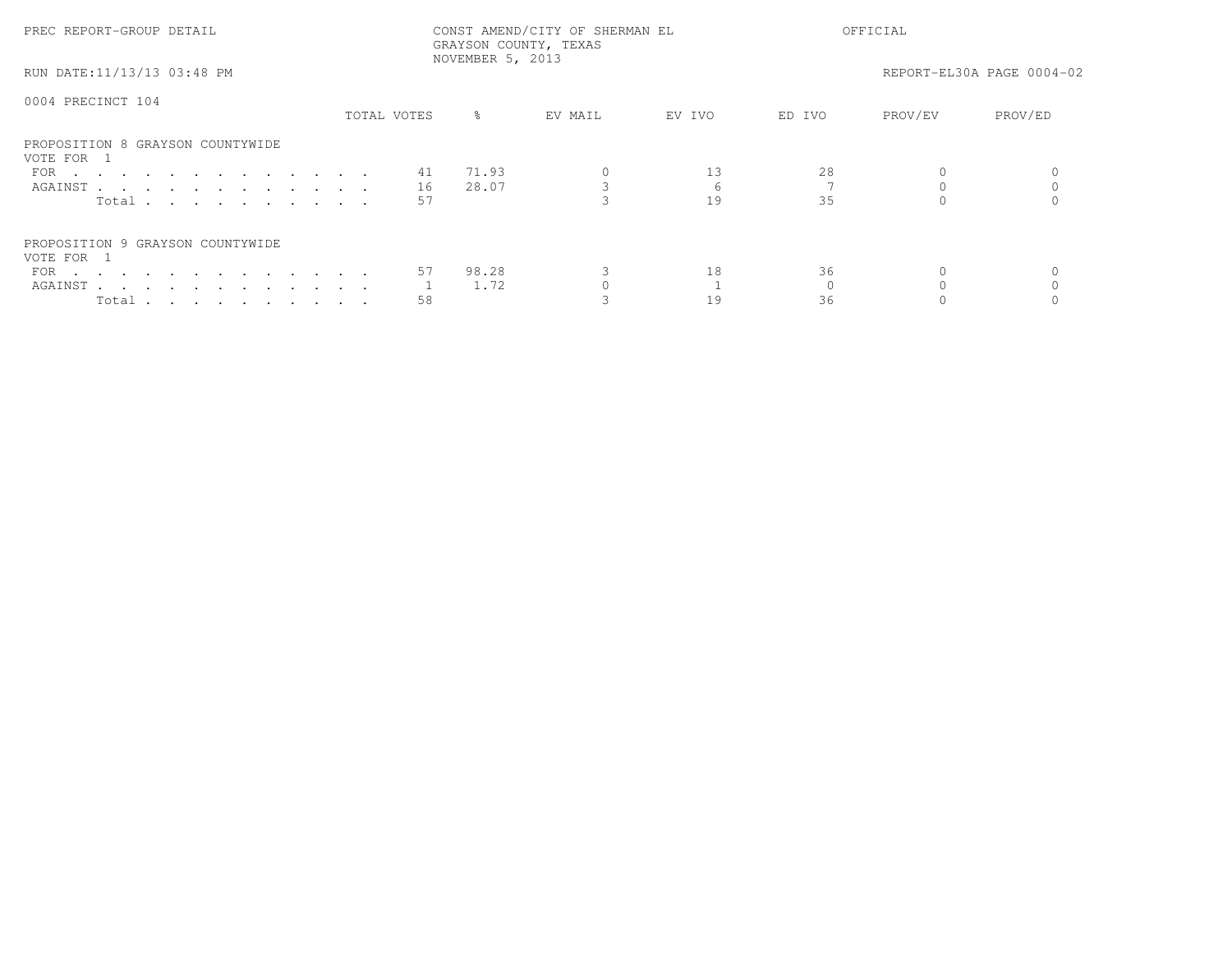PREC REPORT-GROUP DETAIL

CONST AMEND/CITY OF SHERMAN EL
GRAYSON COUNTY, TEXAS
NOVEMBER 5, 2013

OFFICIAL

RUN DATE:11/13/13 03:48 PM

REPORT-EL30A PAGE 0004-02

0004 PRECINCT 104

| | TOTAL VOTES | % | EV MAIL | EV IVO | ED IVO | PROV/EV | PROV/ED |
|---|---|---|---|---|---|---|---|
| **PROPOSITION 8 GRAYSON COUNTYWIDE** | | | | | | | |
| VOTE FOR 1 | | | | | | | |
| FOR | 41 | 71.93 | 0 | 13 | 28 | 0 | 0 |
| AGAINST | 16 | 28.07 | 3 | 6 | 7 | 0 | 0 |
| Total | 57 | | 3 | 19 | 35 | 0 | 0 |
| **PROPOSITION 9 GRAYSON COUNTYWIDE** | | | | | | | |
| VOTE FOR 1 | | | | | | | |
| FOR | 57 | 98.28 | 3 | 18 | 36 | 0 | 0 |
| AGAINST | 1 | 1.72 | 0 | 1 | 0 | 0 | 0 |
| Total | 58 | | 3 | 19 | 36 | 0 | 0 |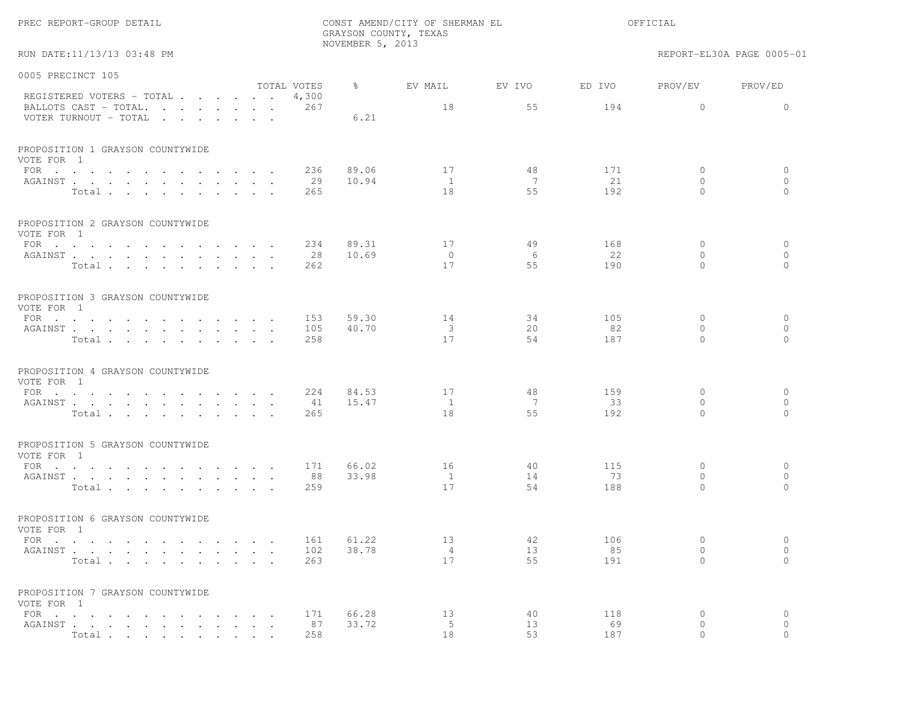PREC REPORT-GROUP DETAIL

CONST AMEND/CITY OF SHERMAN EL
GRAYSON COUNTY, TEXAS
NOVEMBER 5, 2013

OFFICIAL

RUN DATE:11/13/13 03:48 PM

REPORT-EL30A PAGE 0005-01

## 0005 PRECINCT 105

| | TOTAL VOTES | % | EV MAIL | EV IVO | ED IVO | PROV/EV | PROV/ED |
|---|---|---|---|---|---|---|---|
| REGISTERED VOTERS - TOTAL | 4,300 | | | | | | |
| BALLOTS CAST - TOTAL. | 267 | | 18 | 55 | 194 | 0 | 0 |
| VOTER TURNOUT - TOTAL | | 6.21 | | | | | |

### PROPOSITION 1 GRAYSON COUNTYWIDE
VOTE FOR 1

| | TOTAL VOTES | % | EV MAIL | EV IVO | ED IVO | PROV/EV | PROV/ED |
|---|---|---|---|---|---|---|---|
| FOR | 236 | 89.06 | 17 | 48 | 171 | 0 | 0 |
| AGAINST | 29 | 10.94 | 1 | 7 | 21 | 0 | 0 |
| Total | 265 | | 18 | 55 | 192 | 0 | 0 |

### PROPOSITION 2 GRAYSON COUNTYWIDE
VOTE FOR 1

| | TOTAL VOTES | % | EV MAIL | EV IVO | ED IVO | PROV/EV | PROV/ED |
|---|---|---|---|---|---|---|---|
| FOR | 234 | 89.31 | 17 | 49 | 168 | 0 | 0 |
| AGAINST | 28 | 10.69 | 0 | 6 | 22 | 0 | 0 |
| Total | 262 | | 17 | 55 | 190 | 0 | 0 |

### PROPOSITION 3 GRAYSON COUNTYWIDE
VOTE FOR 1

| | TOTAL VOTES | % | EV MAIL | EV IVO | ED IVO | PROV/EV | PROV/ED |
|---|---|---|---|---|---|---|---|
| FOR | 153 | 59.30 | 14 | 34 | 105 | 0 | 0 |
| AGAINST | 105 | 40.70 | 3 | 20 | 82 | 0 | 0 |
| Total | 258 | | 17 | 54 | 187 | 0 | 0 |

### PROPOSITION 4 GRAYSON COUNTYWIDE
VOTE FOR 1

| | TOTAL VOTES | % | EV MAIL | EV IVO | ED IVO | PROV/EV | PROV/ED |
|---|---|---|---|---|---|---|---|
| FOR | 224 | 84.53 | 17 | 48 | 159 | 0 | 0 |
| AGAINST | 41 | 15.47 | 1 | 7 | 33 | 0 | 0 |
| Total | 265 | | 18 | 55 | 192 | 0 | 0 |

### PROPOSITION 5 GRAYSON COUNTYWIDE
VOTE FOR 1

| | TOTAL VOTES | % | EV MAIL | EV IVO | ED IVO | PROV/EV | PROV/ED |
|---|---|---|---|---|---|---|---|
| FOR | 171 | 66.02 | 16 | 40 | 115 | 0 | 0 |
| AGAINST | 88 | 33.98 | 1 | 14 | 73 | 0 | 0 |
| Total | 259 | | 17 | 54 | 188 | 0 | 0 |

### PROPOSITION 6 GRAYSON COUNTYWIDE
VOTE FOR 1

| | TOTAL VOTES | % | EV MAIL | EV IVO | ED IVO | PROV/EV | PROV/ED |
|---|---|---|---|---|---|---|---|
| FOR | 161 | 61.22 | 13 | 42 | 106 | 0 | 0 |
| AGAINST | 102 | 38.78 | 4 | 13 | 85 | 0 | 0 |
| Total | 263 | | 17 | 55 | 191 | 0 | 0 |

### PROPOSITION 7 GRAYSON COUNTYWIDE
VOTE FOR 1

| | TOTAL VOTES | % | EV MAIL | EV IVO | ED IVO | PROV/EV | PROV/ED |
|---|---|---|---|---|---|---|---|
| FOR | 171 | 66.28 | 13 | 40 | 118 | 0 | 0 |
| AGAINST | 87 | 33.72 | 5 | 13 | 69 | 0 | 0 |
| Total | 258 | | 18 | 53 | 187 | 0 | 0 |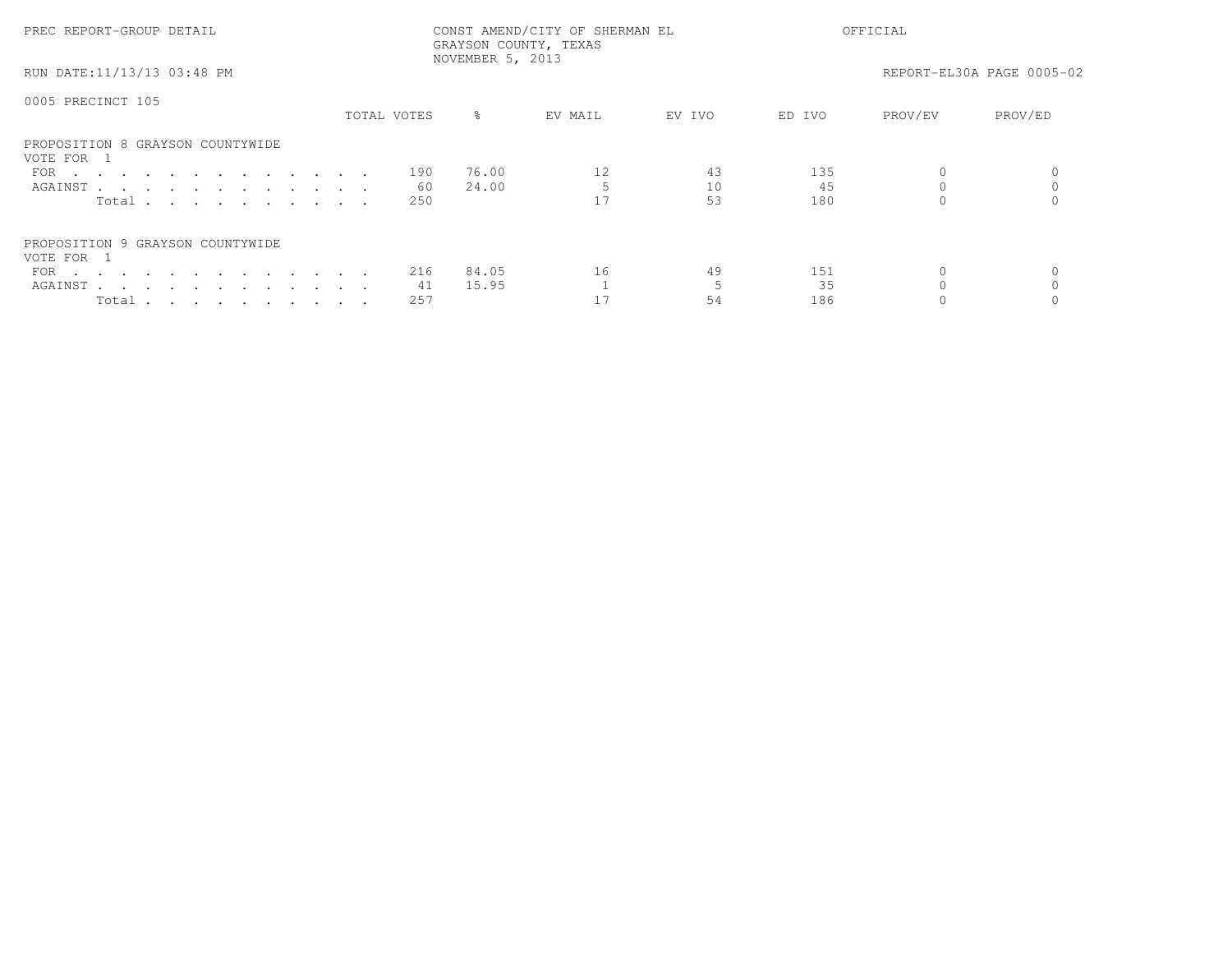0005 PRECINCT 105

| | TOTAL VOTES | % | EV MAIL | EV IVO | ED IVO | PROV/EV | PROV/ED |
|---|---|---|---|---|---|---|---|
| **PROPOSITION 8 GRAYSON COUNTYWIDE** | | | | | | | |
| VOTE FOR 1 | | | | | | | |
| FOR | 190 | 76.00 | 12 | 43 | 135 | 0 | 0 |
| AGAINST | 60 | 24.00 | 5 | 10 | 45 | 0 | 0 |
| Total | 250 | | 17 | 53 | 180 | 0 | 0 |
| **PROPOSITION 9 GRAYSON COUNTYWIDE** | | | | | | | |
| VOTE FOR 1 | | | | | | | |
| FOR | 216 | 84.05 | 16 | 49 | 151 | 0 | 0 |
| AGAINST | 41 | 15.95 | 1 | 5 | 35 | 0 | 0 |
| Total | 257 | | 17 | 54 | 186 | 0 | 0 |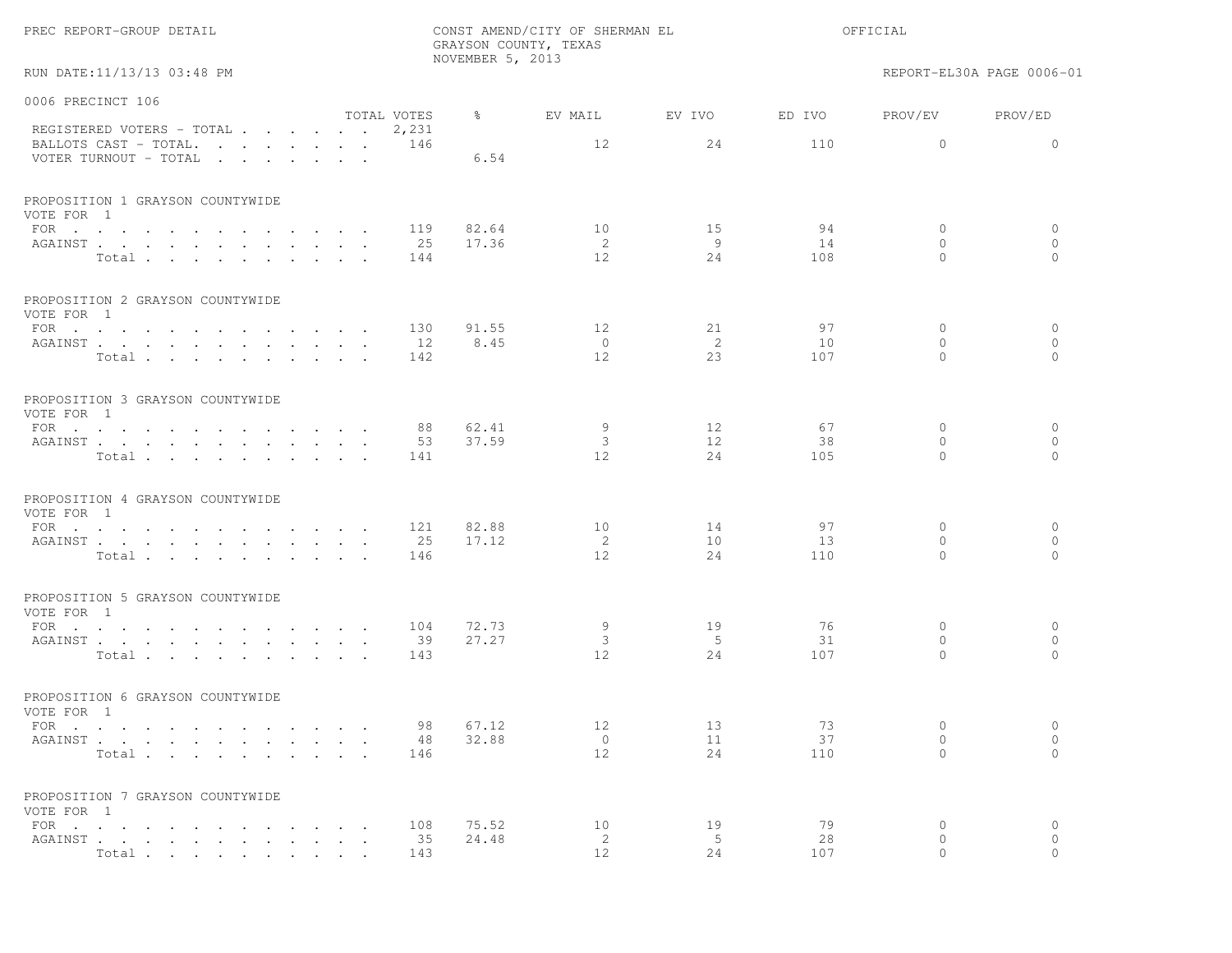PREC REPORT-GROUP DETAIL

CONST AMEND/CITY OF SHERMAN EL
GRAYSON COUNTY, TEXAS
NOVEMBER 5, 2013

OFFICIAL

RUN DATE:11/13/13 03:48 PM

REPORT-EL30A PAGE 0006-01

## 0006 PRECINCT 106

| | TOTAL VOTES | % | EV MAIL | EV IVO | ED IVO | PROV/EV | PROV/ED |
|---|---|---|---|---|---|---|---|
| REGISTERED VOTERS - TOTAL | 2,231 | | | | | | |
| BALLOTS CAST - TOTAL. | 146 | | 12 | 24 | 110 | 0 | 0 |
| VOTER TURNOUT - TOTAL | | 6.54 | | | | | |

### PROPOSITION 1 GRAYSON COUNTYWIDE
VOTE FOR 1

| | TOTAL VOTES | % | EV MAIL | EV IVO | ED IVO | PROV/EV | PROV/ED |
|---|---|---|---|---|---|---|---|
| FOR | 119 | 82.64 | 10 | 15 | 94 | 0 | 0 |
| AGAINST | 25 | 17.36 | 2 | 9 | 14 | 0 | 0 |
| Total | 144 | | 12 | 24 | 108 | 0 | 0 |

### PROPOSITION 2 GRAYSON COUNTYWIDE
VOTE FOR 1

| | TOTAL VOTES | % | EV MAIL | EV IVO | ED IVO | PROV/EV | PROV/ED |
|---|---|---|---|---|---|---|---|
| FOR | 130 | 91.55 | 12 | 21 | 97 | 0 | 0 |
| AGAINST | 12 | 8.45 | 0 | 2 | 10 | 0 | 0 |
| Total | 142 | | 12 | 23 | 107 | 0 | 0 |

### PROPOSITION 3 GRAYSON COUNTYWIDE
VOTE FOR 1

| | TOTAL VOTES | % | EV MAIL | EV IVO | ED IVO | PROV/EV | PROV/ED |
|---|---|---|---|---|---|---|---|
| FOR | 88 | 62.41 | 9 | 12 | 67 | 0 | 0 |
| AGAINST | 53 | 37.59 | 3 | 12 | 38 | 0 | 0 |
| Total | 141 | | 12 | 24 | 105 | 0 | 0 |

### PROPOSITION 4 GRAYSON COUNTYWIDE
VOTE FOR 1

| | TOTAL VOTES | % | EV MAIL | EV IVO | ED IVO | PROV/EV | PROV/ED |
|---|---|---|---|---|---|---|---|
| FOR | 121 | 82.88 | 10 | 14 | 97 | 0 | 0 |
| AGAINST | 25 | 17.12 | 2 | 10 | 13 | 0 | 0 |
| Total | 146 | | 12 | 24 | 110 | 0 | 0 |

### PROPOSITION 5 GRAYSON COUNTYWIDE
VOTE FOR 1

| | TOTAL VOTES | % | EV MAIL | EV IVO | ED IVO | PROV/EV | PROV/ED |
|---|---|---|---|---|---|---|---|
| FOR | 104 | 72.73 | 9 | 19 | 76 | 0 | 0 |
| AGAINST | 39 | 27.27 | 3 | 5 | 31 | 0 | 0 |
| Total | 143 | | 12 | 24 | 107 | 0 | 0 |

### PROPOSITION 6 GRAYSON COUNTYWIDE
VOTE FOR 1

| | TOTAL VOTES | % | EV MAIL | EV IVO | ED IVO | PROV/EV | PROV/ED |
|---|---|---|---|---|---|---|---|
| FOR | 98 | 67.12 | 12 | 13 | 73 | 0 | 0 |
| AGAINST | 48 | 32.88 | 0 | 11 | 37 | 0 | 0 |
| Total | 146 | | 12 | 24 | 110 | 0 | 0 |

### PROPOSITION 7 GRAYSON COUNTYWIDE
VOTE FOR 1

| | TOTAL VOTES | % | EV MAIL | EV IVO | ED IVO | PROV/EV | PROV/ED |
|---|---|---|---|---|---|---|---|
| FOR | 108 | 75.52 | 10 | 19 | 79 | 0 | 0 |
| AGAINST | 35 | 24.48 | 2 | 5 | 28 | 0 | 0 |
| Total | 143 | | 12 | 24 | 107 | 0 | 0 |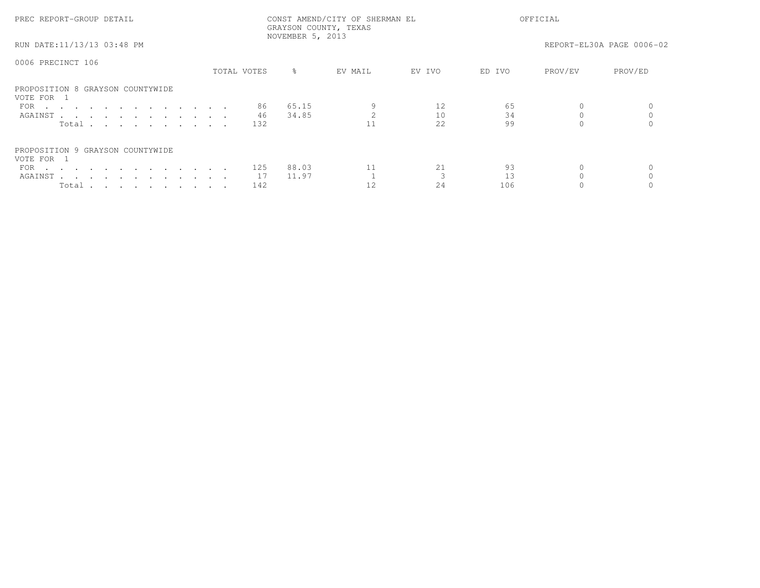PREC REPORT-GROUP DETAIL

CONST AMEND/CITY OF SHERMAN EL
GRAYSON COUNTY, TEXAS
NOVEMBER 5, 2013

OFFICIAL

RUN DATE:11/13/13 03:48 PM

REPORT-EL30A PAGE 0006-02

0006 PRECINCT 106

| | TOTAL VOTES | % | EV MAIL | EV IVO | ED IVO | PROV/EV | PROV/ED |
|---|---|---|---|---|---|---|---|
| **PROPOSITION 8 GRAYSON COUNTYWIDE** | | | | | | | |
| VOTE FOR 1 | | | | | | | |
| FOR | 86 | 65.15 | 9 | 12 | 65 | 0 | 0 |
| AGAINST | 46 | 34.85 | 2 | 10 | 34 | 0 | 0 |
| Total | 132 | | 11 | 22 | 99 | 0 | 0 |
| **PROPOSITION 9 GRAYSON COUNTYWIDE** | | | | | | | |
| VOTE FOR 1 | | | | | | | |
| FOR | 125 | 88.03 | 11 | 21 | 93 | 0 | 0 |
| AGAINST | 17 | 11.97 | 1 | 3 | 13 | 0 | 0 |
| Total | 142 | | 12 | 24 | 106 | 0 | 0 |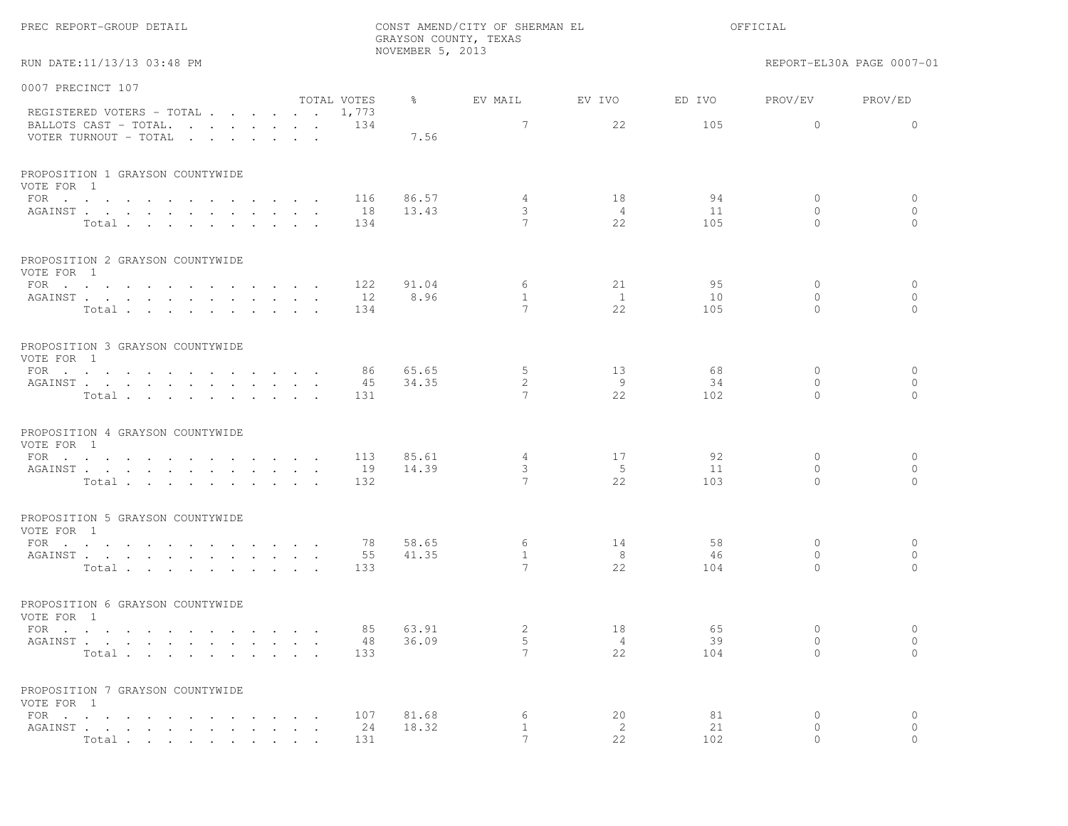PREC REPORT-GROUP DETAIL

CONST AMEND/CITY OF SHERMAN EL
GRAYSON COUNTY, TEXAS
NOVEMBER 5, 2013

OFFICIAL

RUN DATE:11/13/13 03:48 PM

REPORT-EL30A PAGE 0007-01

## 0007 PRECINCT 107

| | TOTAL VOTES | % | EV MAIL | EV IVO | ED IVO | PROV/EV | PROV/ED |
|---|---|---|---|---|---|---|---|
| REGISTERED VOTERS - TOTAL | 1,773 | | | | | | |
| BALLOTS CAST - TOTAL. | 134 | | 7 | 22 | 105 | 0 | 0 |
| VOTER TURNOUT - TOTAL | | 7.56 | | | | | |

### PROPOSITION 1 GRAYSON COUNTYWIDE
VOTE FOR 1

| | TOTAL VOTES | % | EV MAIL | EV IVO | ED IVO | PROV/EV | PROV/ED |
|---|---|---|---|---|---|---|---|
| FOR | 116 | 86.57 | 4 | 18 | 94 | 0 | 0 |
| AGAINST | 18 | 13.43 | 3 | 4 | 11 | 0 | 0 |
| Total | 134 | | 7 | 22 | 105 | 0 | 0 |

### PROPOSITION 2 GRAYSON COUNTYWIDE
VOTE FOR 1

| | TOTAL VOTES | % | EV MAIL | EV IVO | ED IVO | PROV/EV | PROV/ED |
|---|---|---|---|---|---|---|---|
| FOR | 122 | 91.04 | 6 | 21 | 95 | 0 | 0 |
| AGAINST | 12 | 8.96 | 1 | 1 | 10 | 0 | 0 |
| Total | 134 | | 7 | 22 | 105 | 0 | 0 |

### PROPOSITION 3 GRAYSON COUNTYWIDE
VOTE FOR 1

| | TOTAL VOTES | % | EV MAIL | EV IVO | ED IVO | PROV/EV | PROV/ED |
|---|---|---|---|---|---|---|---|
| FOR | 86 | 65.65 | 5 | 13 | 68 | 0 | 0 |
| AGAINST | 45 | 34.35 | 2 | 9 | 34 | 0 | 0 |
| Total | 131 | | 7 | 22 | 102 | 0 | 0 |

### PROPOSITION 4 GRAYSON COUNTYWIDE
VOTE FOR 1

| | TOTAL VOTES | % | EV MAIL | EV IVO | ED IVO | PROV/EV | PROV/ED |
|---|---|---|---|---|---|---|---|
| FOR | 113 | 85.61 | 4 | 17 | 92 | 0 | 0 |
| AGAINST | 19 | 14.39 | 3 | 5 | 11 | 0 | 0 |
| Total | 132 | | 7 | 22 | 103 | 0 | 0 |

### PROPOSITION 5 GRAYSON COUNTYWIDE
VOTE FOR 1

| | TOTAL VOTES | % | EV MAIL | EV IVO | ED IVO | PROV/EV | PROV/ED |
|---|---|---|---|---|---|---|---|
| FOR | 78 | 58.65 | 6 | 14 | 58 | 0 | 0 |
| AGAINST | 55 | 41.35 | 1 | 8 | 46 | 0 | 0 |
| Total | 133 | | 7 | 22 | 104 | 0 | 0 |

### PROPOSITION 6 GRAYSON COUNTYWIDE
VOTE FOR 1

| | TOTAL VOTES | % | EV MAIL | EV IVO | ED IVO | PROV/EV | PROV/ED |
|---|---|---|---|---|---|---|---|
| FOR | 85 | 63.91 | 2 | 18 | 65 | 0 | 0 |
| AGAINST | 48 | 36.09 | 5 | 4 | 39 | 0 | 0 |
| Total | 133 | | 7 | 22 | 104 | 0 | 0 |

### PROPOSITION 7 GRAYSON COUNTYWIDE
VOTE FOR 1

| | TOTAL VOTES | % | EV MAIL | EV IVO | ED IVO | PROV/EV | PROV/ED |
|---|---|---|---|---|---|---|---|
| FOR | 107 | 81.68 | 6 | 20 | 81 | 0 | 0 |
| AGAINST | 24 | 18.32 | 1 | 2 | 21 | 0 | 0 |
| Total | 131 | | 7 | 22 | 102 | 0 | 0 |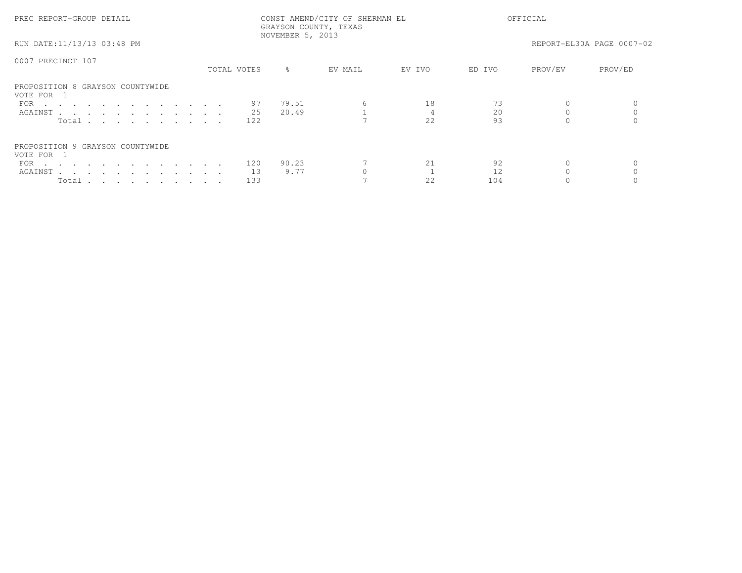PREC REPORT-GROUP DETAIL

CONST AMEND/CITY OF SHERMAN EL
GRAYSON COUNTY, TEXAS
NOVEMBER 5, 2013

OFFICIAL

RUN DATE:11/13/13 03:48 PM

REPORT-EL30A PAGE 0007-02

0007 PRECINCT 107

| | TOTAL VOTES | % | EV MAIL | EV IVO | ED IVO | PROV/EV | PROV/ED |
|---|---|---|---|---|---|---|---|
| **PROPOSITION 8 GRAYSON COUNTYWIDE** | | | | | | | |
| VOTE FOR 1 | | | | | | | |
| FOR | 97 | 79.51 | 6 | 18 | 73 | 0 | 0 |
| AGAINST | 25 | 20.49 | 1 | 4 | 20 | 0 | 0 |
| Total | 122 | | 7 | 22 | 93 | 0 | 0 |
| **PROPOSITION 9 GRAYSON COUNTYWIDE** | | | | | | | |
| VOTE FOR 1 | | | | | | | |
| FOR | 120 | 90.23 | 7 | 21 | 92 | 0 | 0 |
| AGAINST | 13 | 9.77 | 0 | 1 | 12 | 0 | 0 |
| Total | 133 | | 7 | 22 | 104 | 0 | 0 |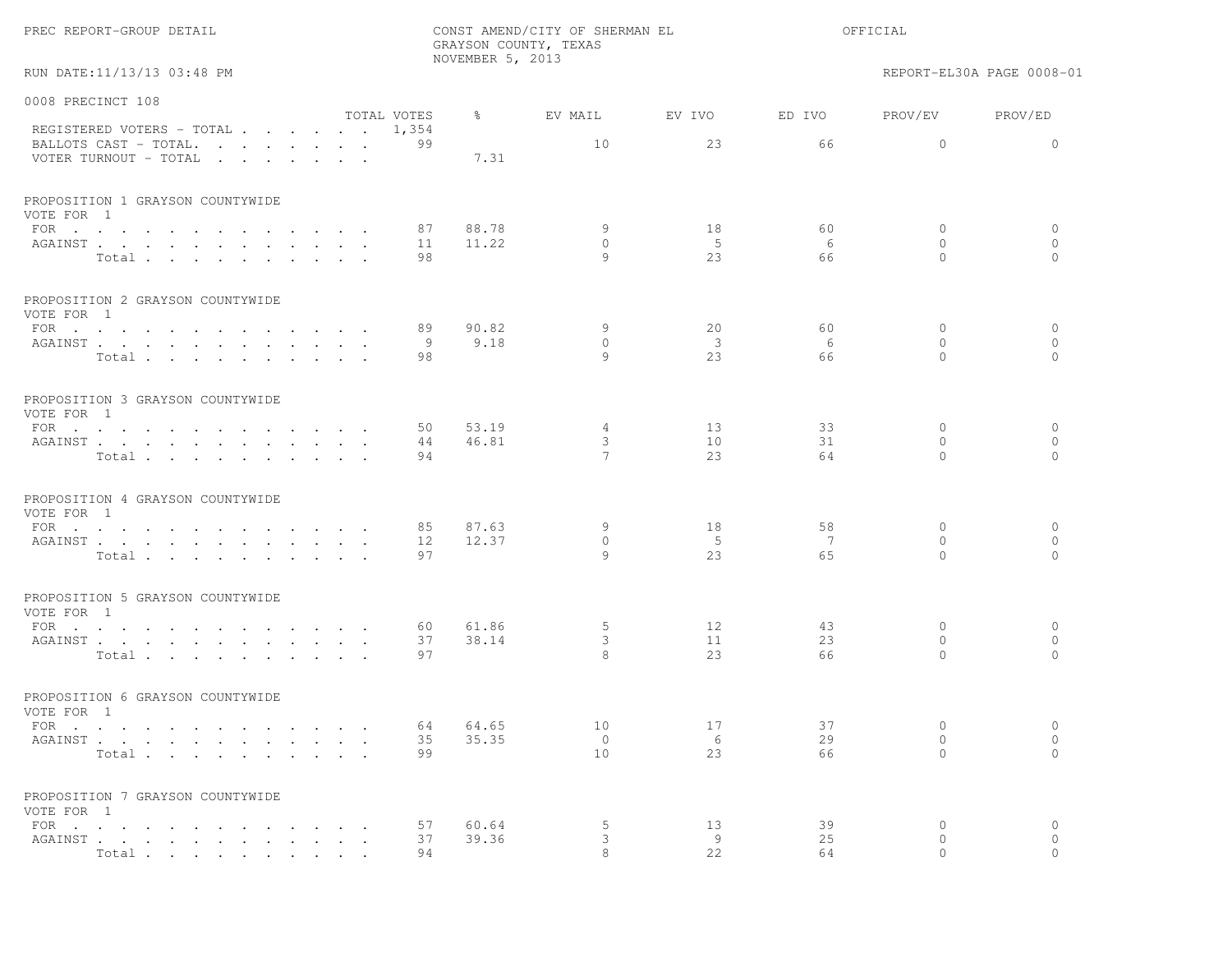PREC REPORT-GROUP DETAIL

CONST AMEND/CITY OF SHERMAN EL
GRAYSON COUNTY, TEXAS
NOVEMBER 5, 2013

OFFICIAL

RUN DATE:11/13/13 03:48 PM

REPORT-EL30A PAGE 0008-01

## 0008 PRECINCT 108

| | TOTAL VOTES | % | EV MAIL | EV IVO | ED IVO | PROV/EV | PROV/ED |
|---|---|---|---|---|---|---|---|
| REGISTERED VOTERS - TOTAL | 1,354 | | | | | | |
| BALLOTS CAST - TOTAL. | 99 | | 10 | 23 | 66 | 0 | 0 |
| VOTER TURNOUT - TOTAL | | 7.31 | | | | | |

### PROPOSITION 1 GRAYSON COUNTYWIDE
VOTE FOR 1

| | TOTAL VOTES | % | EV MAIL | EV IVO | ED IVO | PROV/EV | PROV/ED |
|---|---|---|---|---|---|---|---|
| FOR | 87 | 88.78 | 9 | 18 | 60 | 0 | 0 |
| AGAINST | 11 | 11.22 | 0 | 5 | 6 | 0 | 0 |
| Total | 98 | | 9 | 23 | 66 | 0 | 0 |

### PROPOSITION 2 GRAYSON COUNTYWIDE
VOTE FOR 1

| | TOTAL VOTES | % | EV MAIL | EV IVO | ED IVO | PROV/EV | PROV/ED |
|---|---|---|---|---|---|---|---|
| FOR | 89 | 90.82 | 9 | 20 | 60 | 0 | 0 |
| AGAINST | 9 | 9.18 | 0 | 3 | 6 | 0 | 0 |
| Total | 98 | | 9 | 23 | 66 | 0 | 0 |

### PROPOSITION 3 GRAYSON COUNTYWIDE
VOTE FOR 1

| | TOTAL VOTES | % | EV MAIL | EV IVO | ED IVO | PROV/EV | PROV/ED |
|---|---|---|---|---|---|---|---|
| FOR | 50 | 53.19 | 4 | 13 | 33 | 0 | 0 |
| AGAINST | 44 | 46.81 | 3 | 10 | 31 | 0 | 0 |
| Total | 94 | | 7 | 23 | 64 | 0 | 0 |

### PROPOSITION 4 GRAYSON COUNTYWIDE
VOTE FOR 1

| | TOTAL VOTES | % | EV MAIL | EV IVO | ED IVO | PROV/EV | PROV/ED |
|---|---|---|---|---|---|---|---|
| FOR | 85 | 87.63 | 9 | 18 | 58 | 0 | 0 |
| AGAINST | 12 | 12.37 | 0 | 5 | 7 | 0 | 0 |
| Total | 97 | | 9 | 23 | 65 | 0 | 0 |

### PROPOSITION 5 GRAYSON COUNTYWIDE
VOTE FOR 1

| | TOTAL VOTES | % | EV MAIL | EV IVO | ED IVO | PROV/EV | PROV/ED |
|---|---|---|---|---|---|---|---|
| FOR | 60 | 61.86 | 5 | 12 | 43 | 0 | 0 |
| AGAINST | 37 | 38.14 | 3 | 11 | 23 | 0 | 0 |
| Total | 97 | | 8 | 23 | 66 | 0 | 0 |

### PROPOSITION 6 GRAYSON COUNTYWIDE
VOTE FOR 1

| | TOTAL VOTES | % | EV MAIL | EV IVO | ED IVO | PROV/EV | PROV/ED |
|---|---|---|---|---|---|---|---|
| FOR | 64 | 64.65 | 10 | 17 | 37 | 0 | 0 |
| AGAINST | 35 | 35.35 | 0 | 6 | 29 | 0 | 0 |
| Total | 99 | | 10 | 23 | 66 | 0 | 0 |

### PROPOSITION 7 GRAYSON COUNTYWIDE
VOTE FOR 1

| | TOTAL VOTES | % | EV MAIL | EV IVO | ED IVO | PROV/EV | PROV/ED |
|---|---|---|---|---|---|---|---|
| FOR | 57 | 60.64 | 5 | 13 | 39 | 0 | 0 |
| AGAINST | 37 | 39.36 | 3 | 9 | 25 | 0 | 0 |
| Total | 94 | | 8 | 22 | 64 | 0 | 0 |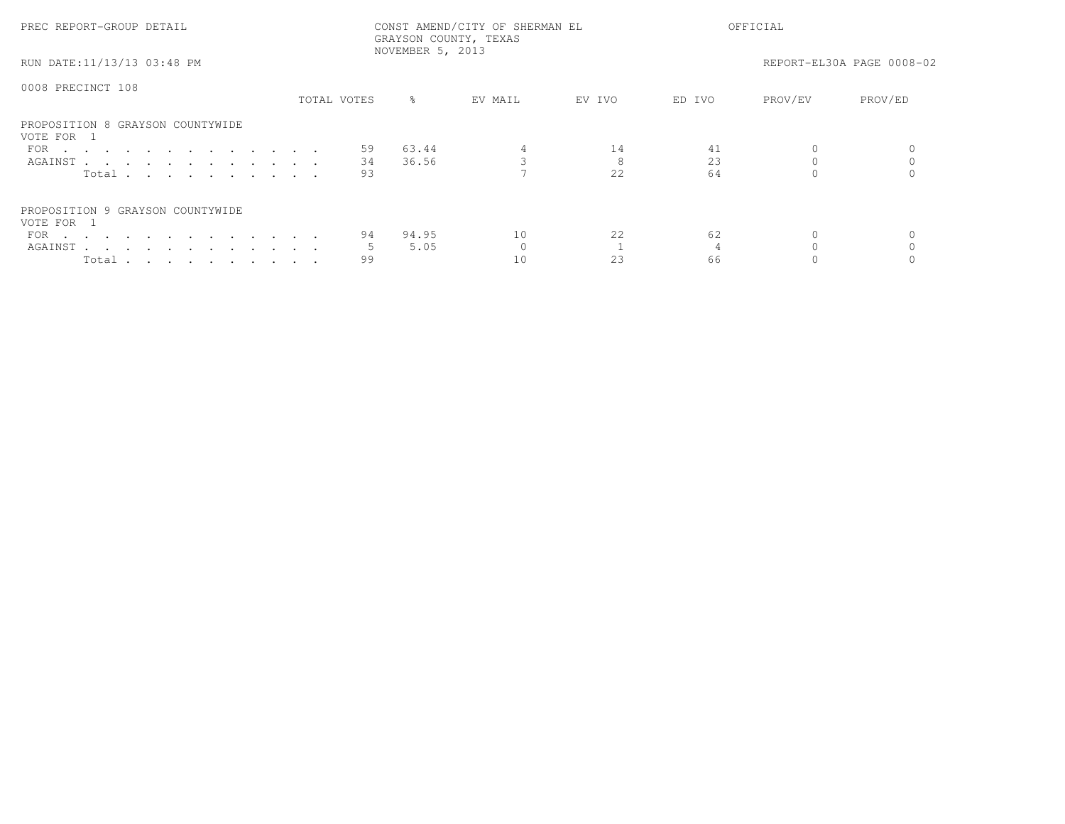PREC REPORT-GROUP DETAIL

CONST AMEND/CITY OF SHERMAN EL
GRAYSON COUNTY, TEXAS
NOVEMBER 5, 2013

OFFICIAL

RUN DATE:11/13/13 03:48 PM

REPORT-EL30A PAGE 0008-02

0008 PRECINCT 108

| | TOTAL VOTES | % | EV MAIL | EV IVO | ED IVO | PROV/EV | PROV/ED |
|---|---|---|---|---|---|---|---|
| **PROPOSITION 8 GRAYSON COUNTYWIDE** | | | | | | | |
| VOTE FOR 1 | | | | | | | |
| FOR | 59 | 63.44 | 4 | 14 | 41 | 0 | 0 |
| AGAINST | 34 | 36.56 | 3 | 8 | 23 | 0 | 0 |
| Total | 93 | | 7 | 22 | 64 | 0 | 0 |
| **PROPOSITION 9 GRAYSON COUNTYWIDE** | | | | | | | |
| VOTE FOR 1 | | | | | | | |
| FOR | 94 | 94.95 | 10 | 22 | 62 | 0 | 0 |
| AGAINST | 5 | 5.05 | 0 | 1 | 4 | 0 | 0 |
| Total | 99 | | 10 | 23 | 66 | 0 | 0 |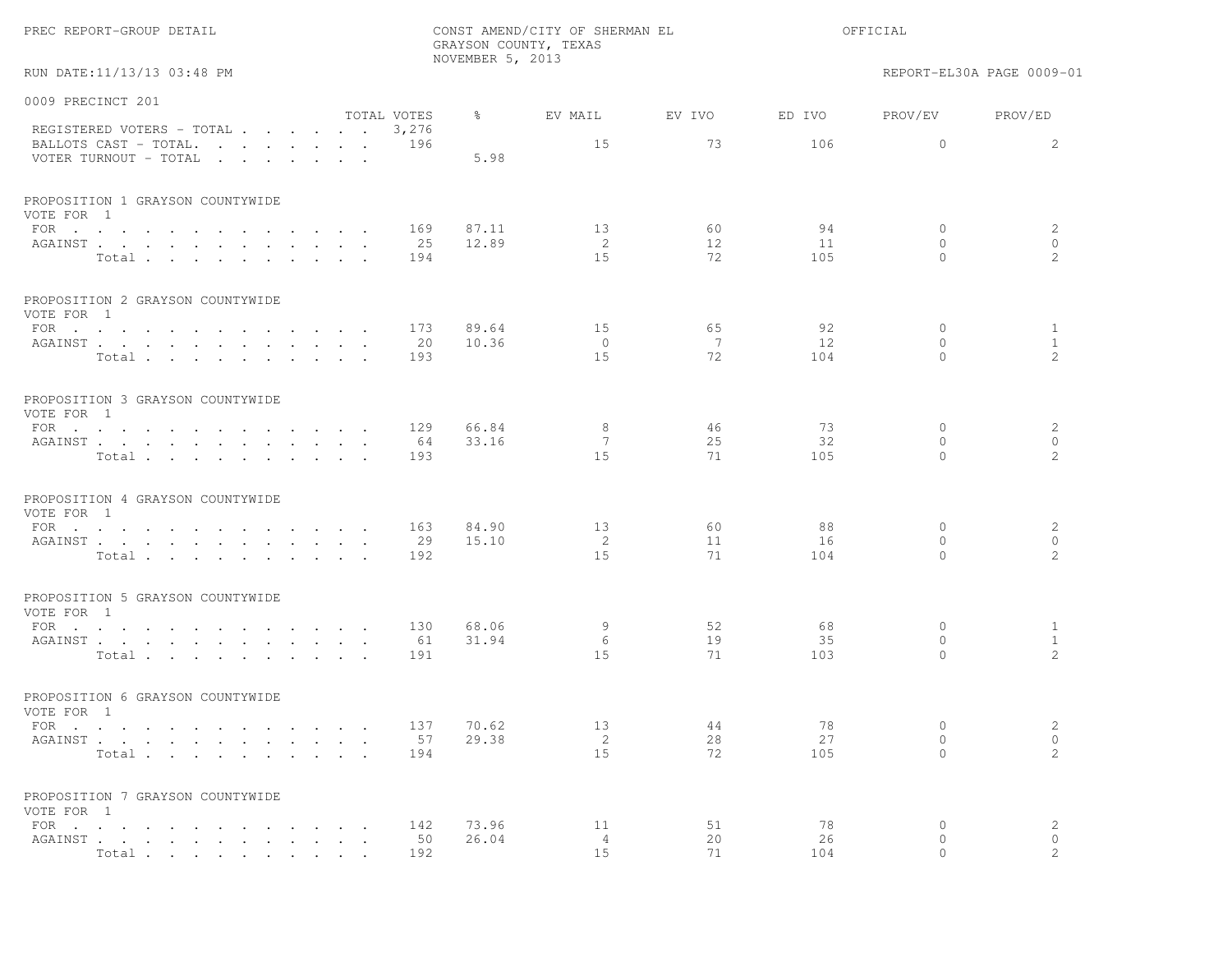PREC REPORT-GROUP DETAIL

CONST AMEND/CITY OF SHERMAN EL
GRAYSON COUNTY, TEXAS
NOVEMBER 5, 2013

OFFICIAL

RUN DATE:11/13/13 03:48 PM

REPORT-EL30A PAGE 0009-01

## 0009 PRECINCT 201

| | TOTAL VOTES | % | EV MAIL | EV IVO | ED IVO | PROV/EV | PROV/ED |
|---|---|---|---|---|---|---|---|
| REGISTERED VOTERS - TOTAL | 3,276 | | | | | | |
| BALLOTS CAST - TOTAL. | 196 | | 15 | 73 | 106 | 0 | 2 |
| VOTER TURNOUT - TOTAL | | 5.98 | | | | | |

### PROPOSITION 1 GRAYSON COUNTYWIDE
VOTE FOR 1

| | TOTAL VOTES | % | EV MAIL | EV IVO | ED IVO | PROV/EV | PROV/ED |
|---|---|---|---|---|---|---|---|
| FOR | 169 | 87.11 | 13 | 60 | 94 | 0 | 2 |
| AGAINST | 25 | 12.89 | 2 | 12 | 11 | 0 | 0 |
| Total | 194 | | 15 | 72 | 105 | 0 | 2 |

### PROPOSITION 2 GRAYSON COUNTYWIDE
VOTE FOR 1

| | TOTAL VOTES | % | EV MAIL | EV IVO | ED IVO | PROV/EV | PROV/ED |
|---|---|---|---|---|---|---|---|
| FOR | 173 | 89.64 | 15 | 65 | 92 | 0 | 1 |
| AGAINST | 20 | 10.36 | 0 | 7 | 12 | 0 | 1 |
| Total | 193 | | 15 | 72 | 104 | 0 | 2 |

### PROPOSITION 3 GRAYSON COUNTYWIDE
VOTE FOR 1

| | TOTAL VOTES | % | EV MAIL | EV IVO | ED IVO | PROV/EV | PROV/ED |
|---|---|---|---|---|---|---|---|
| FOR | 129 | 66.84 | 8 | 46 | 73 | 0 | 2 |
| AGAINST | 64 | 33.16 | 7 | 25 | 32 | 0 | 0 |
| Total | 193 | | 15 | 71 | 105 | 0 | 2 |

### PROPOSITION 4 GRAYSON COUNTYWIDE
VOTE FOR 1

| | TOTAL VOTES | % | EV MAIL | EV IVO | ED IVO | PROV/EV | PROV/ED |
|---|---|---|---|---|---|---|---|
| FOR | 163 | 84.90 | 13 | 60 | 88 | 0 | 2 |
| AGAINST | 29 | 15.10 | 2 | 11 | 16 | 0 | 0 |
| Total | 192 | | 15 | 71 | 104 | 0 | 2 |

### PROPOSITION 5 GRAYSON COUNTYWIDE
VOTE FOR 1

| | TOTAL VOTES | % | EV MAIL | EV IVO | ED IVO | PROV/EV | PROV/ED |
|---|---|---|---|---|---|---|---|
| FOR | 130 | 68.06 | 9 | 52 | 68 | 0 | 1 |
| AGAINST | 61 | 31.94 | 6 | 19 | 35 | 0 | 1 |
| Total | 191 | | 15 | 71 | 103 | 0 | 2 |

### PROPOSITION 6 GRAYSON COUNTYWIDE
VOTE FOR 1

| | TOTAL VOTES | % | EV MAIL | EV IVO | ED IVO | PROV/EV | PROV/ED |
|---|---|---|---|---|---|---|---|
| FOR | 137 | 70.62 | 13 | 44 | 78 | 0 | 2 |
| AGAINST | 57 | 29.38 | 2 | 28 | 27 | 0 | 0 |
| Total | 194 | | 15 | 72 | 105 | 0 | 2 |

### PROPOSITION 7 GRAYSON COUNTYWIDE
VOTE FOR 1

| | TOTAL VOTES | % | EV MAIL | EV IVO | ED IVO | PROV/EV | PROV/ED |
|---|---|---|---|---|---|---|---|
| FOR | 142 | 73.96 | 11 | 51 | 78 | 0 | 2 |
| AGAINST | 50 | 26.04 | 4 | 20 | 26 | 0 | 0 |
| Total | 192 | | 15 | 71 | 104 | 0 | 2 |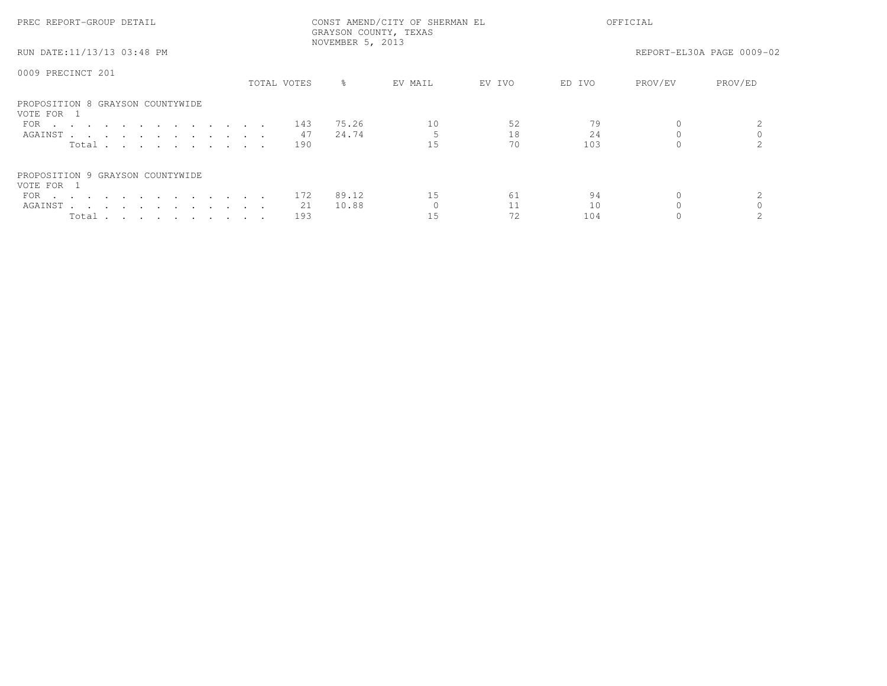PREC REPORT-GROUP DETAIL

CONST AMEND/CITY OF SHERMAN EL
GRAYSON COUNTY, TEXAS
NOVEMBER 5, 2013

OFFICIAL

RUN DATE:11/13/13 03:48 PM

REPORT-EL30A PAGE 0009-02

0009 PRECINCT 201

| | TOTAL VOTES | % | EV MAIL | EV IVO | ED IVO | PROV/EV | PROV/ED |
|---|---|---|---|---|---|---|---|
| **PROPOSITION 8 GRAYSON COUNTYWIDE** | | | | | | | |
| VOTE FOR 1 | | | | | | | |
| FOR | 143 | 75.26 | 10 | 52 | 79 | 0 | 2 |
| AGAINST | 47 | 24.74 | 5 | 18 | 24 | 0 | 0 |
| Total | 190 | | 15 | 70 | 103 | 0 | 2 |
| **PROPOSITION 9 GRAYSON COUNTYWIDE** | | | | | | | |
| VOTE FOR 1 | | | | | | | |
| FOR | 172 | 89.12 | 15 | 61 | 94 | 0 | 2 |
| AGAINST | 21 | 10.88 | 0 | 11 | 10 | 0 | 0 |
| Total | 193 | | 15 | 72 | 104 | 0 | 2 |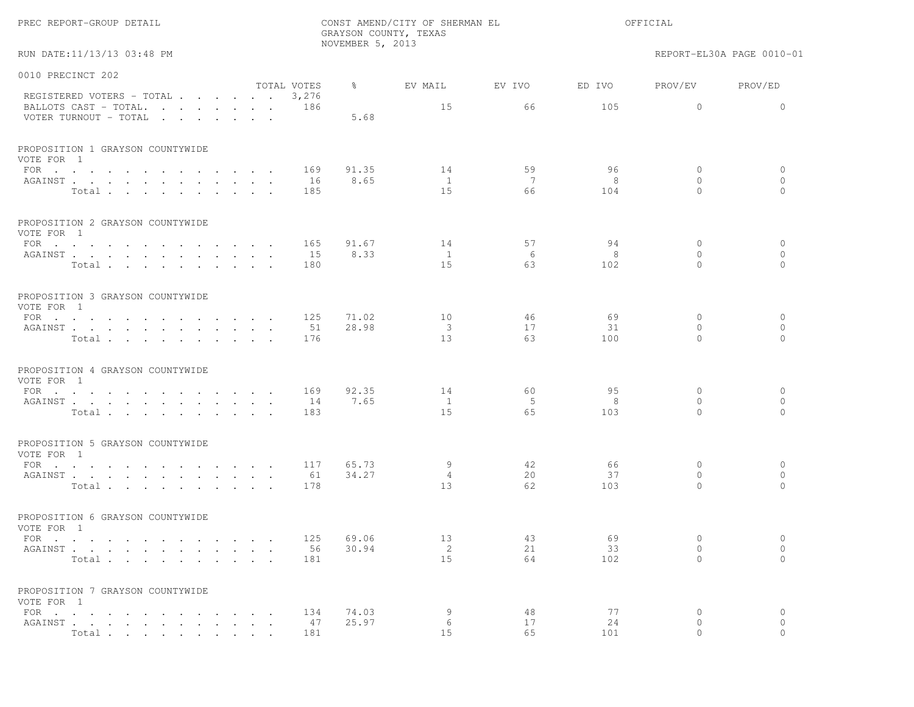PREC REPORT-GROUP DETAIL

CONST AMEND/CITY OF SHERMAN EL
GRAYSON COUNTY, TEXAS
NOVEMBER 5, 2013

OFFICIAL

RUN DATE:11/13/13 03:48 PM

REPORT-EL30A PAGE 0010-01

## 0010 PRECINCT 202

| | TOTAL VOTES | % | EV MAIL | EV IVO | ED IVO | PROV/EV | PROV/ED |
|---|---|---|---|---|---|---|---|
| REGISTERED VOTERS - TOTAL | 3,276 | | | | | | |
| BALLOTS CAST - TOTAL. | 186 | | 15 | 66 | 105 | 0 | 0 |
| VOTER TURNOUT - TOTAL | | 5.68 | | | | | |

### PROPOSITION 1 GRAYSON COUNTYWIDE
VOTE FOR 1

| | TOTAL VOTES | % | EV MAIL | EV IVO | ED IVO | PROV/EV | PROV/ED |
|---|---|---|---|---|---|---|---|
| FOR | 169 | 91.35 | 14 | 59 | 96 | 0 | 0 |
| AGAINST | 16 | 8.65 | 1 | 7 | 8 | 0 | 0 |
| Total | 185 | | 15 | 66 | 104 | 0 | 0 |

### PROPOSITION 2 GRAYSON COUNTYWIDE
VOTE FOR 1

| | TOTAL VOTES | % | EV MAIL | EV IVO | ED IVO | PROV/EV | PROV/ED |
|---|---|---|---|---|---|---|---|
| FOR | 165 | 91.67 | 14 | 57 | 94 | 0 | 0 |
| AGAINST | 15 | 8.33 | 1 | 6 | 8 | 0 | 0 |
| Total | 180 | | 15 | 63 | 102 | 0 | 0 |

### PROPOSITION 3 GRAYSON COUNTYWIDE
VOTE FOR 1

| | TOTAL VOTES | % | EV MAIL | EV IVO | ED IVO | PROV/EV | PROV/ED |
|---|---|---|---|---|---|---|---|
| FOR | 125 | 71.02 | 10 | 46 | 69 | 0 | 0 |
| AGAINST | 51 | 28.98 | 3 | 17 | 31 | 0 | 0 |
| Total | 176 | | 13 | 63 | 100 | 0 | 0 |

### PROPOSITION 4 GRAYSON COUNTYWIDE
VOTE FOR 1

| | TOTAL VOTES | % | EV MAIL | EV IVO | ED IVO | PROV/EV | PROV/ED |
|---|---|---|---|---|---|---|---|
| FOR | 169 | 92.35 | 14 | 60 | 95 | 0 | 0 |
| AGAINST | 14 | 7.65 | 1 | 5 | 8 | 0 | 0 |
| Total | 183 | | 15 | 65 | 103 | 0 | 0 |

### PROPOSITION 5 GRAYSON COUNTYWIDE
VOTE FOR 1

| | TOTAL VOTES | % | EV MAIL | EV IVO | ED IVO | PROV/EV | PROV/ED |
|---|---|---|---|---|---|---|---|
| FOR | 117 | 65.73 | 9 | 42 | 66 | 0 | 0 |
| AGAINST | 61 | 34.27 | 4 | 20 | 37 | 0 | 0 |
| Total | 178 | | 13 | 62 | 103 | 0 | 0 |

### PROPOSITION 6 GRAYSON COUNTYWIDE
VOTE FOR 1

| | TOTAL VOTES | % | EV MAIL | EV IVO | ED IVO | PROV/EV | PROV/ED |
|---|---|---|---|---|---|---|---|
| FOR | 125 | 69.06 | 13 | 43 | 69 | 0 | 0 |
| AGAINST | 56 | 30.94 | 2 | 21 | 33 | 0 | 0 |
| Total | 181 | | 15 | 64 | 102 | 0 | 0 |

### PROPOSITION 7 GRAYSON COUNTYWIDE
VOTE FOR 1

| | TOTAL VOTES | % | EV MAIL | EV IVO | ED IVO | PROV/EV | PROV/ED |
|---|---|---|---|---|---|---|---|
| FOR | 134 | 74.03 | 9 | 48 | 77 | 0 | 0 |
| AGAINST | 47 | 25.97 | 6 | 17 | 24 | 0 | 0 |
| Total | 181 | | 15 | 65 | 101 | 0 | 0 |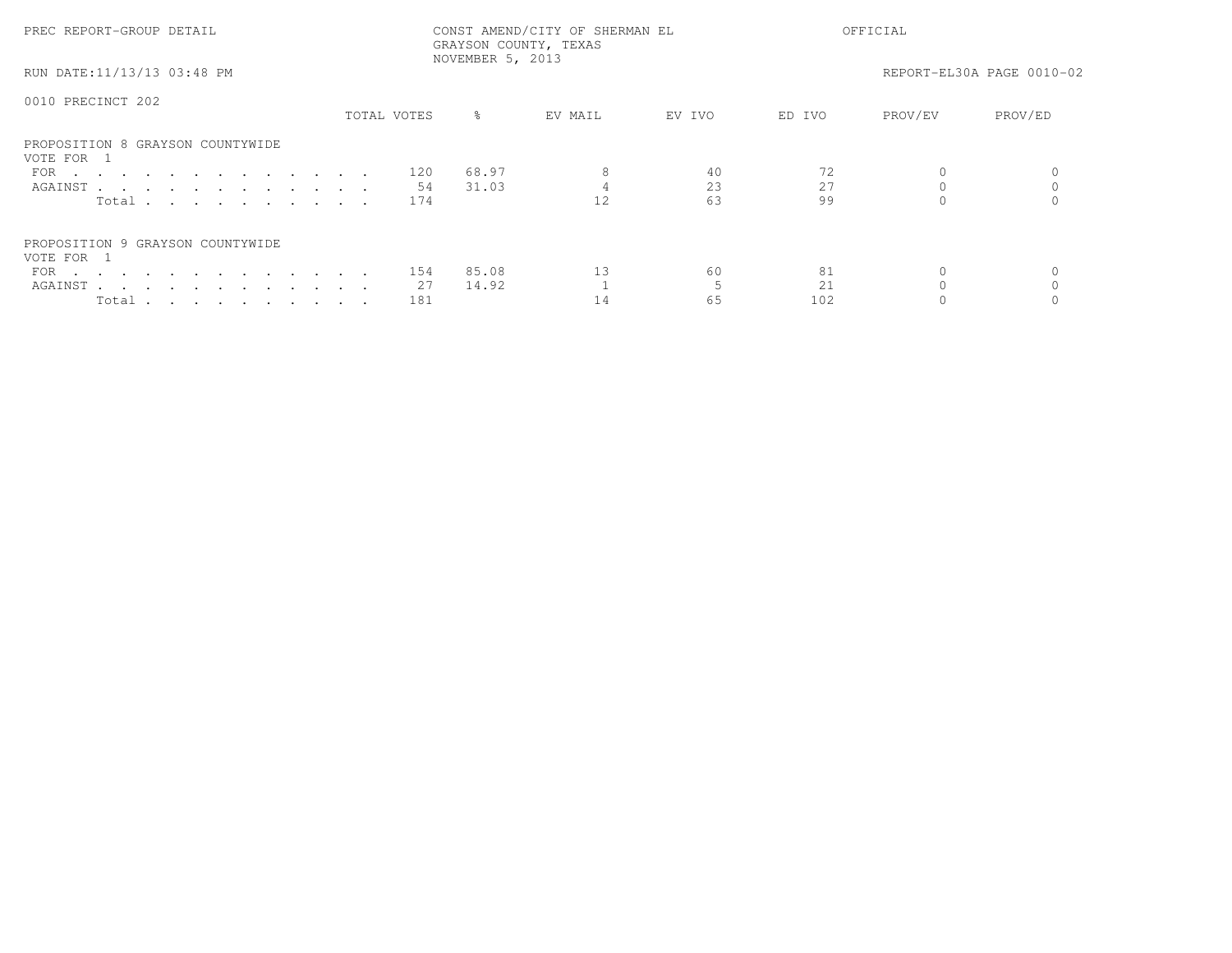PREC REPORT-GROUP DETAIL

CONST AMEND/CITY OF SHERMAN EL
GRAYSON COUNTY, TEXAS
NOVEMBER 5, 2013

OFFICIAL

RUN DATE:11/13/13 03:48 PM

REPORT-EL30A PAGE 0010-02

0010 PRECINCT 202

| | TOTAL VOTES | % | EV MAIL | EV IVO | ED IVO | PROV/EV | PROV/ED |
|---|---|---|---|---|---|---|---|
| **PROPOSITION 8 GRAYSON COUNTYWIDE** | | | | | | | |
| VOTE FOR 1 | | | | | | | |
| FOR | 120 | 68.97 | 8 | 40 | 72 | 0 | 0 |
| AGAINST | 54 | 31.03 | 4 | 23 | 27 | 0 | 0 |
| Total | 174 | | 12 | 63 | 99 | 0 | 0 |
| **PROPOSITION 9 GRAYSON COUNTYWIDE** | | | | | | | |
| VOTE FOR 1 | | | | | | | |
| FOR | 154 | 85.08 | 13 | 60 | 81 | 0 | 0 |
| AGAINST | 27 | 14.92 | 1 | 5 | 21 | 0 | 0 |
| Total | 181 | | 14 | 65 | 102 | 0 | 0 |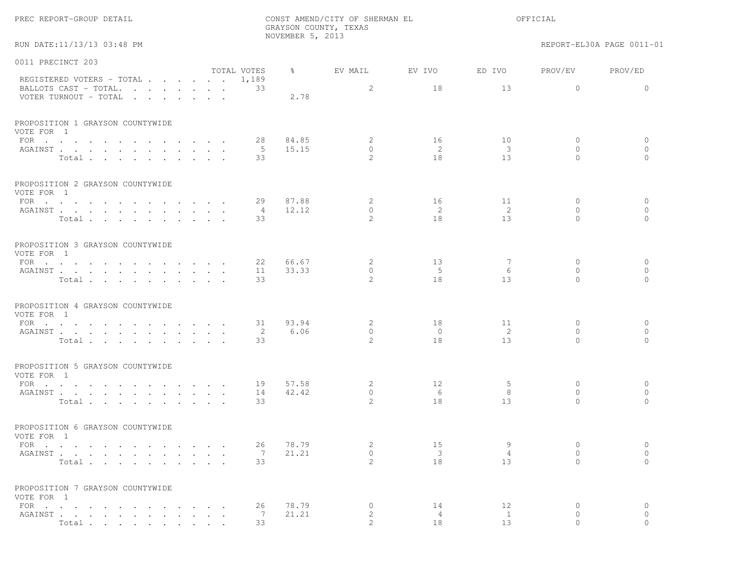PREC REPORT-GROUP DETAIL

CONST AMEND/CITY OF SHERMAN EL
GRAYSON COUNTY, TEXAS
NOVEMBER 5, 2013

OFFICIAL

RUN DATE:11/13/13 03:48 PM

REPORT-EL30A PAGE 0011-01

## 0011 PRECINCT 203

| | TOTAL VOTES | % | EV MAIL | EV IVO | ED IVO | PROV/EV | PROV/ED |
|---|---|---|---|---|---|---|---|
| REGISTERED VOTERS - TOTAL | 1,189 | | | | | | |
| BALLOTS CAST - TOTAL. | 33 | | 2 | 18 | 13 | 0 | 0 |
| VOTER TURNOUT - TOTAL | | 2.78 | | | | | |

### PROPOSITION 1 GRAYSON COUNTYWIDE
VOTE FOR 1

| | TOTAL VOTES | % | EV MAIL | EV IVO | ED IVO | PROV/EV | PROV/ED |
|---|---|---|---|---|---|---|---|
| FOR | 28 | 84.85 | 2 | 16 | 10 | 0 | 0 |
| AGAINST | 5 | 15.15 | 0 | 2 | 3 | 0 | 0 |
| Total | 33 | | 2 | 18 | 13 | 0 | 0 |

### PROPOSITION 2 GRAYSON COUNTYWIDE
VOTE FOR 1

| | TOTAL VOTES | % | EV MAIL | EV IVO | ED IVO | PROV/EV | PROV/ED |
|---|---|---|---|---|---|---|---|
| FOR | 29 | 87.88 | 2 | 16 | 11 | 0 | 0 |
| AGAINST | 4 | 12.12 | 0 | 2 | 2 | 0 | 0 |
| Total | 33 | | 2 | 18 | 13 | 0 | 0 |

### PROPOSITION 3 GRAYSON COUNTYWIDE
VOTE FOR 1

| | TOTAL VOTES | % | EV MAIL | EV IVO | ED IVO | PROV/EV | PROV/ED |
|---|---|---|---|---|---|---|---|
| FOR | 22 | 66.67 | 2 | 13 | 7 | 0 | 0 |
| AGAINST | 11 | 33.33 | 0 | 5 | 6 | 0 | 0 |
| Total | 33 | | 2 | 18 | 13 | 0 | 0 |

### PROPOSITION 4 GRAYSON COUNTYWIDE
VOTE FOR 1

| | TOTAL VOTES | % | EV MAIL | EV IVO | ED IVO | PROV/EV | PROV/ED |
|---|---|---|---|---|---|---|---|
| FOR | 31 | 93.94 | 2 | 18 | 11 | 0 | 0 |
| AGAINST | 2 | 6.06 | 0 | 0 | 2 | 0 | 0 |
| Total | 33 | | 2 | 18 | 13 | 0 | 0 |

### PROPOSITION 5 GRAYSON COUNTYWIDE
VOTE FOR 1

| | TOTAL VOTES | % | EV MAIL | EV IVO | ED IVO | PROV/EV | PROV/ED |
|---|---|---|---|---|---|---|---|
| FOR | 19 | 57.58 | 2 | 12 | 5 | 0 | 0 |
| AGAINST | 14 | 42.42 | 0 | 6 | 8 | 0 | 0 |
| Total | 33 | | 2 | 18 | 13 | 0 | 0 |

### PROPOSITION 6 GRAYSON COUNTYWIDE
VOTE FOR 1

| | TOTAL VOTES | % | EV MAIL | EV IVO | ED IVO | PROV/EV | PROV/ED |
|---|---|---|---|---|---|---|---|
| FOR | 26 | 78.79 | 2 | 15 | 9 | 0 | 0 |
| AGAINST | 7 | 21.21 | 0 | 3 | 4 | 0 | 0 |
| Total | 33 | | 2 | 18 | 13 | 0 | 0 |

### PROPOSITION 7 GRAYSON COUNTYWIDE
VOTE FOR 1

| | TOTAL VOTES | % | EV MAIL | EV IVO | ED IVO | PROV/EV | PROV/ED |
|---|---|---|---|---|---|---|---|
| FOR | 26 | 78.79 | 0 | 14 | 12 | 0 | 0 |
| AGAINST | 7 | 21.21 | 2 | 4 | 1 | 0 | 0 |
| Total | 33 | | 2 | 18 | 13 | 0 | 0 |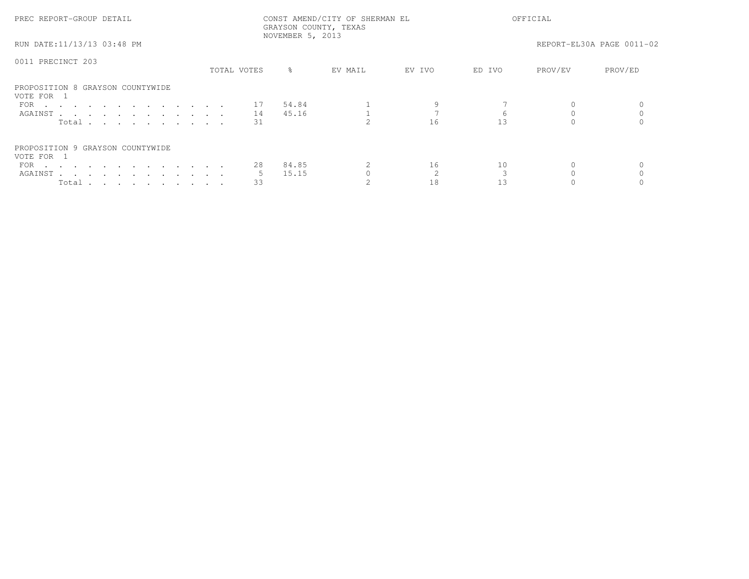PREC REPORT-GROUP DETAIL

CONST AMEND/CITY OF SHERMAN EL
GRAYSON COUNTY, TEXAS
NOVEMBER 5, 2013

OFFICIAL

RUN DATE:11/13/13 03:48 PM

REPORT-EL30A PAGE 0011-02

0011 PRECINCT 203

PROPOSITION 8 GRAYSON COUNTYWIDE
VOTE FOR 1

| | TOTAL VOTES | % | EV MAIL | EV IVO | ED IVO | PROV/EV | PROV/ED |
|---|---|---|---|---|---|---|---|
| FOR | 17 | 54.84 | 1 | 9 | 7 | 0 | 0 |
| AGAINST | 14 | 45.16 | 1 | 7 | 6 | 0 | 0 |
| Total | 31 | | 2 | 16 | 13 | 0 | 0 |

PROPOSITION 9 GRAYSON COUNTYWIDE
VOTE FOR 1

| | TOTAL VOTES | % | EV MAIL | EV IVO | ED IVO | PROV/EV | PROV/ED |
|---|---|---|---|---|---|---|---|
| FOR | 28 | 84.85 | 2 | 16 | 10 | 0 | 0 |
| AGAINST | 5 | 15.15 | 0 | 2 | 3 | 0 | 0 |
| Total | 33 | | 2 | 18 | 13 | 0 | 0 |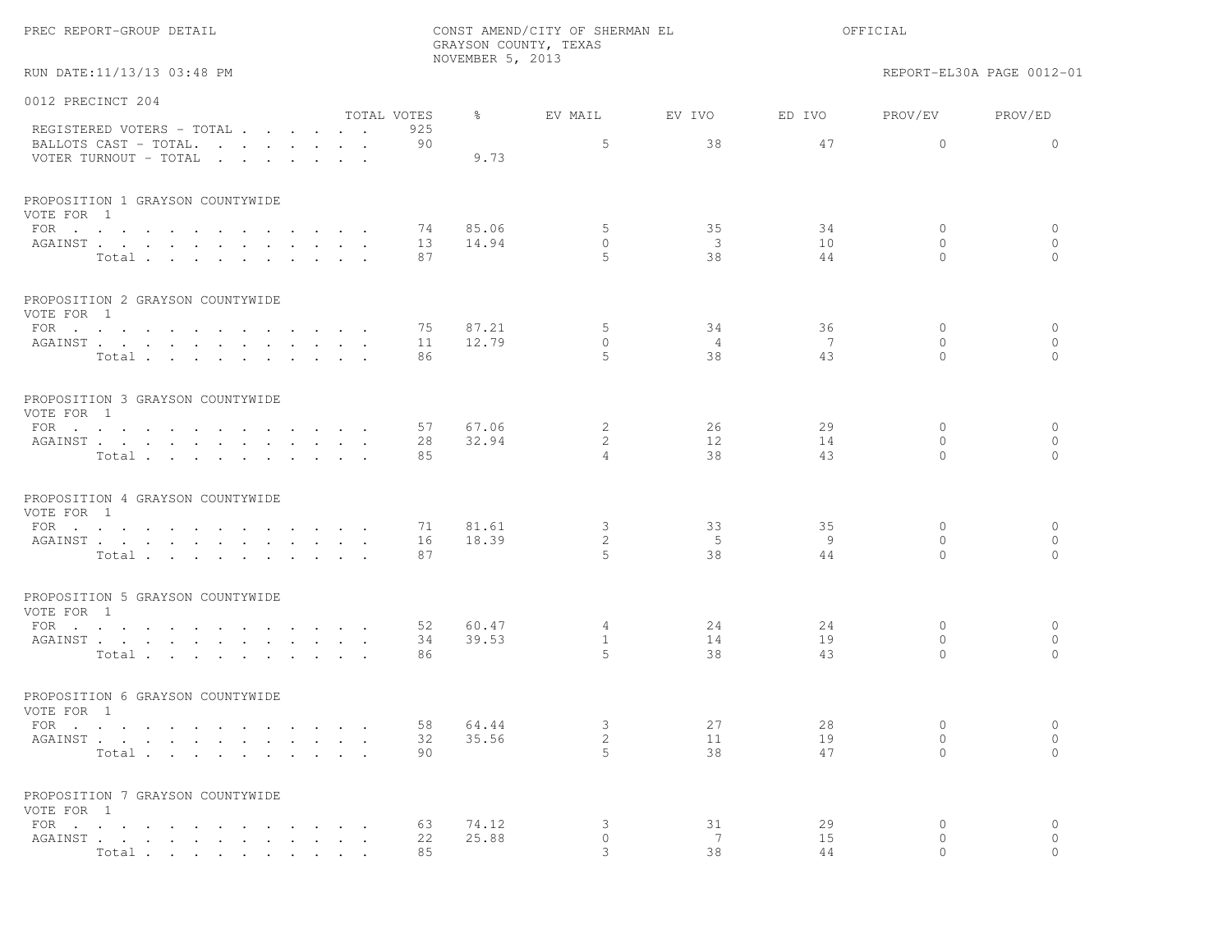PREC REPORT-GROUP DETAIL

CONST AMEND/CITY OF SHERMAN EL
GRAYSON COUNTY, TEXAS
NOVEMBER 5, 2013

OFFICIAL

RUN DATE:11/13/13 03:48 PM

REPORT-EL30A PAGE 0012-01

## 0012 PRECINCT 204

| | TOTAL VOTES | % | EV MAIL | EV IVO | ED IVO | PROV/EV | PROV/ED |
|---|---|---|---|---|---|---|---|
| REGISTERED VOTERS - TOTAL | 925 | | | | | | |
| BALLOTS CAST - TOTAL. | 90 | | 5 | 38 | 47 | 0 | 0 |
| VOTER TURNOUT - TOTAL | | 9.73 | | | | | |

### PROPOSITION 1 GRAYSON COUNTYWIDE
VOTE FOR 1

| | TOTAL VOTES | % | EV MAIL | EV IVO | ED IVO | PROV/EV | PROV/ED |
|---|---|---|---|---|---|---|---|
| FOR | 74 | 85.06 | 5 | 35 | 34 | 0 | 0 |
| AGAINST | 13 | 14.94 | 0 | 3 | 10 | 0 | 0 |
| Total | 87 | | 5 | 38 | 44 | 0 | 0 |

### PROPOSITION 2 GRAYSON COUNTYWIDE
VOTE FOR 1

| | TOTAL VOTES | % | EV MAIL | EV IVO | ED IVO | PROV/EV | PROV/ED |
|---|---|---|---|---|---|---|---|
| FOR | 75 | 87.21 | 5 | 34 | 36 | 0 | 0 |
| AGAINST | 11 | 12.79 | 0 | 4 | 7 | 0 | 0 |
| Total | 86 | | 5 | 38 | 43 | 0 | 0 |

### PROPOSITION 3 GRAYSON COUNTYWIDE
VOTE FOR 1

| | TOTAL VOTES | % | EV MAIL | EV IVO | ED IVO | PROV/EV | PROV/ED |
|---|---|---|---|---|---|---|---|
| FOR | 57 | 67.06 | 2 | 26 | 29 | 0 | 0 |
| AGAINST | 28 | 32.94 | 2 | 12 | 14 | 0 | 0 |
| Total | 85 | | 4 | 38 | 43 | 0 | 0 |

### PROPOSITION 4 GRAYSON COUNTYWIDE
VOTE FOR 1

| | TOTAL VOTES | % | EV MAIL | EV IVO | ED IVO | PROV/EV | PROV/ED |
|---|---|---|---|---|---|---|---|
| FOR | 71 | 81.61 | 3 | 33 | 35 | 0 | 0 |
| AGAINST | 16 | 18.39 | 2 | 5 | 9 | 0 | 0 |
| Total | 87 | | 5 | 38 | 44 | 0 | 0 |

### PROPOSITION 5 GRAYSON COUNTYWIDE
VOTE FOR 1

| | TOTAL VOTES | % | EV MAIL | EV IVO | ED IVO | PROV/EV | PROV/ED |
|---|---|---|---|---|---|---|---|
| FOR | 52 | 60.47 | 4 | 24 | 24 | 0 | 0 |
| AGAINST | 34 | 39.53 | 1 | 14 | 19 | 0 | 0 |
| Total | 86 | | 5 | 38 | 43 | 0 | 0 |

### PROPOSITION 6 GRAYSON COUNTYWIDE
VOTE FOR 1

| | TOTAL VOTES | % | EV MAIL | EV IVO | ED IVO | PROV/EV | PROV/ED |
|---|---|---|---|---|---|---|---|
| FOR | 58 | 64.44 | 3 | 27 | 28 | 0 | 0 |
| AGAINST | 32 | 35.56 | 2 | 11 | 19 | 0 | 0 |
| Total | 90 | | 5 | 38 | 47 | 0 | 0 |

### PROPOSITION 7 GRAYSON COUNTYWIDE
VOTE FOR 1

| | TOTAL VOTES | % | EV MAIL | EV IVO | ED IVO | PROV/EV | PROV/ED |
|---|---|---|---|---|---|---|---|
| FOR | 63 | 74.12 | 3 | 31 | 29 | 0 | 0 |
| AGAINST | 22 | 25.88 | 0 | 7 | 15 | 0 | 0 |
| Total | 85 | | 3 | 38 | 44 | 0 | 0 |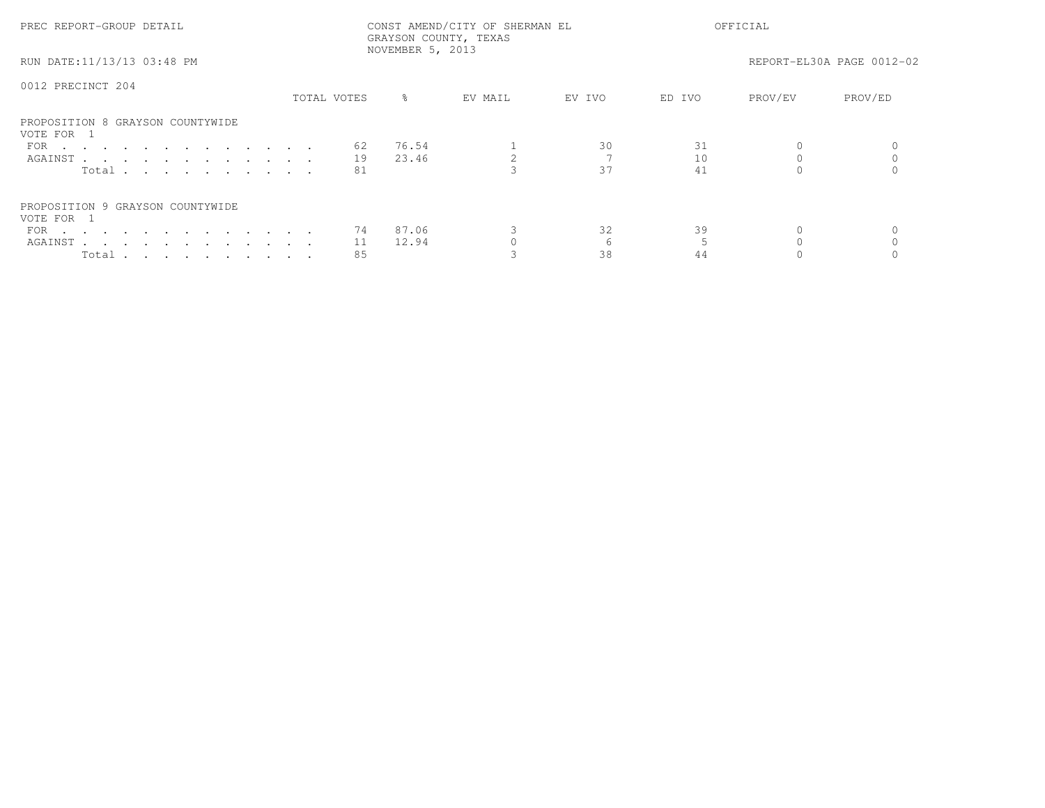PREC REPORT-GROUP DETAIL

CONST AMEND/CITY OF SHERMAN EL
GRAYSON COUNTY, TEXAS
NOVEMBER 5, 2013

OFFICIAL

RUN DATE:11/13/13 03:48 PM

REPORT-EL30A PAGE 0012-02

0012 PRECINCT 204

| | TOTAL VOTES | % | EV MAIL | EV IVO | ED IVO | PROV/EV | PROV/ED |
|---|---|---|---|---|---|---|---|
| **PROPOSITION 8 GRAYSON COUNTYWIDE** | | | | | | | |
| VOTE FOR 1 | | | | | | | |
| FOR | 62 | 76.54 | 1 | 30 | 31 | 0 | 0 |
| AGAINST | 19 | 23.46 | 2 | 7 | 10 | 0 | 0 |
| Total | 81 | | 3 | 37 | 41 | 0 | 0 |
| **PROPOSITION 9 GRAYSON COUNTYWIDE** | | | | | | | |
| VOTE FOR 1 | | | | | | | |
| FOR | 74 | 87.06 | 3 | 32 | 39 | 0 | 0 |
| AGAINST | 11 | 12.94 | 0 | 6 | 5 | 0 | 0 |
| Total | 85 | | 3 | 38 | 44 | 0 | 0 |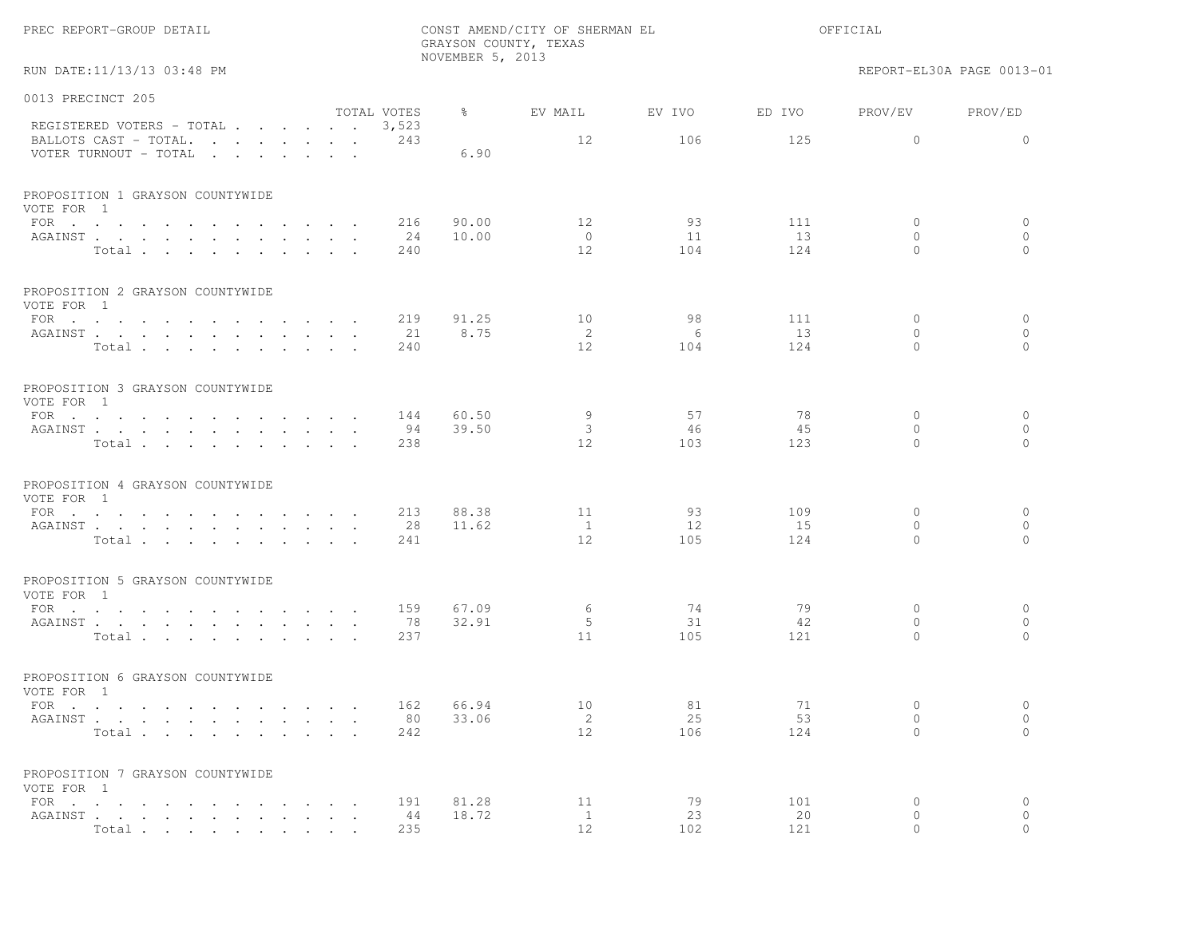PREC REPORT-GROUP DETAIL

CONST AMEND/CITY OF SHERMAN EL
GRAYSON COUNTY, TEXAS
NOVEMBER 5, 2013

OFFICIAL

RUN DATE:11/13/13 03:48 PM

REPORT-EL30A PAGE 0013-01

## 0013 PRECINCT 205

| | TOTAL VOTES | % | EV MAIL | EV IVO | ED IVO | PROV/EV | PROV/ED |
|---|---|---|---|---|---|---|---|
| REGISTERED VOTERS - TOTAL | 3,523 | | | | | | |
| BALLOTS CAST - TOTAL. | 243 | | 12 | 106 | 125 | 0 | 0 |
| VOTER TURNOUT - TOTAL | | 6.90 | | | | | |

### PROPOSITION 1 GRAYSON COUNTYWIDE
VOTE FOR 1

| | TOTAL VOTES | % | EV MAIL | EV IVO | ED IVO | PROV/EV | PROV/ED |
|---|---|---|---|---|---|---|---|
| FOR | 216 | 90.00 | 12 | 93 | 111 | 0 | 0 |
| AGAINST | 24 | 10.00 | 0 | 11 | 13 | 0 | 0 |
| Total | 240 | | 12 | 104 | 124 | 0 | 0 |

### PROPOSITION 2 GRAYSON COUNTYWIDE
VOTE FOR 1

| | TOTAL VOTES | % | EV MAIL | EV IVO | ED IVO | PROV/EV | PROV/ED |
|---|---|---|---|---|---|---|---|
| FOR | 219 | 91.25 | 10 | 98 | 111 | 0 | 0 |
| AGAINST | 21 | 8.75 | 2 | 6 | 13 | 0 | 0 |
| Total | 240 | | 12 | 104 | 124 | 0 | 0 |

### PROPOSITION 3 GRAYSON COUNTYWIDE
VOTE FOR 1

| | TOTAL VOTES | % | EV MAIL | EV IVO | ED IVO | PROV/EV | PROV/ED |
|---|---|---|---|---|---|---|---|
| FOR | 144 | 60.50 | 9 | 57 | 78 | 0 | 0 |
| AGAINST | 94 | 39.50 | 3 | 46 | 45 | 0 | 0 |
| Total | 238 | | 12 | 103 | 123 | 0 | 0 |

### PROPOSITION 4 GRAYSON COUNTYWIDE
VOTE FOR 1

| | TOTAL VOTES | % | EV MAIL | EV IVO | ED IVO | PROV/EV | PROV/ED |
|---|---|---|---|---|---|---|---|
| FOR | 213 | 88.38 | 11 | 93 | 109 | 0 | 0 |
| AGAINST | 28 | 11.62 | 1 | 12 | 15 | 0 | 0 |
| Total | 241 | | 12 | 105 | 124 | 0 | 0 |

### PROPOSITION 5 GRAYSON COUNTYWIDE
VOTE FOR 1

| | TOTAL VOTES | % | EV MAIL | EV IVO | ED IVO | PROV/EV | PROV/ED |
|---|---|---|---|---|---|---|---|
| FOR | 159 | 67.09 | 6 | 74 | 79 | 0 | 0 |
| AGAINST | 78 | 32.91 | 5 | 31 | 42 | 0 | 0 |
| Total | 237 | | 11 | 105 | 121 | 0 | 0 |

### PROPOSITION 6 GRAYSON COUNTYWIDE
VOTE FOR 1

| | TOTAL VOTES | % | EV MAIL | EV IVO | ED IVO | PROV/EV | PROV/ED |
|---|---|---|---|---|---|---|---|
| FOR | 162 | 66.94 | 10 | 81 | 71 | 0 | 0 |
| AGAINST | 80 | 33.06 | 2 | 25 | 53 | 0 | 0 |
| Total | 242 | | 12 | 106 | 124 | 0 | 0 |

### PROPOSITION 7 GRAYSON COUNTYWIDE
VOTE FOR 1

| | TOTAL VOTES | % | EV MAIL | EV IVO | ED IVO | PROV/EV | PROV/ED |
|---|---|---|---|---|---|---|---|
| FOR | 191 | 81.28 | 11 | 79 | 101 | 0 | 0 |
| AGAINST | 44 | 18.72 | 1 | 23 | 20 | 0 | 0 |
| Total | 235 | | 12 | 102 | 121 | 0 | 0 |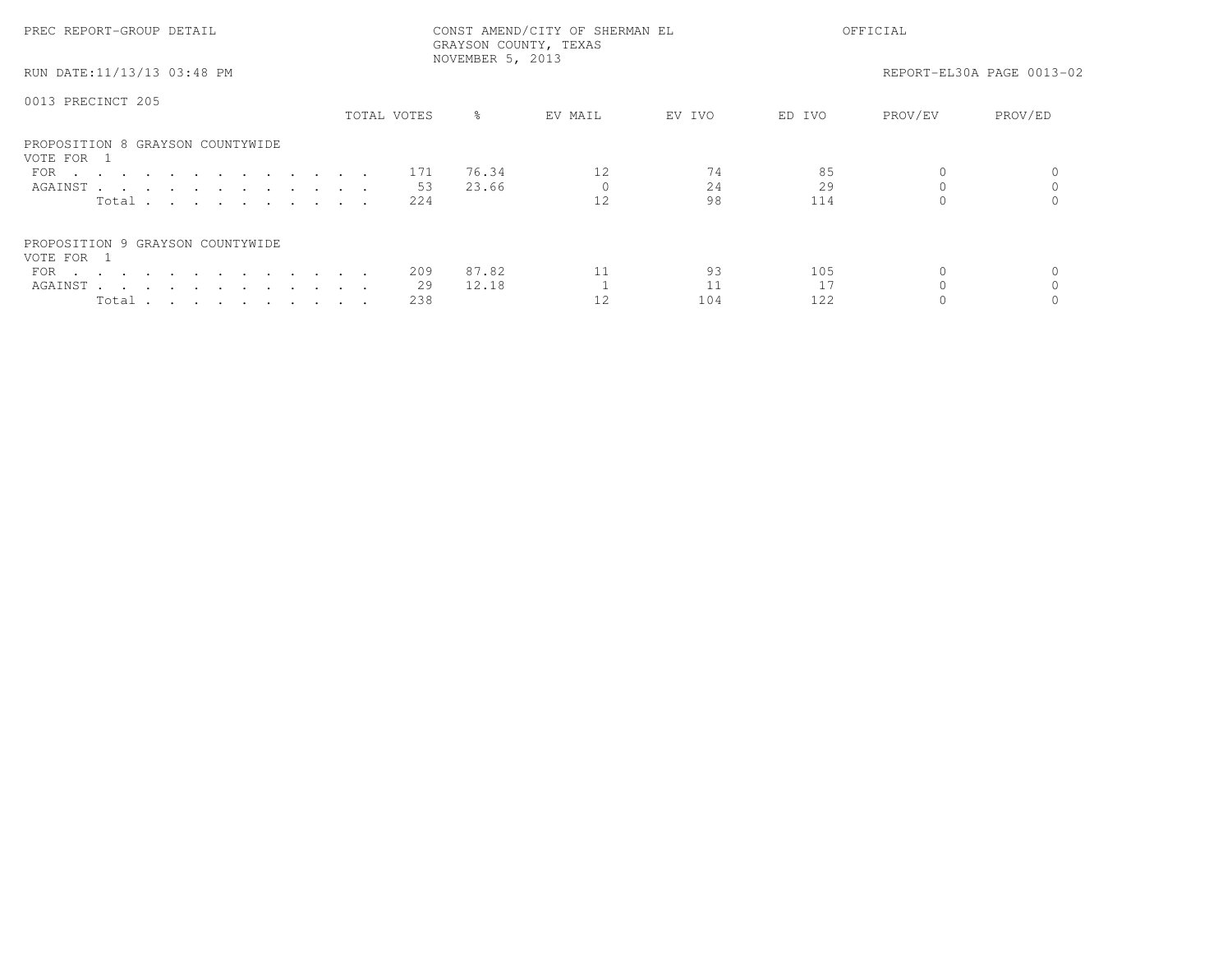PREC REPORT-GROUP DETAIL

CONST AMEND/CITY OF SHERMAN EL
GRAYSON COUNTY, TEXAS
NOVEMBER 5, 2013

OFFICIAL

RUN DATE:11/13/13 03:48 PM

REPORT-EL30A PAGE 0013-02

0013 PRECINCT 205

| | TOTAL VOTES | % | EV MAIL | EV IVO | ED IVO | PROV/EV | PROV/ED |
|---|---|---|---|---|---|---|---|
| **PROPOSITION 8 GRAYSON COUNTYWIDE** | | | | | | | |
| VOTE FOR 1 | | | | | | | |
| FOR | 171 | 76.34 | 12 | 74 | 85 | 0 | 0 |
| AGAINST | 53 | 23.66 | 0 | 24 | 29 | 0 | 0 |
| Total | 224 | | 12 | 98 | 114 | 0 | 0 |
| **PROPOSITION 9 GRAYSON COUNTYWIDE** | | | | | | | |
| VOTE FOR 1 | | | | | | | |
| FOR | 209 | 87.82 | 11 | 93 | 105 | 0 | 0 |
| AGAINST | 29 | 12.18 | 1 | 11 | 17 | 0 | 0 |
| Total | 238 | | 12 | 104 | 122 | 0 | 0 |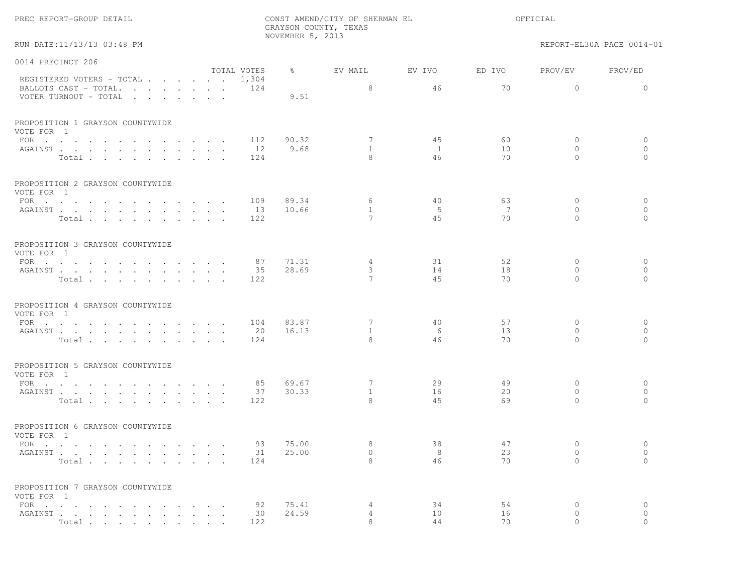PREC REPORT-GROUP DETAIL

CONST AMEND/CITY OF SHERMAN EL
GRAYSON COUNTY, TEXAS
NOVEMBER 5, 2013

OFFICIAL

RUN DATE:11/13/13 03:48 PM

REPORT-EL30A PAGE 0014-01

## 0014 PRECINCT 206

| | TOTAL VOTES | % | EV MAIL | EV IVO | ED IVO | PROV/EV | PROV/ED |
|---|---|---|---|---|---|---|---|
| REGISTERED VOTERS - TOTAL | 1,304 | | | | | | |
| BALLOTS CAST - TOTAL. | 124 | | 8 | 46 | 70 | 0 | 0 |
| VOTER TURNOUT - TOTAL | | 9.51 | | | | | |

### PROPOSITION 1 GRAYSON COUNTYWIDE
VOTE FOR 1

| | TOTAL VOTES | % | EV MAIL | EV IVO | ED IVO | PROV/EV | PROV/ED |
|---|---|---|---|---|---|---|---|
| FOR | 112 | 90.32 | 7 | 45 | 60 | 0 | 0 |
| AGAINST | 12 | 9.68 | 1 | 1 | 10 | 0 | 0 |
| Total | 124 | | 8 | 46 | 70 | 0 | 0 |

### PROPOSITION 2 GRAYSON COUNTYWIDE
VOTE FOR 1

| | TOTAL VOTES | % | EV MAIL | EV IVO | ED IVO | PROV/EV | PROV/ED |
|---|---|---|---|---|---|---|---|
| FOR | 109 | 89.34 | 6 | 40 | 63 | 0 | 0 |
| AGAINST | 13 | 10.66 | 1 | 5 | 7 | 0 | 0 |
| Total | 122 | | 7 | 45 | 70 | 0 | 0 |

### PROPOSITION 3 GRAYSON COUNTYWIDE
VOTE FOR 1

| | TOTAL VOTES | % | EV MAIL | EV IVO | ED IVO | PROV/EV | PROV/ED |
|---|---|---|---|---|---|---|---|
| FOR | 87 | 71.31 | 4 | 31 | 52 | 0 | 0 |
| AGAINST | 35 | 28.69 | 3 | 14 | 18 | 0 | 0 |
| Total | 122 | | 7 | 45 | 70 | 0 | 0 |

### PROPOSITION 4 GRAYSON COUNTYWIDE
VOTE FOR 1

| | TOTAL VOTES | % | EV MAIL | EV IVO | ED IVO | PROV/EV | PROV/ED |
|---|---|---|---|---|---|---|---|
| FOR | 104 | 83.87 | 7 | 40 | 57 | 0 | 0 |
| AGAINST | 20 | 16.13 | 1 | 6 | 13 | 0 | 0 |
| Total | 124 | | 8 | 46 | 70 | 0 | 0 |

### PROPOSITION 5 GRAYSON COUNTYWIDE
VOTE FOR 1

| | TOTAL VOTES | % | EV MAIL | EV IVO | ED IVO | PROV/EV | PROV/ED |
|---|---|---|---|---|---|---|---|
| FOR | 85 | 69.67 | 7 | 29 | 49 | 0 | 0 |
| AGAINST | 37 | 30.33 | 1 | 16 | 20 | 0 | 0 |
| Total | 122 | | 8 | 45 | 69 | 0 | 0 |

### PROPOSITION 6 GRAYSON COUNTYWIDE
VOTE FOR 1

| | TOTAL VOTES | % | EV MAIL | EV IVO | ED IVO | PROV/EV | PROV/ED |
|---|---|---|---|---|---|---|---|
| FOR | 93 | 75.00 | 8 | 38 | 47 | 0 | 0 |
| AGAINST | 31 | 25.00 | 0 | 8 | 23 | 0 | 0 |
| Total | 124 | | 8 | 46 | 70 | 0 | 0 |

### PROPOSITION 7 GRAYSON COUNTYWIDE
VOTE FOR 1

| | TOTAL VOTES | % | EV MAIL | EV IVO | ED IVO | PROV/EV | PROV/ED |
|---|---|---|---|---|---|---|---|
| FOR | 92 | 75.41 | 4 | 34 | 54 | 0 | 0 |
| AGAINST | 30 | 24.59 | 4 | 10 | 16 | 0 | 0 |
| Total | 122 | | 8 | 44 | 70 | 0 | 0 |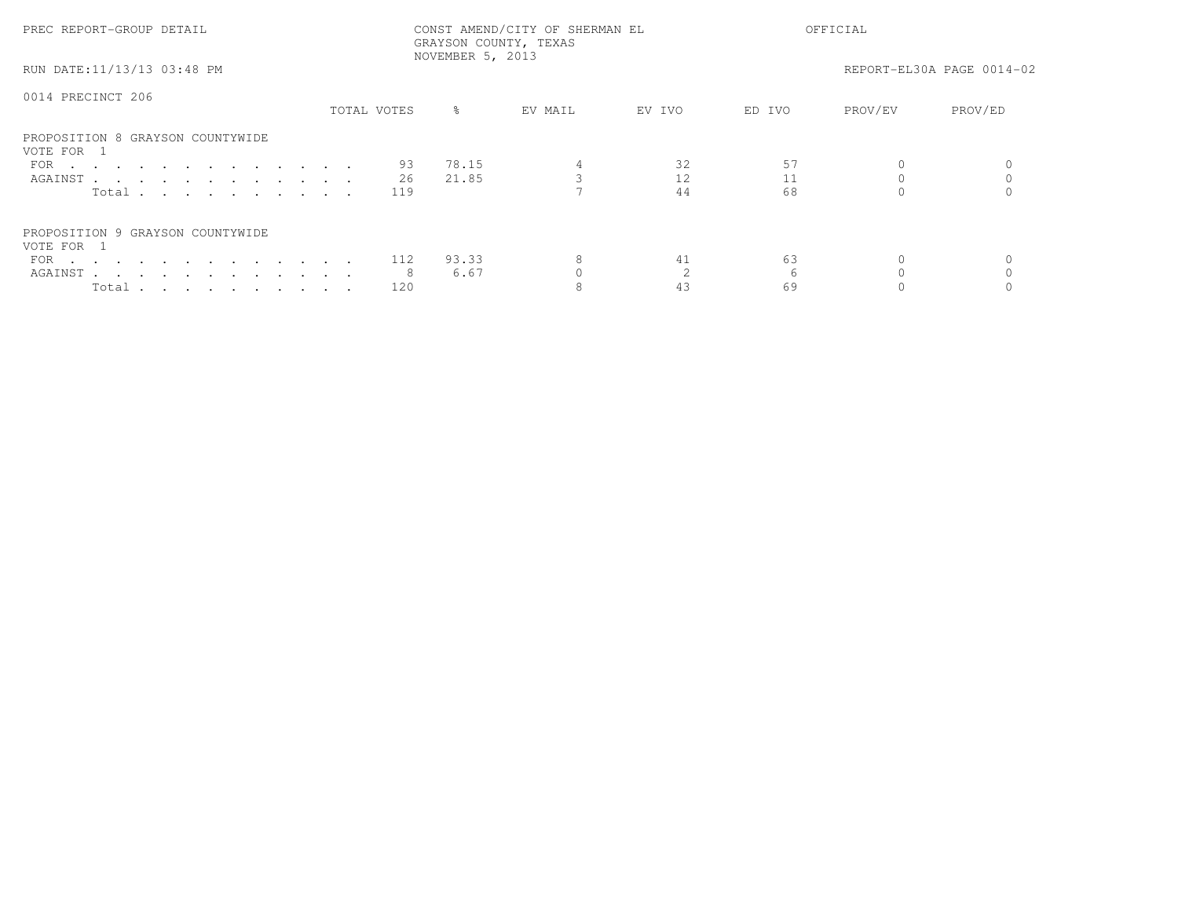PREC REPORT-GROUP DETAIL

CONST AMEND/CITY OF SHERMAN EL
GRAYSON COUNTY, TEXAS
NOVEMBER 5, 2013

OFFICIAL

RUN DATE:11/13/13 03:48 PM

REPORT-EL30A PAGE 0014-02

0014 PRECINCT 206

| | TOTAL VOTES | % | EV MAIL | EV IVO | ED IVO | PROV/EV | PROV/ED |
|---|---|---|---|---|---|---|---|
| **PROPOSITION 8 GRAYSON COUNTYWIDE** | | | | | | | |
| VOTE FOR 1 | | | | | | | |
| FOR | 93 | 78.15 | 4 | 32 | 57 | 0 | 0 |
| AGAINST | 26 | 21.85 | 3 | 12 | 11 | 0 | 0 |
| Total | 119 | | 7 | 44 | 68 | 0 | 0 |
| **PROPOSITION 9 GRAYSON COUNTYWIDE** | | | | | | | |
| VOTE FOR 1 | | | | | | | |
| FOR | 112 | 93.33 | 8 | 41 | 63 | 0 | 0 |
| AGAINST | 8 | 6.67 | 0 | 2 | 6 | 0 | 0 |
| Total | 120 | | 8 | 43 | 69 | 0 | 0 |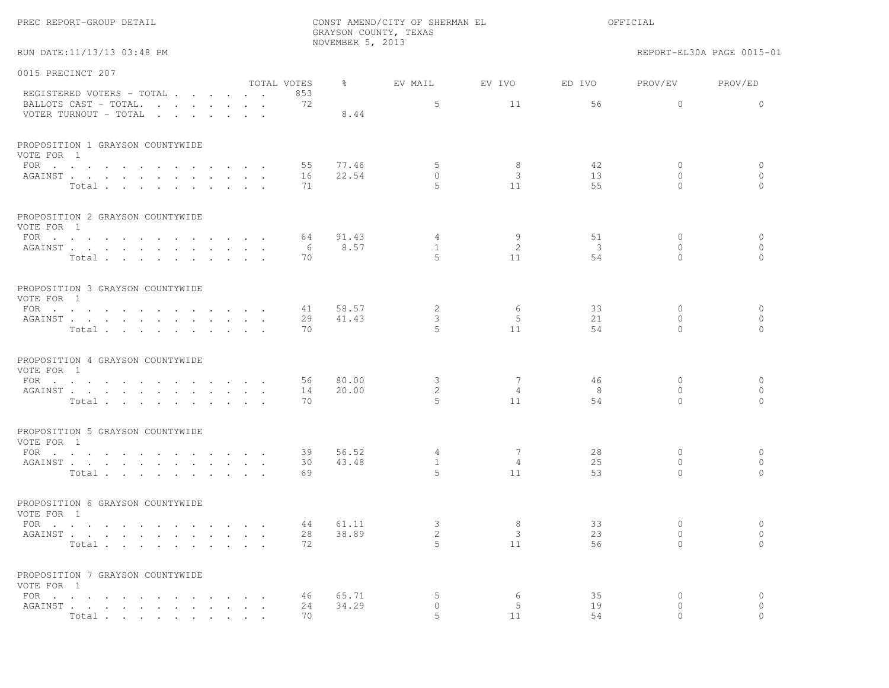PREC REPORT-GROUP DETAIL

CONST AMEND/CITY OF SHERMAN EL
GRAYSON COUNTY, TEXAS
NOVEMBER 5, 2013

OFFICIAL

RUN DATE:11/13/13 03:48 PM

REPORT-EL30A PAGE 0015-01

## 0015 PRECINCT 207

| | TOTAL VOTES | % | EV MAIL | EV IVO | ED IVO | PROV/EV | PROV/ED |
|---|---|---|---|---|---|---|---|
| REGISTERED VOTERS - TOTAL | 853 | | | | | | |
| BALLOTS CAST - TOTAL. | 72 | | 5 | 11 | 56 | 0 | 0 |
| VOTER TURNOUT - TOTAL | | 8.44 | | | | | |

### PROPOSITION 1 GRAYSON COUNTYWIDE
VOTE FOR 1

| | TOTAL VOTES | % | EV MAIL | EV IVO | ED IVO | PROV/EV | PROV/ED |
|---|---|---|---|---|---|---|---|
| FOR | 55 | 77.46 | 5 | 8 | 42 | 0 | 0 |
| AGAINST | 16 | 22.54 | 0 | 3 | 13 | 0 | 0 |
| Total | 71 | | 5 | 11 | 55 | 0 | 0 |

### PROPOSITION 2 GRAYSON COUNTYWIDE
VOTE FOR 1

| | TOTAL VOTES | % | EV MAIL | EV IVO | ED IVO | PROV/EV | PROV/ED |
|---|---|---|---|---|---|---|---|
| FOR | 64 | 91.43 | 4 | 9 | 51 | 0 | 0 |
| AGAINST | 6 | 8.57 | 1 | 2 | 3 | 0 | 0 |
| Total | 70 | | 5 | 11 | 54 | 0 | 0 |

### PROPOSITION 3 GRAYSON COUNTYWIDE
VOTE FOR 1

| | TOTAL VOTES | % | EV MAIL | EV IVO | ED IVO | PROV/EV | PROV/ED |
|---|---|---|---|---|---|---|---|
| FOR | 41 | 58.57 | 2 | 6 | 33 | 0 | 0 |
| AGAINST | 29 | 41.43 | 3 | 5 | 21 | 0 | 0 |
| Total | 70 | | 5 | 11 | 54 | 0 | 0 |

### PROPOSITION 4 GRAYSON COUNTYWIDE
VOTE FOR 1

| | TOTAL VOTES | % | EV MAIL | EV IVO | ED IVO | PROV/EV | PROV/ED |
|---|---|---|---|---|---|---|---|
| FOR | 56 | 80.00 | 3 | 7 | 46 | 0 | 0 |
| AGAINST | 14 | 20.00 | 2 | 4 | 8 | 0 | 0 |
| Total | 70 | | 5 | 11 | 54 | 0 | 0 |

### PROPOSITION 5 GRAYSON COUNTYWIDE
VOTE FOR 1

| | TOTAL VOTES | % | EV MAIL | EV IVO | ED IVO | PROV/EV | PROV/ED |
|---|---|---|---|---|---|---|---|
| FOR | 39 | 56.52 | 4 | 7 | 28 | 0 | 0 |
| AGAINST | 30 | 43.48 | 1 | 4 | 25 | 0 | 0 |
| Total | 69 | | 5 | 11 | 53 | 0 | 0 |

### PROPOSITION 6 GRAYSON COUNTYWIDE
VOTE FOR 1

| | TOTAL VOTES | % | EV MAIL | EV IVO | ED IVO | PROV/EV | PROV/ED |
|---|---|---|---|---|---|---|---|
| FOR | 44 | 61.11 | 3 | 8 | 33 | 0 | 0 |
| AGAINST | 28 | 38.89 | 2 | 3 | 23 | 0 | 0 |
| Total | 72 | | 5 | 11 | 56 | 0 | 0 |

### PROPOSITION 7 GRAYSON COUNTYWIDE
VOTE FOR 1

| | TOTAL VOTES | % | EV MAIL | EV IVO | ED IVO | PROV/EV | PROV/ED |
|---|---|---|---|---|---|---|---|
| FOR | 46 | 65.71 | 5 | 6 | 35 | 0 | 0 |
| AGAINST | 24 | 34.29 | 0 | 5 | 19 | 0 | 0 |
| Total | 70 | | 5 | 11 | 54 | 0 | 0 |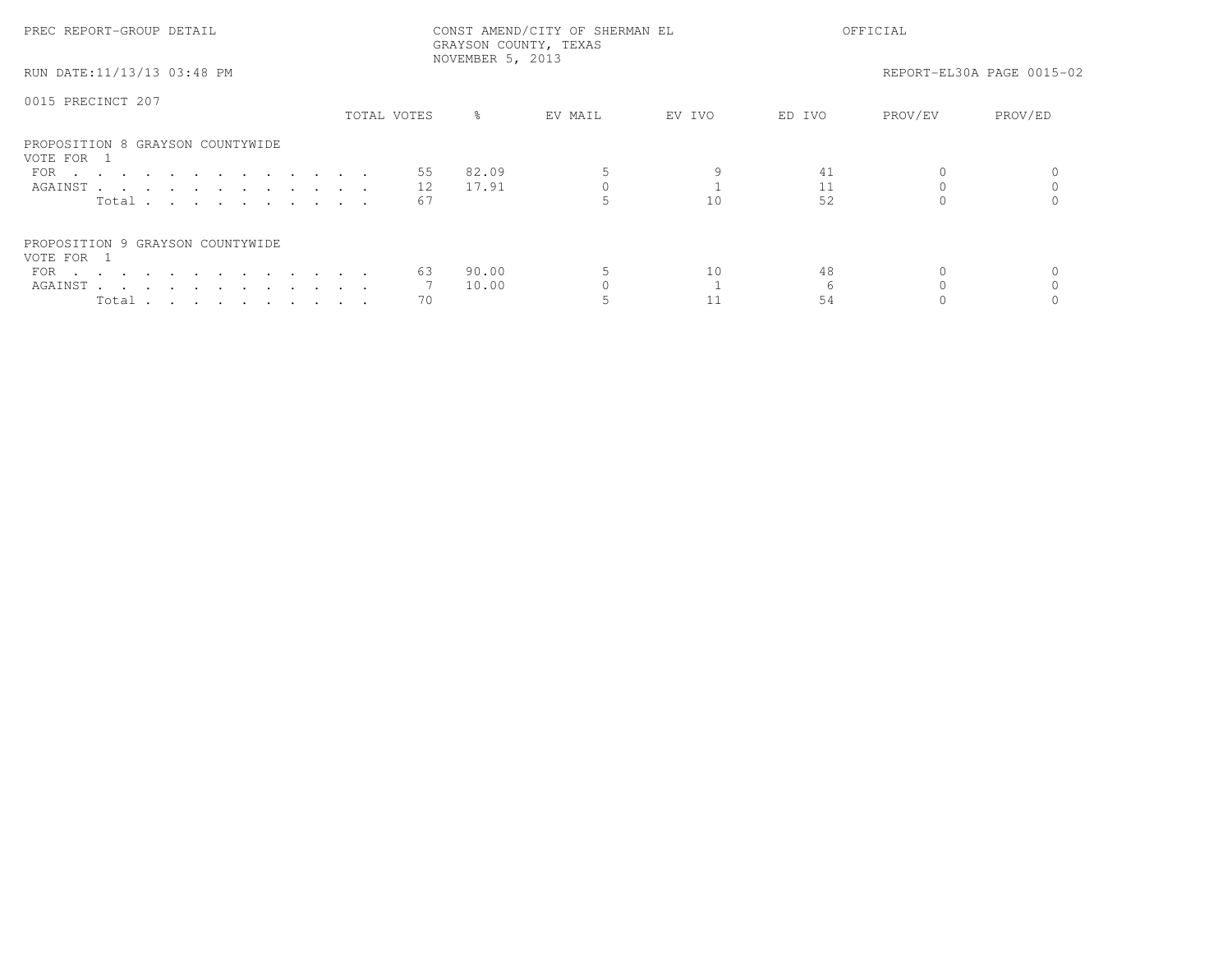PREC REPORT-GROUP DETAIL — CONST AMEND/CITY OF SHERMAN EL — GRAYSON COUNTY, TEXAS — NOVEMBER 5, 2013 — OFFICIAL

RUN DATE:11/13/13 03:48 PM — REPORT-EL30A PAGE 0015-02

0015 PRECINCT 207

PROPOSITION 8 GRAYSON COUNTYWIDE
VOTE FOR 1

| | TOTAL VOTES | % | EV MAIL | EV IVO | ED IVO | PROV/EV | PROV/ED |
|---|---|---|---|---|---|---|---|
| FOR | 55 | 82.09 | 5 | 9 | 41 | 0 | 0 |
| AGAINST | 12 | 17.91 | 0 | 1 | 11 | 0 | 0 |
| Total | 67 | | 5 | 10 | 52 | 0 | 0 |

PROPOSITION 9 GRAYSON COUNTYWIDE
VOTE FOR 1

| | TOTAL VOTES | % | EV MAIL | EV IVO | ED IVO | PROV/EV | PROV/ED |
|---|---|---|---|---|---|---|---|
| FOR | 63 | 90.00 | 5 | 10 | 48 | 0 | 0 |
| AGAINST | 7 | 10.00 | 0 | 1 | 6 | 0 | 0 |
| Total | 70 | | 5 | 11 | 54 | 0 | 0 |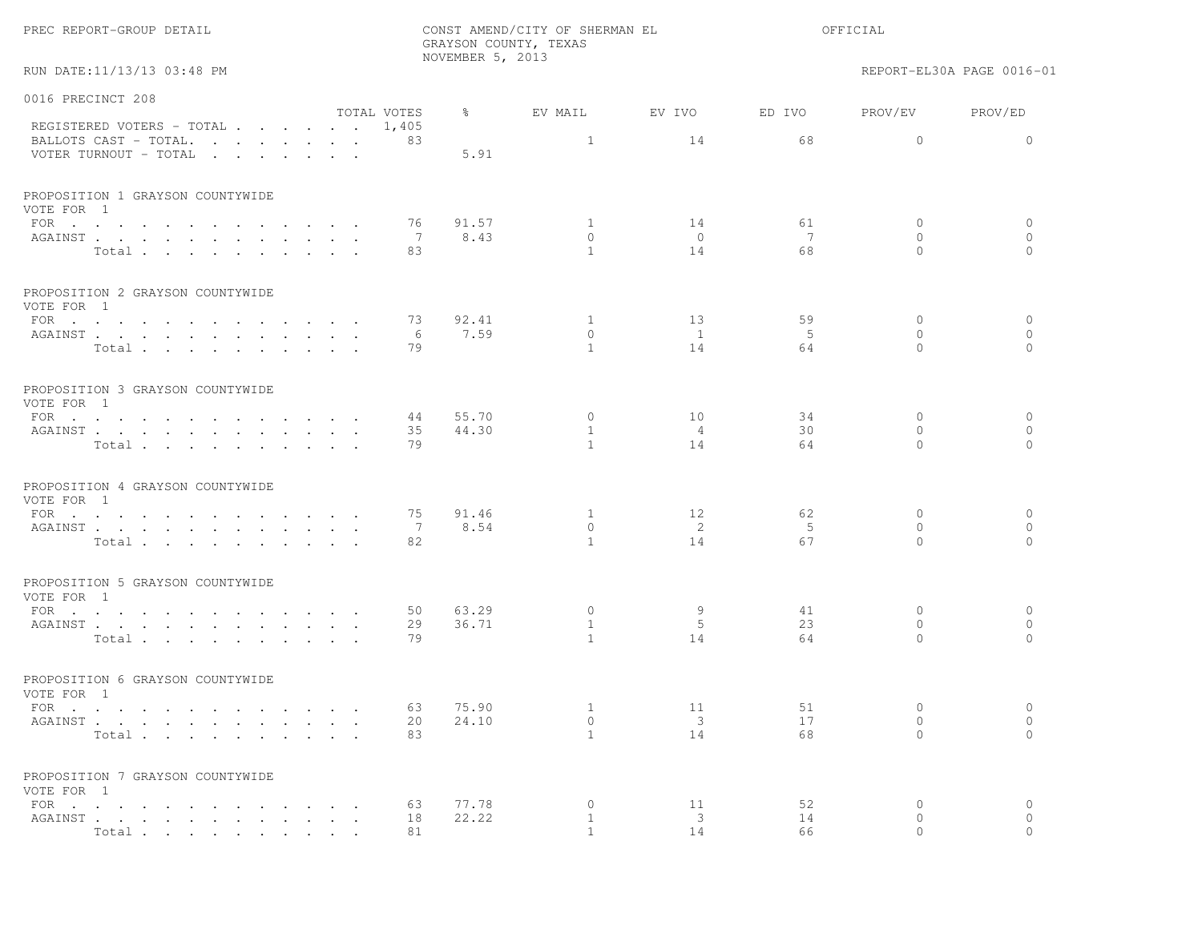PREC REPORT-GROUP DETAIL

CONST AMEND/CITY OF SHERMAN EL
GRAYSON COUNTY, TEXAS
NOVEMBER 5, 2013

OFFICIAL

RUN DATE:11/13/13 03:48 PM

REPORT-EL30A PAGE 0016-01

## 0016 PRECINCT 208

| | TOTAL VOTES | % | EV MAIL | EV IVO | ED IVO | PROV/EV | PROV/ED |
|---|---|---|---|---|---|---|---|
| REGISTERED VOTERS - TOTAL | 1,405 | | | | | | |
| BALLOTS CAST - TOTAL. | 83 | | 1 | 14 | 68 | 0 | 0 |
| VOTER TURNOUT - TOTAL | | 5.91 | | | | | |

### PROPOSITION 1 GRAYSON COUNTYWIDE
VOTE FOR 1

| | TOTAL VOTES | % | EV MAIL | EV IVO | ED IVO | PROV/EV | PROV/ED |
|---|---|---|---|---|---|---|---|
| FOR | 76 | 91.57 | 1 | 14 | 61 | 0 | 0 |
| AGAINST | 7 | 8.43 | 0 | 0 | 7 | 0 | 0 |
| Total | 83 | | 1 | 14 | 68 | 0 | 0 |

### PROPOSITION 2 GRAYSON COUNTYWIDE
VOTE FOR 1

| | TOTAL VOTES | % | EV MAIL | EV IVO | ED IVO | PROV/EV | PROV/ED |
|---|---|---|---|---|---|---|---|
| FOR | 73 | 92.41 | 1 | 13 | 59 | 0 | 0 |
| AGAINST | 6 | 7.59 | 0 | 1 | 5 | 0 | 0 |
| Total | 79 | | 1 | 14 | 64 | 0 | 0 |

### PROPOSITION 3 GRAYSON COUNTYWIDE
VOTE FOR 1

| | TOTAL VOTES | % | EV MAIL | EV IVO | ED IVO | PROV/EV | PROV/ED |
|---|---|---|---|---|---|---|---|
| FOR | 44 | 55.70 | 0 | 10 | 34 | 0 | 0 |
| AGAINST | 35 | 44.30 | 1 | 4 | 30 | 0 | 0 |
| Total | 79 | | 1 | 14 | 64 | 0 | 0 |

### PROPOSITION 4 GRAYSON COUNTYWIDE
VOTE FOR 1

| | TOTAL VOTES | % | EV MAIL | EV IVO | ED IVO | PROV/EV | PROV/ED |
|---|---|---|---|---|---|---|---|
| FOR | 75 | 91.46 | 1 | 12 | 62 | 0 | 0 |
| AGAINST | 7 | 8.54 | 0 | 2 | 5 | 0 | 0 |
| Total | 82 | | 1 | 14 | 67 | 0 | 0 |

### PROPOSITION 5 GRAYSON COUNTYWIDE
VOTE FOR 1

| | TOTAL VOTES | % | EV MAIL | EV IVO | ED IVO | PROV/EV | PROV/ED |
|---|---|---|---|---|---|---|---|
| FOR | 50 | 63.29 | 0 | 9 | 41 | 0 | 0 |
| AGAINST | 29 | 36.71 | 1 | 5 | 23 | 0 | 0 |
| Total | 79 | | 1 | 14 | 64 | 0 | 0 |

### PROPOSITION 6 GRAYSON COUNTYWIDE
VOTE FOR 1

| | TOTAL VOTES | % | EV MAIL | EV IVO | ED IVO | PROV/EV | PROV/ED |
|---|---|---|---|---|---|---|---|
| FOR | 63 | 75.90 | 1 | 11 | 51 | 0 | 0 |
| AGAINST | 20 | 24.10 | 0 | 3 | 17 | 0 | 0 |
| Total | 83 | | 1 | 14 | 68 | 0 | 0 |

### PROPOSITION 7 GRAYSON COUNTYWIDE
VOTE FOR 1

| | TOTAL VOTES | % | EV MAIL | EV IVO | ED IVO | PROV/EV | PROV/ED |
|---|---|---|---|---|---|---|---|
| FOR | 63 | 77.78 | 0 | 11 | 52 | 0 | 0 |
| AGAINST | 18 | 22.22 | 1 | 3 | 14 | 0 | 0 |
| Total | 81 | | 1 | 14 | 66 | 0 | 0 |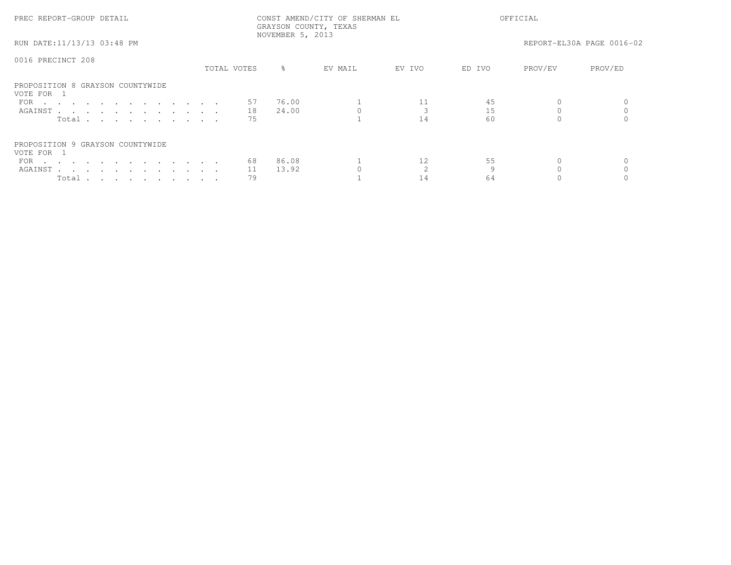0016 PRECINCT 208

PROPOSITION 8 GRAYSON COUNTYWIDE
VOTE FOR 1

| | TOTAL VOTES | % | EV MAIL | EV IVO | ED IVO | PROV/EV | PROV/ED |
|---|---|---|---|---|---|---|---|
| FOR | 57 | 76.00 | 1 | 11 | 45 | 0 | 0 |
| AGAINST | 18 | 24.00 | 0 | 3 | 15 | 0 | 0 |
| Total | 75 | | 1 | 14 | 60 | 0 | 0 |

PROPOSITION 9 GRAYSON COUNTYWIDE
VOTE FOR 1

| | TOTAL VOTES | % | EV MAIL | EV IVO | ED IVO | PROV/EV | PROV/ED |
|---|---|---|---|---|---|---|---|
| FOR | 68 | 86.08 | 1 | 12 | 55 | 0 | 0 |
| AGAINST | 11 | 13.92 | 0 | 2 | 9 | 0 | 0 |
| Total | 79 | | 1 | 14 | 64 | 0 | 0 |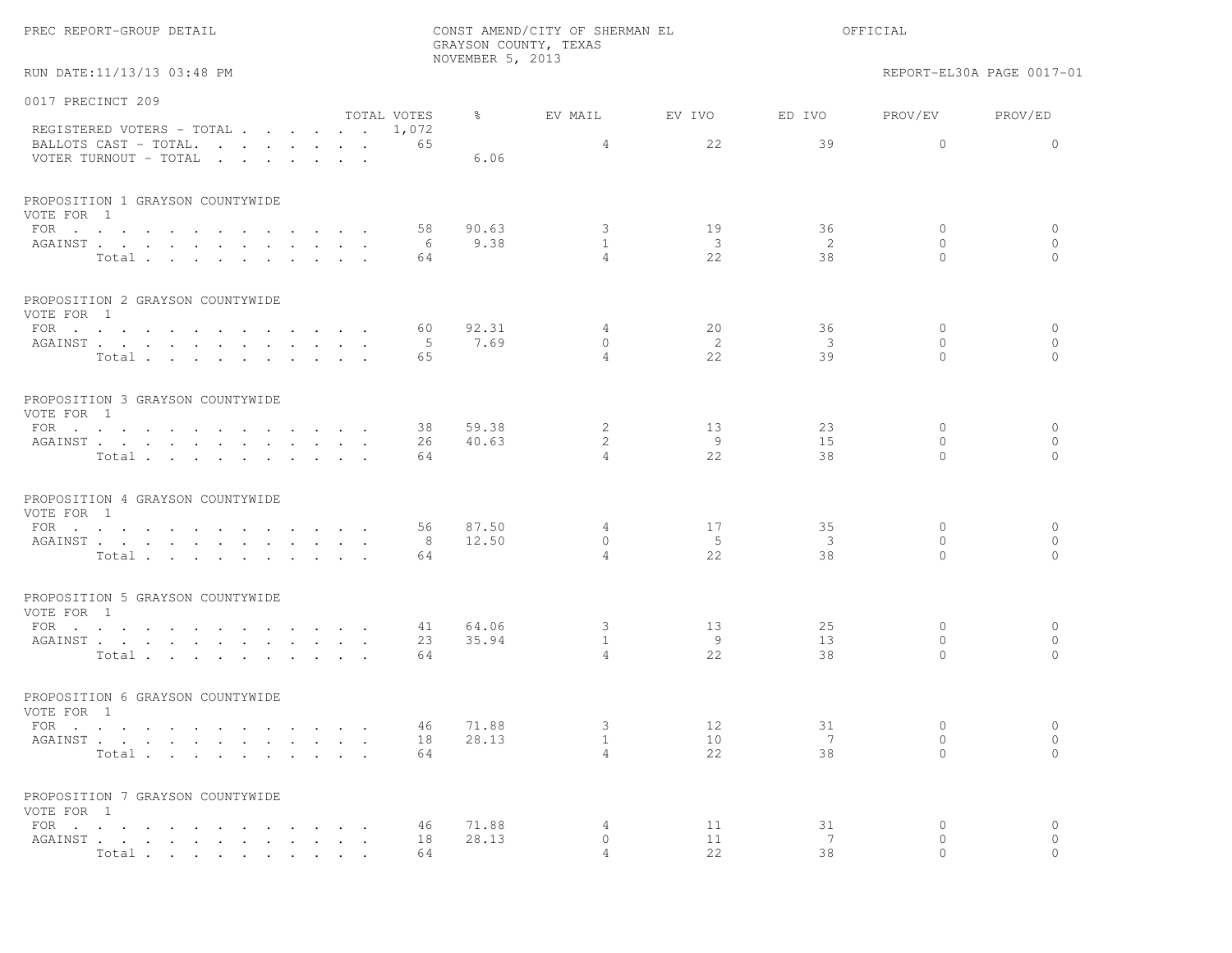PREC REPORT-GROUP DETAIL

CONST AMEND/CITY OF SHERMAN EL
GRAYSON COUNTY, TEXAS
NOVEMBER 5, 2013

OFFICIAL

RUN DATE:11/13/13 03:48 PM

REPORT-EL30A PAGE 0017-01

## 0017 PRECINCT 209

| | TOTAL VOTES | % | EV MAIL | EV IVO | ED IVO | PROV/EV | PROV/ED |
|---|---|---|---|---|---|---|---|
| REGISTERED VOTERS - TOTAL | 1,072 | | | | | | |
| BALLOTS CAST - TOTAL. | 65 | | 4 | 22 | 39 | 0 | 0 |
| VOTER TURNOUT - TOTAL | | 6.06 | | | | | |

### PROPOSITION 1 GRAYSON COUNTYWIDE
VOTE FOR 1

| | TOTAL VOTES | % | EV MAIL | EV IVO | ED IVO | PROV/EV | PROV/ED |
|---|---|---|---|---|---|---|---|
| FOR | 58 | 90.63 | 3 | 19 | 36 | 0 | 0 |
| AGAINST | 6 | 9.38 | 1 | 3 | 2 | 0 | 0 |
| Total | 64 | | 4 | 22 | 38 | 0 | 0 |

### PROPOSITION 2 GRAYSON COUNTYWIDE
VOTE FOR 1

| | TOTAL VOTES | % | EV MAIL | EV IVO | ED IVO | PROV/EV | PROV/ED |
|---|---|---|---|---|---|---|---|
| FOR | 60 | 92.31 | 4 | 20 | 36 | 0 | 0 |
| AGAINST | 5 | 7.69 | 0 | 2 | 3 | 0 | 0 |
| Total | 65 | | 4 | 22 | 39 | 0 | 0 |

### PROPOSITION 3 GRAYSON COUNTYWIDE
VOTE FOR 1

| | TOTAL VOTES | % | EV MAIL | EV IVO | ED IVO | PROV/EV | PROV/ED |
|---|---|---|---|---|---|---|---|
| FOR | 38 | 59.38 | 2 | 13 | 23 | 0 | 0 |
| AGAINST | 26 | 40.63 | 2 | 9 | 15 | 0 | 0 |
| Total | 64 | | 4 | 22 | 38 | 0 | 0 |

### PROPOSITION 4 GRAYSON COUNTYWIDE
VOTE FOR 1

| | TOTAL VOTES | % | EV MAIL | EV IVO | ED IVO | PROV/EV | PROV/ED |
|---|---|---|---|---|---|---|---|
| FOR | 56 | 87.50 | 4 | 17 | 35 | 0 | 0 |
| AGAINST | 8 | 12.50 | 0 | 5 | 3 | 0 | 0 |
| Total | 64 | | 4 | 22 | 38 | 0 | 0 |

### PROPOSITION 5 GRAYSON COUNTYWIDE
VOTE FOR 1

| | TOTAL VOTES | % | EV MAIL | EV IVO | ED IVO | PROV/EV | PROV/ED |
|---|---|---|---|---|---|---|---|
| FOR | 41 | 64.06 | 3 | 13 | 25 | 0 | 0 |
| AGAINST | 23 | 35.94 | 1 | 9 | 13 | 0 | 0 |
| Total | 64 | | 4 | 22 | 38 | 0 | 0 |

### PROPOSITION 6 GRAYSON COUNTYWIDE
VOTE FOR 1

| | TOTAL VOTES | % | EV MAIL | EV IVO | ED IVO | PROV/EV | PROV/ED |
|---|---|---|---|---|---|---|---|
| FOR | 46 | 71.88 | 3 | 12 | 31 | 0 | 0 |
| AGAINST | 18 | 28.13 | 1 | 10 | 7 | 0 | 0 |
| Total | 64 | | 4 | 22 | 38 | 0 | 0 |

### PROPOSITION 7 GRAYSON COUNTYWIDE
VOTE FOR 1

| | TOTAL VOTES | % | EV MAIL | EV IVO | ED IVO | PROV/EV | PROV/ED |
|---|---|---|---|---|---|---|---|
| FOR | 46 | 71.88 | 4 | 11 | 31 | 0 | 0 |
| AGAINST | 18 | 28.13 | 0 | 11 | 7 | 0 | 0 |
| Total | 64 | | 4 | 22 | 38 | 0 | 0 |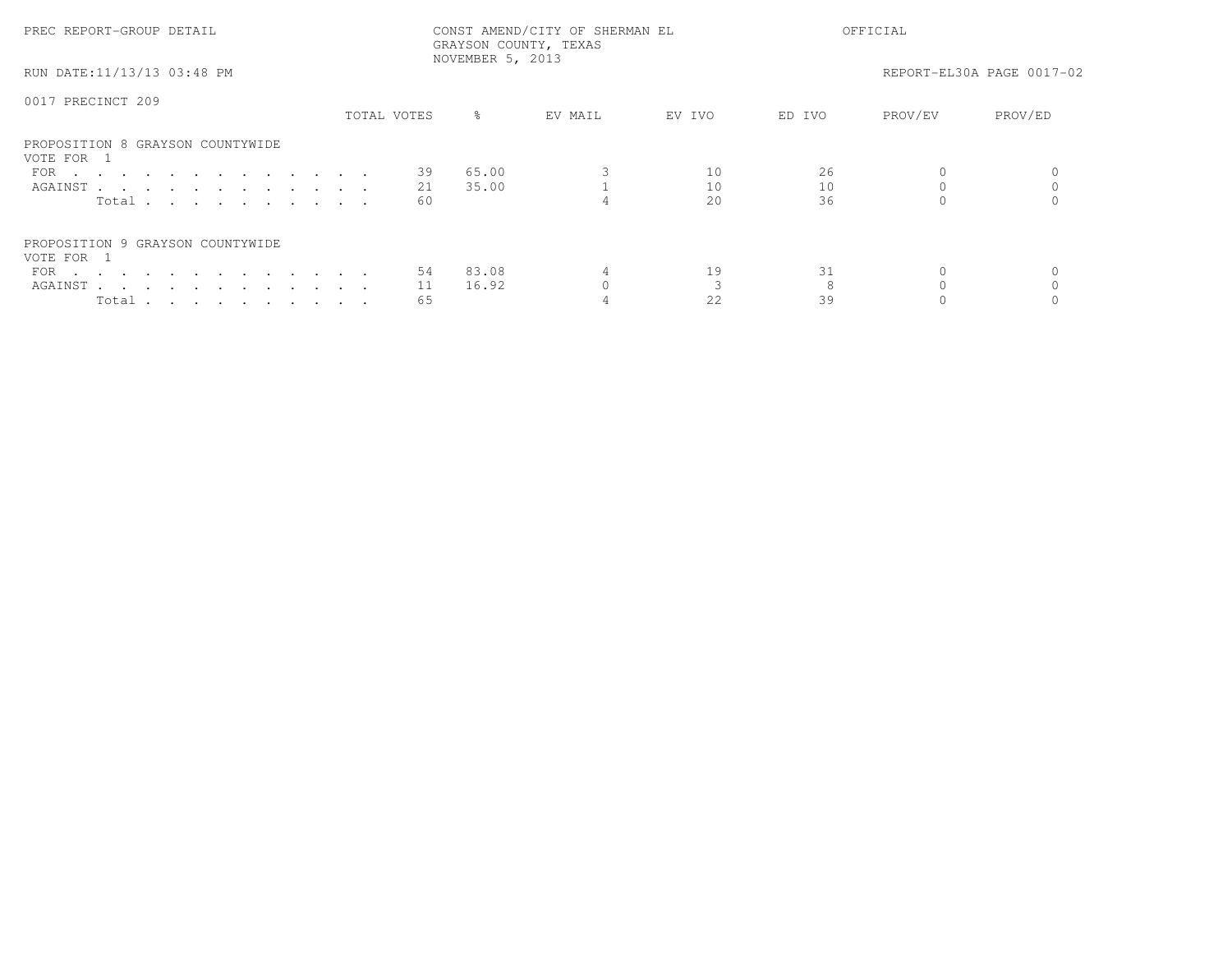PREC REPORT-GROUP DETAIL

CONST AMEND/CITY OF SHERMAN EL
GRAYSON COUNTY, TEXAS
NOVEMBER 5, 2013

OFFICIAL

RUN DATE:11/13/13 03:48 PM

REPORT-EL30A PAGE 0017-02

0017 PRECINCT 209

| | TOTAL VOTES | % | EV MAIL | EV IVO | ED IVO | PROV/EV | PROV/ED |
|---|---|---|---|---|---|---|---|
| **PROPOSITION 8 GRAYSON COUNTYWIDE** | | | | | | | |
| VOTE FOR 1 | | | | | | | |
| FOR | 39 | 65.00 | 3 | 10 | 26 | 0 | 0 |
| AGAINST | 21 | 35.00 | 1 | 10 | 10 | 0 | 0 |
| Total | 60 | | 4 | 20 | 36 | 0 | 0 |
| **PROPOSITION 9 GRAYSON COUNTYWIDE** | | | | | | | |
| VOTE FOR 1 | | | | | | | |
| FOR | 54 | 83.08 | 4 | 19 | 31 | 0 | 0 |
| AGAINST | 11 | 16.92 | 0 | 3 | 8 | 0 | 0 |
| Total | 65 | | 4 | 22 | 39 | 0 | 0 |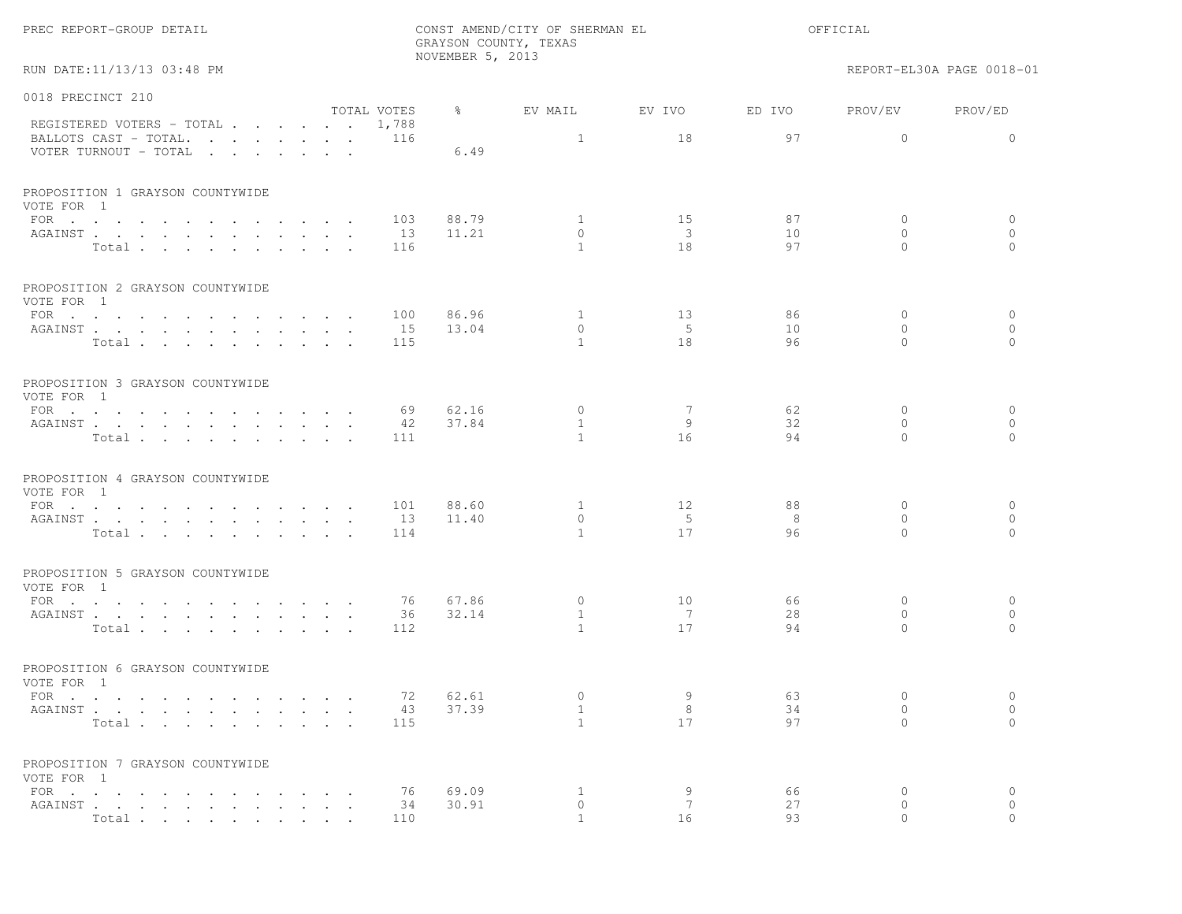PREC REPORT-GROUP DETAIL

CONST AMEND/CITY OF SHERMAN EL
GRAYSON COUNTY, TEXAS
NOVEMBER 5, 2013

OFFICIAL

RUN DATE:11/13/13 03:48 PM

REPORT-EL30A PAGE 0018-01

## 0018 PRECINCT 210

| | TOTAL VOTES | % | EV MAIL | EV IVO | ED IVO | PROV/EV | PROV/ED |
|---|---|---|---|---|---|---|---|
| REGISTERED VOTERS - TOTAL | 1,788 | | | | | | |
| BALLOTS CAST - TOTAL. | 116 | | 1 | 18 | 97 | 0 | 0 |
| VOTER TURNOUT - TOTAL | | 6.49 | | | | | |

### PROPOSITION 1 GRAYSON COUNTYWIDE

VOTE FOR 1

| | TOTAL VOTES | % | EV MAIL | EV IVO | ED IVO | PROV/EV | PROV/ED |
|---|---|---|---|---|---|---|---|
| FOR | 103 | 88.79 | 1 | 15 | 87 | 0 | 0 |
| AGAINST | 13 | 11.21 | 0 | 3 | 10 | 0 | 0 |
| Total | 116 | | 1 | 18 | 97 | 0 | 0 |

### PROPOSITION 2 GRAYSON COUNTYWIDE

VOTE FOR 1

| | TOTAL VOTES | % | EV MAIL | EV IVO | ED IVO | PROV/EV | PROV/ED |
|---|---|---|---|---|---|---|---|
| FOR | 100 | 86.96 | 1 | 13 | 86 | 0 | 0 |
| AGAINST | 15 | 13.04 | 0 | 5 | 10 | 0 | 0 |
| Total | 115 | | 1 | 18 | 96 | 0 | 0 |

### PROPOSITION 3 GRAYSON COUNTYWIDE

VOTE FOR 1

| | TOTAL VOTES | % | EV MAIL | EV IVO | ED IVO | PROV/EV | PROV/ED |
|---|---|---|---|---|---|---|---|
| FOR | 69 | 62.16 | 0 | 7 | 62 | 0 | 0 |
| AGAINST | 42 | 37.84 | 1 | 9 | 32 | 0 | 0 |
| Total | 111 | | 1 | 16 | 94 | 0 | 0 |

### PROPOSITION 4 GRAYSON COUNTYWIDE

VOTE FOR 1

| | TOTAL VOTES | % | EV MAIL | EV IVO | ED IVO | PROV/EV | PROV/ED |
|---|---|---|---|---|---|---|---|
| FOR | 101 | 88.60 | 1 | 12 | 88 | 0 | 0 |
| AGAINST | 13 | 11.40 | 0 | 5 | 8 | 0 | 0 |
| Total | 114 | | 1 | 17 | 96 | 0 | 0 |

### PROPOSITION 5 GRAYSON COUNTYWIDE

VOTE FOR 1

| | TOTAL VOTES | % | EV MAIL | EV IVO | ED IVO | PROV/EV | PROV/ED |
|---|---|---|---|---|---|---|---|
| FOR | 76 | 67.86 | 0 | 10 | 66 | 0 | 0 |
| AGAINST | 36 | 32.14 | 1 | 7 | 28 | 0 | 0 |
| Total | 112 | | 1 | 17 | 94 | 0 | 0 |

### PROPOSITION 6 GRAYSON COUNTYWIDE

VOTE FOR 1

| | TOTAL VOTES | % | EV MAIL | EV IVO | ED IVO | PROV/EV | PROV/ED |
|---|---|---|---|---|---|---|---|
| FOR | 72 | 62.61 | 0 | 9 | 63 | 0 | 0 |
| AGAINST | 43 | 37.39 | 1 | 8 | 34 | 0 | 0 |
| Total | 115 | | 1 | 17 | 97 | 0 | 0 |

### PROPOSITION 7 GRAYSON COUNTYWIDE

VOTE FOR 1

| | TOTAL VOTES | % | EV MAIL | EV IVO | ED IVO | PROV/EV | PROV/ED |
|---|---|---|---|---|---|---|---|
| FOR | 76 | 69.09 | 1 | 9 | 66 | 0 | 0 |
| AGAINST | 34 | 30.91 | 0 | 7 | 27 | 0 | 0 |
| Total | 110 | | 1 | 16 | 93 | 0 | 0 |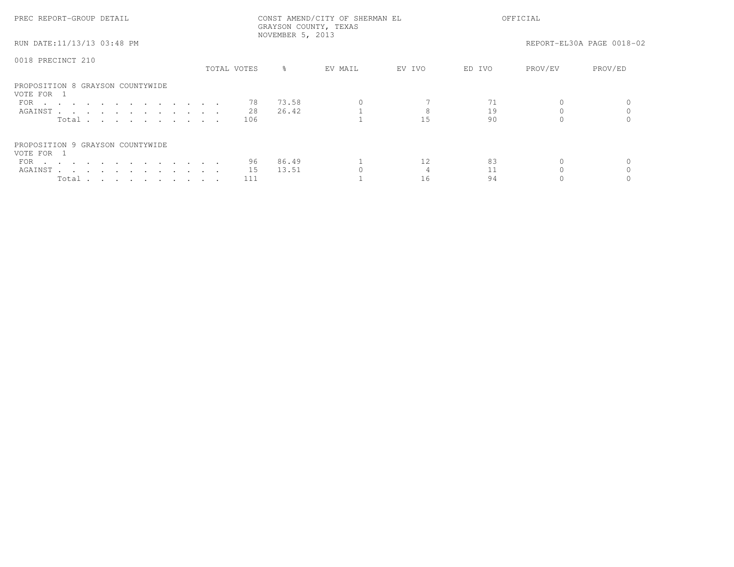PREC REPORT-GROUP DETAIL

CONST AMEND/CITY OF SHERMAN EL
GRAYSON COUNTY, TEXAS
NOVEMBER 5, 2013

OFFICIAL

RUN DATE:11/13/13 03:48 PM

REPORT-EL30A PAGE 0018-02

0018 PRECINCT 210

| | TOTAL VOTES | % | EV MAIL | EV IVO | ED IVO | PROV/EV | PROV/ED |
|---|---|---|---|---|---|---|---|
| **PROPOSITION 8 GRAYSON COUNTYWIDE** | | | | | | | |
| VOTE FOR 1 | | | | | | | |
| FOR | 78 | 73.58 | 0 | 7 | 71 | 0 | 0 |
| AGAINST | 28 | 26.42 | 1 | 8 | 19 | 0 | 0 |
| Total | 106 | | 1 | 15 | 90 | 0 | 0 |
| **PROPOSITION 9 GRAYSON COUNTYWIDE** | | | | | | | |
| VOTE FOR 1 | | | | | | | |
| FOR | 96 | 86.49 | 1 | 12 | 83 | 0 | 0 |
| AGAINST | 15 | 13.51 | 0 | 4 | 11 | 0 | 0 |
| Total | 111 | | 1 | 16 | 94 | 0 | 0 |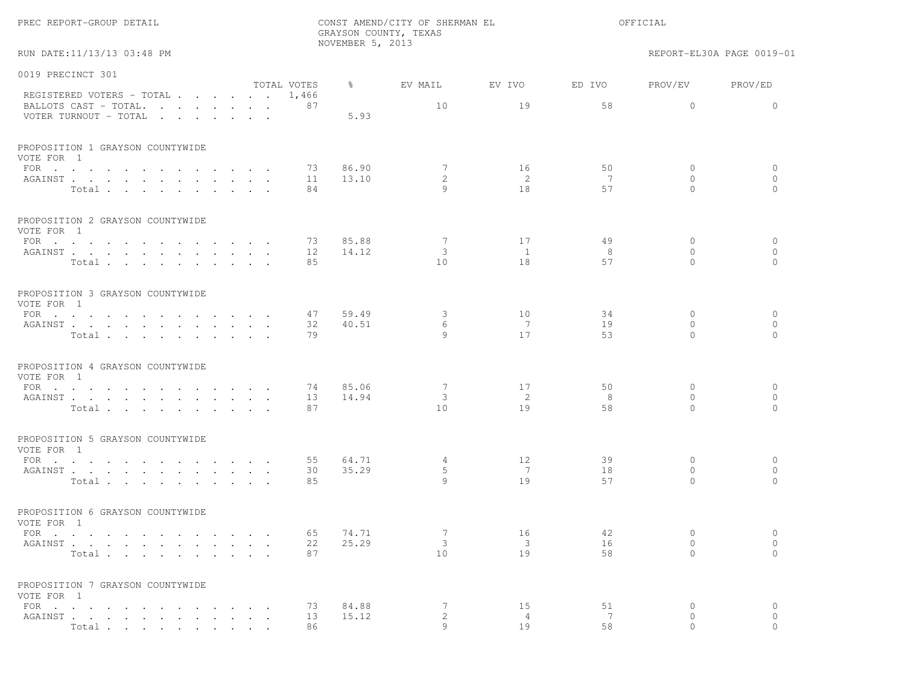PREC REPORT-GROUP DETAIL

CONST AMEND/CITY OF SHERMAN EL
GRAYSON COUNTY, TEXAS
NOVEMBER 5, 2013

OFFICIAL

RUN DATE:11/13/13 03:48 PM

REPORT-EL30A PAGE 0019-01

## 0019 PRECINCT 301

| | TOTAL VOTES | % | EV MAIL | EV IVO | ED IVO | PROV/EV | PROV/ED |
|---|---|---|---|---|---|---|---|
| REGISTERED VOTERS - TOTAL | 1,466 | | | | | | |
| BALLOTS CAST - TOTAL. | 87 | | 10 | 19 | 58 | 0 | 0 |
| VOTER TURNOUT - TOTAL | | 5.93 | | | | | |

### PROPOSITION 1 GRAYSON COUNTYWIDE
VOTE FOR 1

| | TOTAL VOTES | % | EV MAIL | EV IVO | ED IVO | PROV/EV | PROV/ED |
|---|---|---|---|---|---|---|---|
| FOR | 73 | 86.90 | 7 | 16 | 50 | 0 | 0 |
| AGAINST | 11 | 13.10 | 2 | 2 | 7 | 0 | 0 |
| Total | 84 | | 9 | 18 | 57 | 0 | 0 |

### PROPOSITION 2 GRAYSON COUNTYWIDE
VOTE FOR 1

| | TOTAL VOTES | % | EV MAIL | EV IVO | ED IVO | PROV/EV | PROV/ED |
|---|---|---|---|---|---|---|---|
| FOR | 73 | 85.88 | 7 | 17 | 49 | 0 | 0 |
| AGAINST | 12 | 14.12 | 3 | 1 | 8 | 0 | 0 |
| Total | 85 | | 10 | 18 | 57 | 0 | 0 |

### PROPOSITION 3 GRAYSON COUNTYWIDE
VOTE FOR 1

| | TOTAL VOTES | % | EV MAIL | EV IVO | ED IVO | PROV/EV | PROV/ED |
|---|---|---|---|---|---|---|---|
| FOR | 47 | 59.49 | 3 | 10 | 34 | 0 | 0 |
| AGAINST | 32 | 40.51 | 6 | 7 | 19 | 0 | 0 |
| Total | 79 | | 9 | 17 | 53 | 0 | 0 |

### PROPOSITION 4 GRAYSON COUNTYWIDE
VOTE FOR 1

| | TOTAL VOTES | % | EV MAIL | EV IVO | ED IVO | PROV/EV | PROV/ED |
|---|---|---|---|---|---|---|---|
| FOR | 74 | 85.06 | 7 | 17 | 50 | 0 | 0 |
| AGAINST | 13 | 14.94 | 3 | 2 | 8 | 0 | 0 |
| Total | 87 | | 10 | 19 | 58 | 0 | 0 |

### PROPOSITION 5 GRAYSON COUNTYWIDE
VOTE FOR 1

| | TOTAL VOTES | % | EV MAIL | EV IVO | ED IVO | PROV/EV | PROV/ED |
|---|---|---|---|---|---|---|---|
| FOR | 55 | 64.71 | 4 | 12 | 39 | 0 | 0 |
| AGAINST | 30 | 35.29 | 5 | 7 | 18 | 0 | 0 |
| Total | 85 | | 9 | 19 | 57 | 0 | 0 |

### PROPOSITION 6 GRAYSON COUNTYWIDE
VOTE FOR 1

| | TOTAL VOTES | % | EV MAIL | EV IVO | ED IVO | PROV/EV | PROV/ED |
|---|---|---|---|---|---|---|---|
| FOR | 65 | 74.71 | 7 | 16 | 42 | 0 | 0 |
| AGAINST | 22 | 25.29 | 3 | 3 | 16 | 0 | 0 |
| Total | 87 | | 10 | 19 | 58 | 0 | 0 |

### PROPOSITION 7 GRAYSON COUNTYWIDE
VOTE FOR 1

| | TOTAL VOTES | % | EV MAIL | EV IVO | ED IVO | PROV/EV | PROV/ED |
|---|---|---|---|---|---|---|---|
| FOR | 73 | 84.88 | 7 | 15 | 51 | 0 | 0 |
| AGAINST | 13 | 15.12 | 2 | 4 | 7 | 0 | 0 |
| Total | 86 | | 9 | 19 | 58 | 0 | 0 |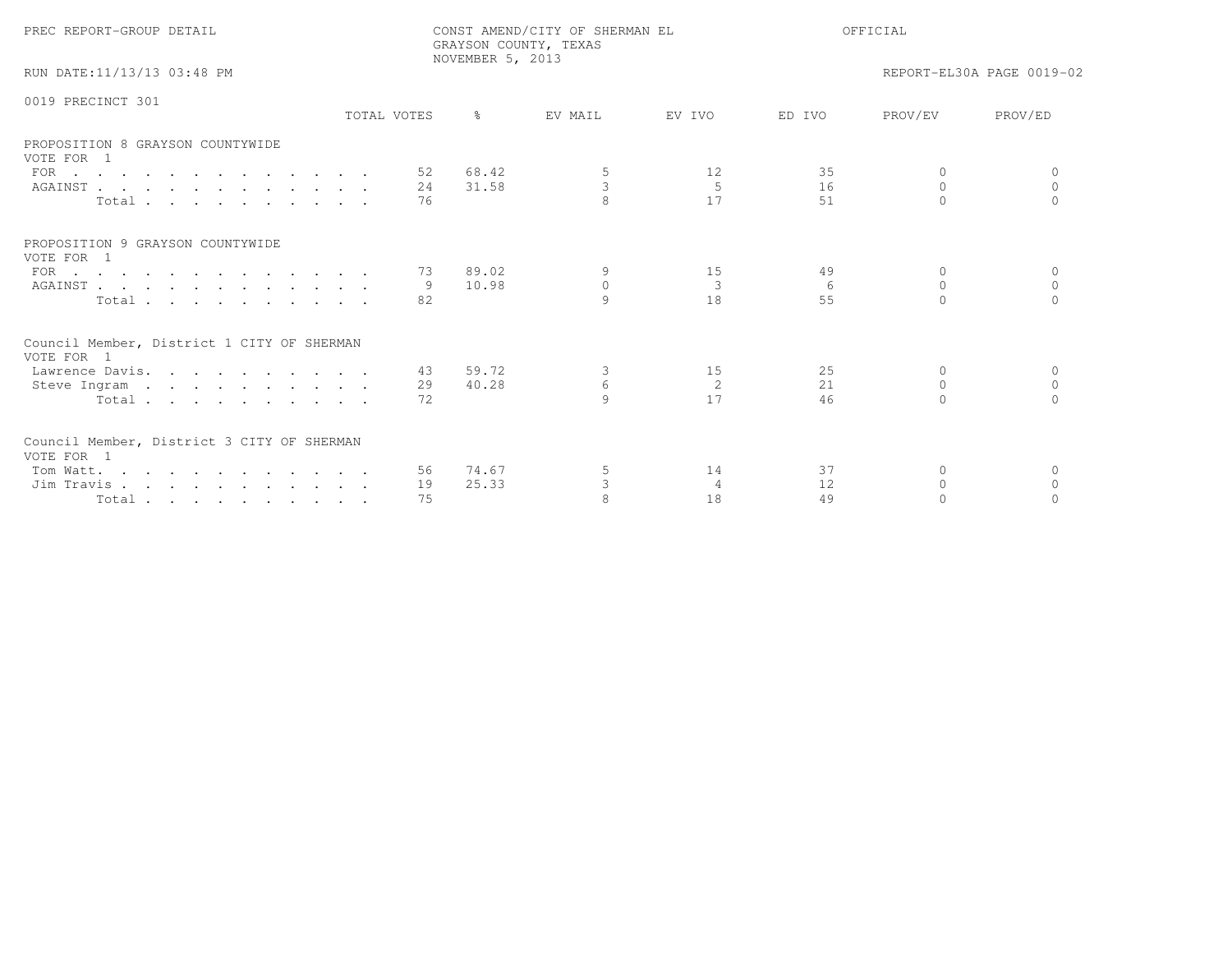PREC REPORT-GROUP DETAIL

CONST AMEND/CITY OF SHERMAN EL
GRAYSON COUNTY, TEXAS
NOVEMBER 5, 2013

OFFICIAL

RUN DATE:11/13/13 03:48 PM

REPORT-EL30A PAGE 0019-02

0019 PRECINCT 301

| | TOTAL VOTES | % | EV MAIL | EV IVO | ED IVO | PROV/EV | PROV/ED |
|---|---|---|---|---|---|---|---|
| **PROPOSITION 8 GRAYSON COUNTYWIDE** | | | | | | | |
| VOTE FOR 1 | | | | | | | |
| FOR | 52 | 68.42 | 5 | 12 | 35 | 0 | 0 |
| AGAINST | 24 | 31.58 | 3 | 5 | 16 | 0 | 0 |
| Total | 76 | | 8 | 17 | 51 | 0 | 0 |
| **PROPOSITION 9 GRAYSON COUNTYWIDE** | | | | | | | |
| VOTE FOR 1 | | | | | | | |
| FOR | 73 | 89.02 | 9 | 15 | 49 | 0 | 0 |
| AGAINST | 9 | 10.98 | 0 | 3 | 6 | 0 | 0 |
| Total | 82 | | 9 | 18 | 55 | 0 | 0 |
| **Council Member, District 1 CITY OF SHERMAN** | | | | | | | |
| VOTE FOR 1 | | | | | | | |
| Lawrence Davis | 43 | 59.72 | 3 | 15 | 25 | 0 | 0 |
| Steve Ingram | 29 | 40.28 | 6 | 2 | 21 | 0 | 0 |
| Total | 72 | | 9 | 17 | 46 | 0 | 0 |
| **Council Member, District 3 CITY OF SHERMAN** | | | | | | | |
| VOTE FOR 1 | | | | | | | |
| Tom Watt | 56 | 74.67 | 5 | 14 | 37 | 0 | 0 |
| Jim Travis | 19 | 25.33 | 3 | 4 | 12 | 0 | 0 |
| Total | 75 | | 8 | 18 | 49 | 0 | 0 |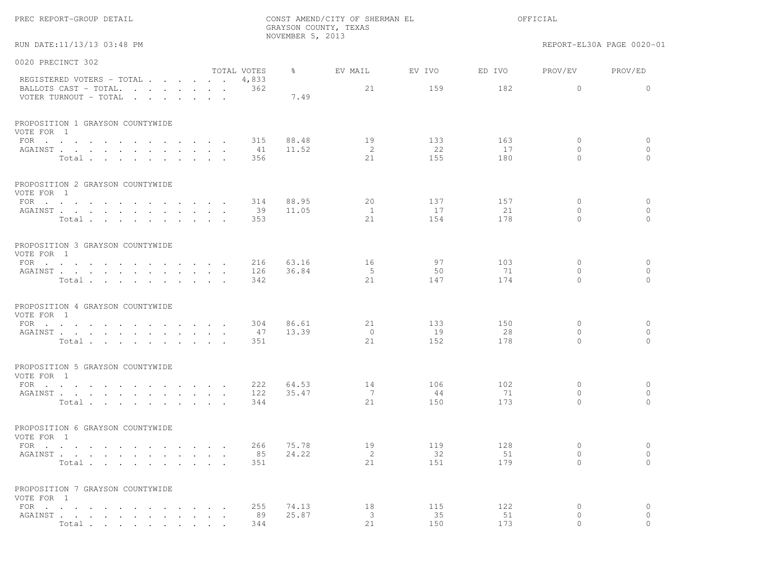PREC REPORT-GROUP DETAIL

CONST AMEND/CITY OF SHERMAN EL
GRAYSON COUNTY, TEXAS
NOVEMBER 5, 2013

OFFICIAL

RUN DATE:11/13/13 03:48 PM

REPORT-EL30A PAGE 0020-01

## 0020 PRECINCT 302

| | TOTAL VOTES | % | EV MAIL | EV IVO | ED IVO | PROV/EV | PROV/ED |
|---|---|---|---|---|---|---|---|
| REGISTERED VOTERS - TOTAL | 4,833 | | | | | | |
| BALLOTS CAST - TOTAL. | 362 | | 21 | 159 | 182 | 0 | 0 |
| VOTER TURNOUT - TOTAL | | 7.49 | | | | | |

### PROPOSITION 1 GRAYSON COUNTYWIDE
VOTE FOR 1

| | TOTAL VOTES | % | EV MAIL | EV IVO | ED IVO | PROV/EV | PROV/ED |
|---|---|---|---|---|---|---|---|
| FOR | 315 | 88.48 | 19 | 133 | 163 | 0 | 0 |
| AGAINST | 41 | 11.52 | 2 | 22 | 17 | 0 | 0 |
| Total | 356 | | 21 | 155 | 180 | 0 | 0 |

### PROPOSITION 2 GRAYSON COUNTYWIDE
VOTE FOR 1

| | TOTAL VOTES | % | EV MAIL | EV IVO | ED IVO | PROV/EV | PROV/ED |
|---|---|---|---|---|---|---|---|
| FOR | 314 | 88.95 | 20 | 137 | 157 | 0 | 0 |
| AGAINST | 39 | 11.05 | 1 | 17 | 21 | 0 | 0 |
| Total | 353 | | 21 | 154 | 178 | 0 | 0 |

### PROPOSITION 3 GRAYSON COUNTYWIDE
VOTE FOR 1

| | TOTAL VOTES | % | EV MAIL | EV IVO | ED IVO | PROV/EV | PROV/ED |
|---|---|---|---|---|---|---|---|
| FOR | 216 | 63.16 | 16 | 97 | 103 | 0 | 0 |
| AGAINST | 126 | 36.84 | 5 | 50 | 71 | 0 | 0 |
| Total | 342 | | 21 | 147 | 174 | 0 | 0 |

### PROPOSITION 4 GRAYSON COUNTYWIDE
VOTE FOR 1

| | TOTAL VOTES | % | EV MAIL | EV IVO | ED IVO | PROV/EV | PROV/ED |
|---|---|---|---|---|---|---|---|
| FOR | 304 | 86.61 | 21 | 133 | 150 | 0 | 0 |
| AGAINST | 47 | 13.39 | 0 | 19 | 28 | 0 | 0 |
| Total | 351 | | 21 | 152 | 178 | 0 | 0 |

### PROPOSITION 5 GRAYSON COUNTYWIDE
VOTE FOR 1

| | TOTAL VOTES | % | EV MAIL | EV IVO | ED IVO | PROV/EV | PROV/ED |
|---|---|---|---|---|---|---|---|
| FOR | 222 | 64.53 | 14 | 106 | 102 | 0 | 0 |
| AGAINST | 122 | 35.47 | 7 | 44 | 71 | 0 | 0 |
| Total | 344 | | 21 | 150 | 173 | 0 | 0 |

### PROPOSITION 6 GRAYSON COUNTYWIDE
VOTE FOR 1

| | TOTAL VOTES | % | EV MAIL | EV IVO | ED IVO | PROV/EV | PROV/ED |
|---|---|---|---|---|---|---|---|
| FOR | 266 | 75.78 | 19 | 119 | 128 | 0 | 0 |
| AGAINST | 85 | 24.22 | 2 | 32 | 51 | 0 | 0 |
| Total | 351 | | 21 | 151 | 179 | 0 | 0 |

### PROPOSITION 7 GRAYSON COUNTYWIDE
VOTE FOR 1

| | TOTAL VOTES | % | EV MAIL | EV IVO | ED IVO | PROV/EV | PROV/ED |
|---|---|---|---|---|---|---|---|
| FOR | 255 | 74.13 | 18 | 115 | 122 | 0 | 0 |
| AGAINST | 89 | 25.87 | 3 | 35 | 51 | 0 | 0 |
| Total | 344 | | 21 | 150 | 173 | 0 | 0 |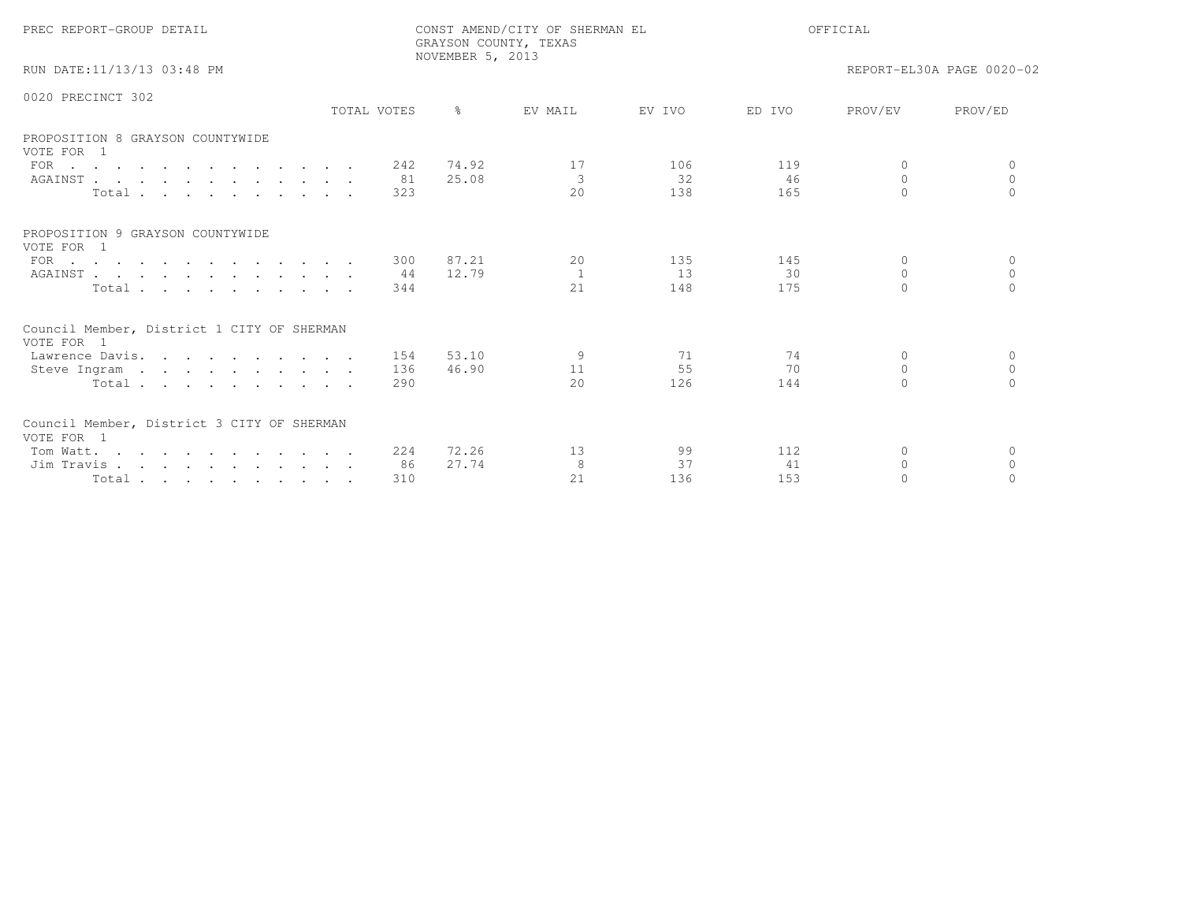PREC REPORT-GROUP DETAIL

CONST AMEND/CITY OF SHERMAN EL
GRAYSON COUNTY, TEXAS
NOVEMBER 5, 2013

OFFICIAL

RUN DATE:11/13/13 03:48 PM

REPORT-EL30A PAGE 0020-02

## 0020 PRECINCT 302

| | TOTAL VOTES | % | EV MAIL | EV IVO | ED IVO | PROV/EV | PROV/ED |
|---|---|---|---|---|---|---|---|
| **PROPOSITION 8 GRAYSON COUNTYWIDE** | | | | | | | |
| VOTE FOR 1 | | | | | | | |
| FOR | 242 | 74.92 | 17 | 106 | 119 | 0 | 0 |
| AGAINST | 81 | 25.08 | 3 | 32 | 46 | 0 | 0 |
| Total | 323 | | 20 | 138 | 165 | 0 | 0 |
| **PROPOSITION 9 GRAYSON COUNTYWIDE** | | | | | | | |
| VOTE FOR 1 | | | | | | | |
| FOR | 300 | 87.21 | 20 | 135 | 145 | 0 | 0 |
| AGAINST | 44 | 12.79 | 1 | 13 | 30 | 0 | 0 |
| Total | 344 | | 21 | 148 | 175 | 0 | 0 |
| **Council Member, District 1 CITY OF SHERMAN** | | | | | | | |
| VOTE FOR 1 | | | | | | | |
| Lawrence Davis | 154 | 53.10 | 9 | 71 | 74 | 0 | 0 |
| Steve Ingram | 136 | 46.90 | 11 | 55 | 70 | 0 | 0 |
| Total | 290 | | 20 | 126 | 144 | 0 | 0 |
| **Council Member, District 3 CITY OF SHERMAN** | | | | | | | |
| VOTE FOR 1 | | | | | | | |
| Tom Watt | 224 | 72.26 | 13 | 99 | 112 | 0 | 0 |
| Jim Travis | 86 | 27.74 | 8 | 37 | 41 | 0 | 0 |
| Total | 310 | | 21 | 136 | 153 | 0 | 0 |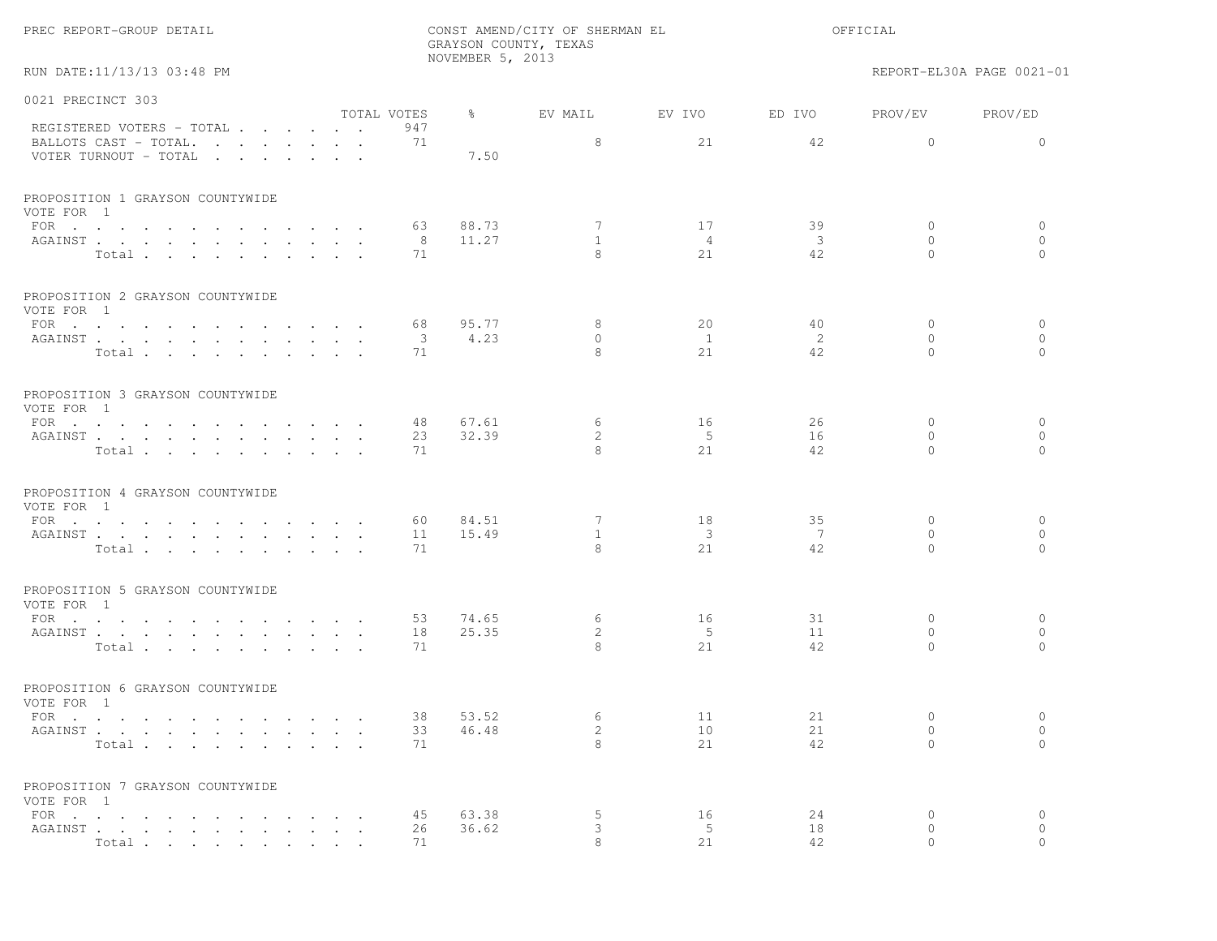PREC REPORT-GROUP DETAIL

CONST AMEND/CITY OF SHERMAN EL
GRAYSON COUNTY, TEXAS
NOVEMBER 5, 2013

OFFICIAL

RUN DATE:11/13/13 03:48 PM

REPORT-EL30A PAGE 0021-01

## 0021 PRECINCT 303

| | TOTAL VOTES | % | EV MAIL | EV IVO | ED IVO | PROV/EV | PROV/ED |
|---|---|---|---|---|---|---|---|
| REGISTERED VOTERS - TOTAL | 947 | | | | | | |
| BALLOTS CAST - TOTAL. | 71 | | 8 | 21 | 42 | 0 | 0 |
| VOTER TURNOUT - TOTAL | | 7.50 | | | | | |

### PROPOSITION 1 GRAYSON COUNTYWIDE
VOTE FOR 1

| | TOTAL VOTES | % | EV MAIL | EV IVO | ED IVO | PROV/EV | PROV/ED |
|---|---|---|---|---|---|---|---|
| FOR | 63 | 88.73 | 7 | 17 | 39 | 0 | 0 |
| AGAINST | 8 | 11.27 | 1 | 4 | 3 | 0 | 0 |
| Total | 71 | | 8 | 21 | 42 | 0 | 0 |

### PROPOSITION 2 GRAYSON COUNTYWIDE
VOTE FOR 1

| | TOTAL VOTES | % | EV MAIL | EV IVO | ED IVO | PROV/EV | PROV/ED |
|---|---|---|---|---|---|---|---|
| FOR | 68 | 95.77 | 8 | 20 | 40 | 0 | 0 |
| AGAINST | 3 | 4.23 | 0 | 1 | 2 | 0 | 0 |
| Total | 71 | | 8 | 21 | 42 | 0 | 0 |

### PROPOSITION 3 GRAYSON COUNTYWIDE
VOTE FOR 1

| | TOTAL VOTES | % | EV MAIL | EV IVO | ED IVO | PROV/EV | PROV/ED |
|---|---|---|---|---|---|---|---|
| FOR | 48 | 67.61 | 6 | 16 | 26 | 0 | 0 |
| AGAINST | 23 | 32.39 | 2 | 5 | 16 | 0 | 0 |
| Total | 71 | | 8 | 21 | 42 | 0 | 0 |

### PROPOSITION 4 GRAYSON COUNTYWIDE
VOTE FOR 1

| | TOTAL VOTES | % | EV MAIL | EV IVO | ED IVO | PROV/EV | PROV/ED |
|---|---|---|---|---|---|---|---|
| FOR | 60 | 84.51 | 7 | 18 | 35 | 0 | 0 |
| AGAINST | 11 | 15.49 | 1 | 3 | 7 | 0 | 0 |
| Total | 71 | | 8 | 21 | 42 | 0 | 0 |

### PROPOSITION 5 GRAYSON COUNTYWIDE
VOTE FOR 1

| | TOTAL VOTES | % | EV MAIL | EV IVO | ED IVO | PROV/EV | PROV/ED |
|---|---|---|---|---|---|---|---|
| FOR | 53 | 74.65 | 6 | 16 | 31 | 0 | 0 |
| AGAINST | 18 | 25.35 | 2 | 5 | 11 | 0 | 0 |
| Total | 71 | | 8 | 21 | 42 | 0 | 0 |

### PROPOSITION 6 GRAYSON COUNTYWIDE
VOTE FOR 1

| | TOTAL VOTES | % | EV MAIL | EV IVO | ED IVO | PROV/EV | PROV/ED |
|---|---|---|---|---|---|---|---|
| FOR | 38 | 53.52 | 6 | 11 | 21 | 0 | 0 |
| AGAINST | 33 | 46.48 | 2 | 10 | 21 | 0 | 0 |
| Total | 71 | | 8 | 21 | 42 | 0 | 0 |

### PROPOSITION 7 GRAYSON COUNTYWIDE
VOTE FOR 1

| | TOTAL VOTES | % | EV MAIL | EV IVO | ED IVO | PROV/EV | PROV/ED |
|---|---|---|---|---|---|---|---|
| FOR | 45 | 63.38 | 5 | 16 | 24 | 0 | 0 |
| AGAINST | 26 | 36.62 | 3 | 5 | 18 | 0 | 0 |
| Total | 71 | | 8 | 21 | 42 | 0 | 0 |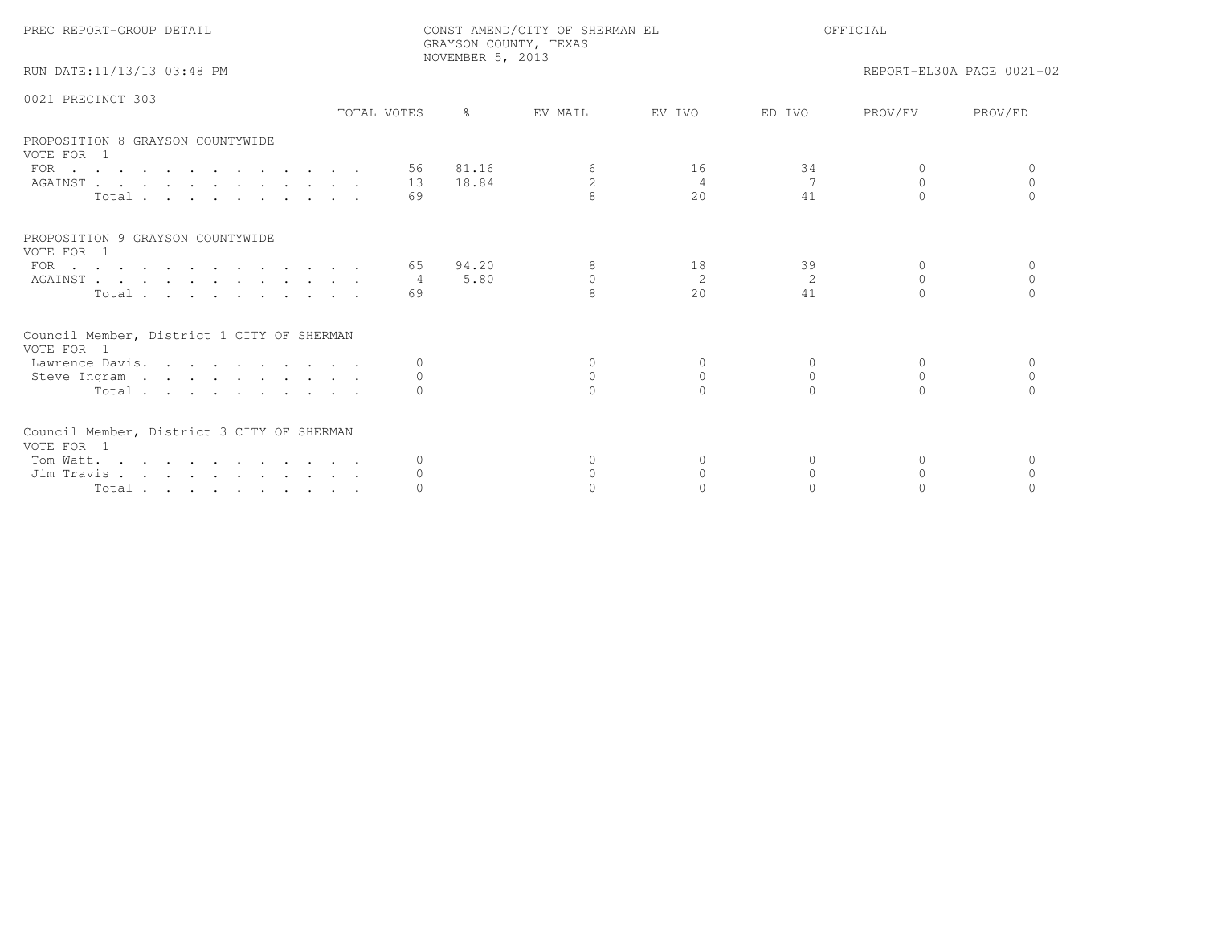PREC REPORT-GROUP DETAIL

CONST AMEND/CITY OF SHERMAN EL
GRAYSON COUNTY, TEXAS
NOVEMBER 5, 2013

OFFICIAL

RUN DATE:11/13/13 03:48 PM

REPORT-EL30A PAGE 0021-02

## 0021 PRECINCT 303

### PROPOSITION 8 GRAYSON COUNTYWIDE
VOTE FOR 1

| | TOTAL VOTES | % | EV MAIL | EV IVO | ED IVO | PROV/EV | PROV/ED |
|---|---|---|---|---|---|---|---|
| FOR | 56 | 81.16 | 6 | 16 | 34 | 0 | 0 |
| AGAINST | 13 | 18.84 | 2 | 4 | 7 | 0 | 0 |
| Total | 69 | | 8 | 20 | 41 | 0 | 0 |

### PROPOSITION 9 GRAYSON COUNTYWIDE
VOTE FOR 1

| | TOTAL VOTES | % | EV MAIL | EV IVO | ED IVO | PROV/EV | PROV/ED |
|---|---|---|---|---|---|---|---|
| FOR | 65 | 94.20 | 8 | 18 | 39 | 0 | 0 |
| AGAINST | 4 | 5.80 | 0 | 2 | 2 | 0 | 0 |
| Total | 69 | | 8 | 20 | 41 | 0 | 0 |

### Council Member, District 1 CITY OF SHERMAN
VOTE FOR 1

| | TOTAL VOTES | % | EV MAIL | EV IVO | ED IVO | PROV/EV | PROV/ED |
|---|---|---|---|---|---|---|---|
| Lawrence Davis | 0 | | 0 | 0 | 0 | 0 | 0 |
| Steve Ingram | 0 | | 0 | 0 | 0 | 0 | 0 |
| Total | 0 | | 0 | 0 | 0 | 0 | 0 |

### Council Member, District 3 CITY OF SHERMAN
VOTE FOR 1

| | TOTAL VOTES | % | EV MAIL | EV IVO | ED IVO | PROV/EV | PROV/ED |
|---|---|---|---|---|---|---|---|
| Tom Watt | 0 | | 0 | 0 | 0 | 0 | 0 |
| Jim Travis | 0 | | 0 | 0 | 0 | 0 | 0 |
| Total | 0 | | 0 | 0 | 0 | 0 | 0 |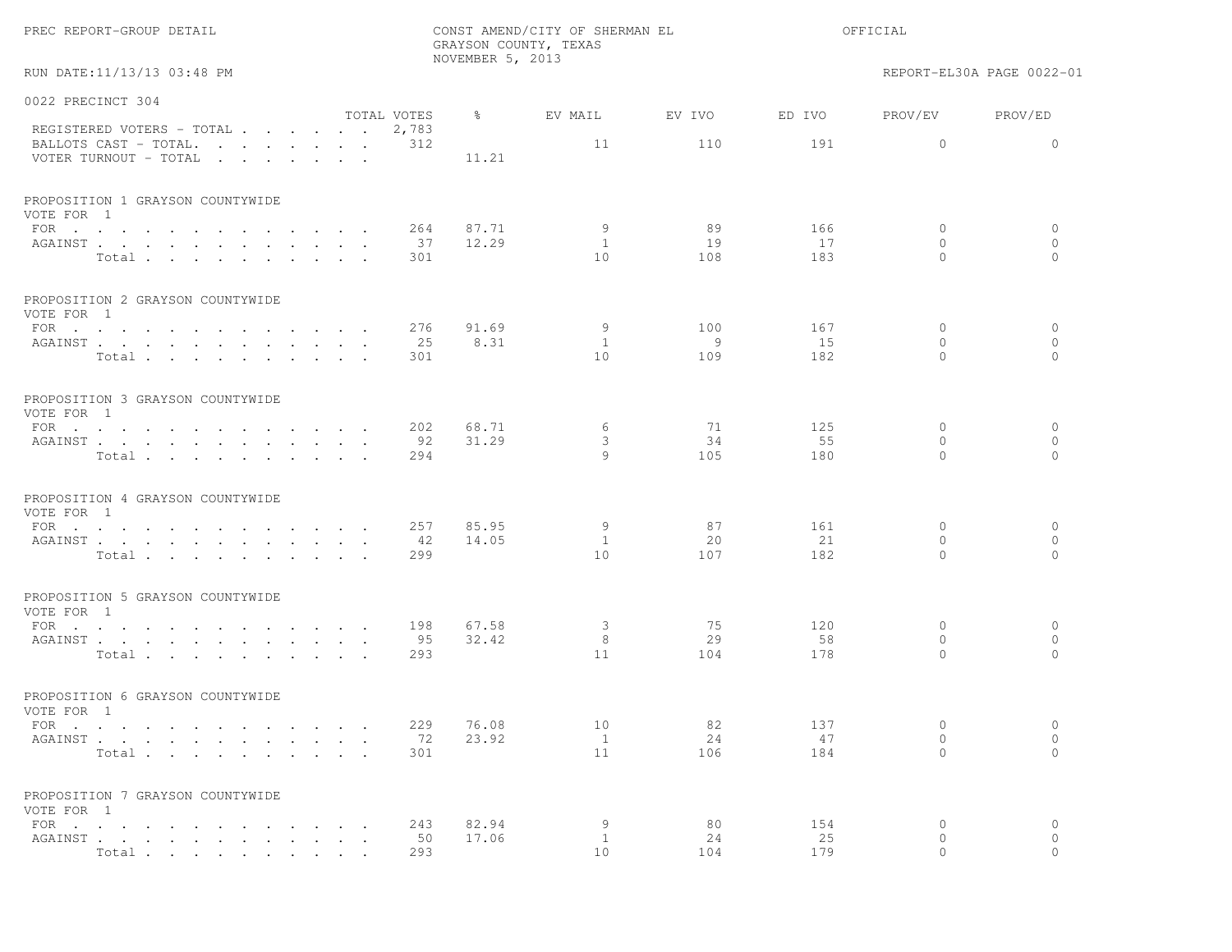PREC REPORT-GROUP DETAIL

CONST AMEND/CITY OF SHERMAN EL
GRAYSON COUNTY, TEXAS
NOVEMBER 5, 2013

OFFICIAL

RUN DATE:11/13/13 03:48 PM

REPORT-EL30A PAGE 0022-01

## 0022 PRECINCT 304

| | TOTAL VOTES | % | EV MAIL | EV IVO | ED IVO | PROV/EV | PROV/ED |
|---|---|---|---|---|---|---|---|
| REGISTERED VOTERS - TOTAL | 2,783 | | | | | | |
| BALLOTS CAST - TOTAL. | 312 | | 11 | 110 | 191 | 0 | 0 |
| VOTER TURNOUT - TOTAL | | 11.21 | | | | | |

### PROPOSITION 1 GRAYSON COUNTYWIDE

VOTE FOR 1

| | TOTAL VOTES | % | EV MAIL | EV IVO | ED IVO | PROV/EV | PROV/ED |
|---|---|---|---|---|---|---|---|
| FOR | 264 | 87.71 | 9 | 89 | 166 | 0 | 0 |
| AGAINST | 37 | 12.29 | 1 | 19 | 17 | 0 | 0 |
| Total | 301 | | 10 | 108 | 183 | 0 | 0 |

### PROPOSITION 2 GRAYSON COUNTYWIDE

VOTE FOR 1

| | TOTAL VOTES | % | EV MAIL | EV IVO | ED IVO | PROV/EV | PROV/ED |
|---|---|---|---|---|---|---|---|
| FOR | 276 | 91.69 | 9 | 100 | 167 | 0 | 0 |
| AGAINST | 25 | 8.31 | 1 | 9 | 15 | 0 | 0 |
| Total | 301 | | 10 | 109 | 182 | 0 | 0 |

### PROPOSITION 3 GRAYSON COUNTYWIDE

VOTE FOR 1

| | TOTAL VOTES | % | EV MAIL | EV IVO | ED IVO | PROV/EV | PROV/ED |
|---|---|---|---|---|---|---|---|
| FOR | 202 | 68.71 | 6 | 71 | 125 | 0 | 0 |
| AGAINST | 92 | 31.29 | 3 | 34 | 55 | 0 | 0 |
| Total | 294 | | 9 | 105 | 180 | 0 | 0 |

### PROPOSITION 4 GRAYSON COUNTYWIDE

VOTE FOR 1

| | TOTAL VOTES | % | EV MAIL | EV IVO | ED IVO | PROV/EV | PROV/ED |
|---|---|---|---|---|---|---|---|
| FOR | 257 | 85.95 | 9 | 87 | 161 | 0 | 0 |
| AGAINST | 42 | 14.05 | 1 | 20 | 21 | 0 | 0 |
| Total | 299 | | 10 | 107 | 182 | 0 | 0 |

### PROPOSITION 5 GRAYSON COUNTYWIDE

VOTE FOR 1

| | TOTAL VOTES | % | EV MAIL | EV IVO | ED IVO | PROV/EV | PROV/ED |
|---|---|---|---|---|---|---|---|
| FOR | 198 | 67.58 | 3 | 75 | 120 | 0 | 0 |
| AGAINST | 95 | 32.42 | 8 | 29 | 58 | 0 | 0 |
| Total | 293 | | 11 | 104 | 178 | 0 | 0 |

### PROPOSITION 6 GRAYSON COUNTYWIDE

VOTE FOR 1

| | TOTAL VOTES | % | EV MAIL | EV IVO | ED IVO | PROV/EV | PROV/ED |
|---|---|---|---|---|---|---|---|
| FOR | 229 | 76.08 | 10 | 82 | 137 | 0 | 0 |
| AGAINST | 72 | 23.92 | 1 | 24 | 47 | 0 | 0 |
| Total | 301 | | 11 | 106 | 184 | 0 | 0 |

### PROPOSITION 7 GRAYSON COUNTYWIDE

VOTE FOR 1

| | TOTAL VOTES | % | EV MAIL | EV IVO | ED IVO | PROV/EV | PROV/ED |
|---|---|---|---|---|---|---|---|
| FOR | 243 | 82.94 | 9 | 80 | 154 | 0 | 0 |
| AGAINST | 50 | 17.06 | 1 | 24 | 25 | 0 | 0 |
| Total | 293 | | 10 | 104 | 179 | 0 | 0 |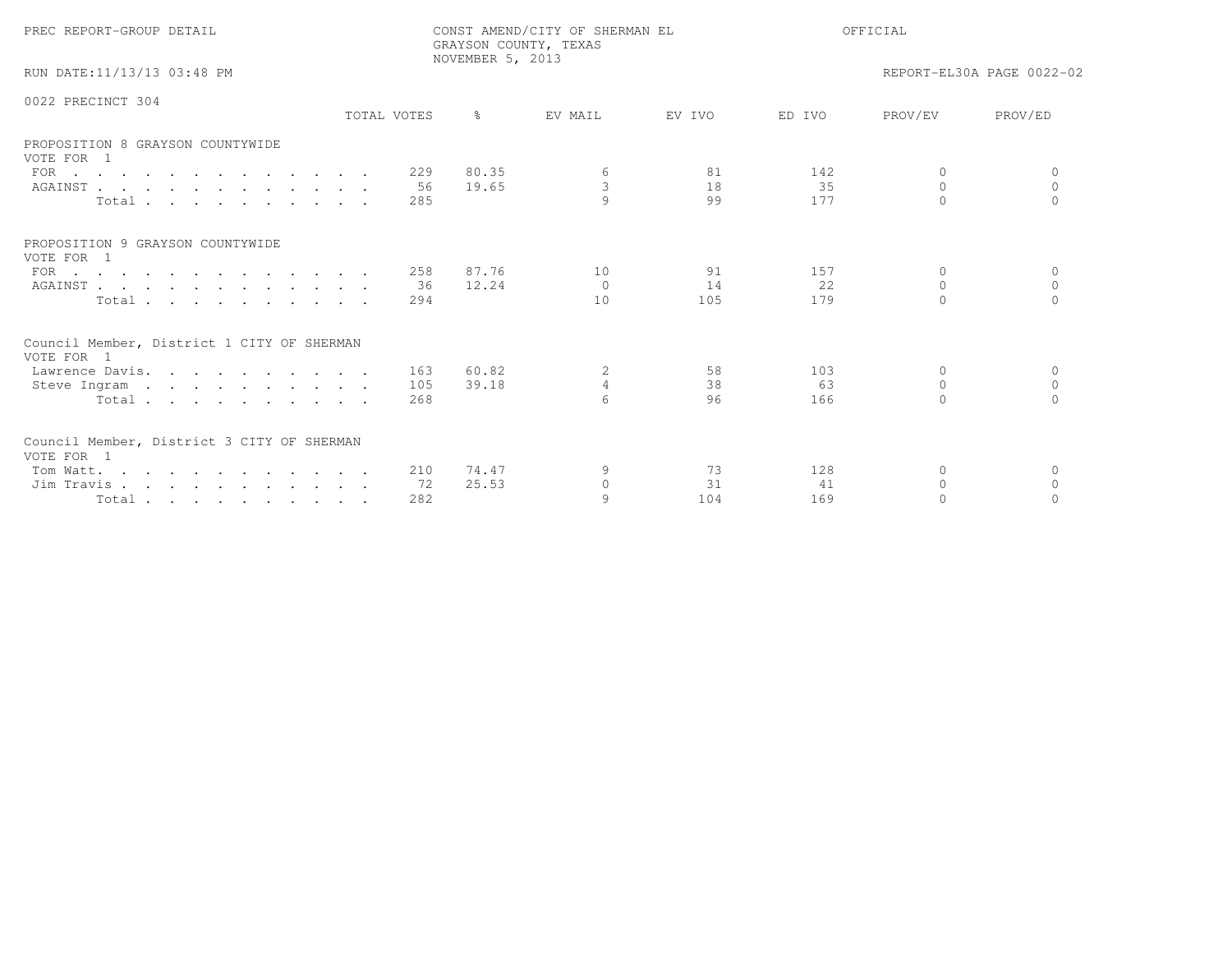PREC REPORT-GROUP DETAIL

CONST AMEND/CITY OF SHERMAN EL
GRAYSON COUNTY, TEXAS
NOVEMBER 5, 2013

OFFICIAL

RUN DATE:11/13/13 03:48 PM

REPORT-EL30A PAGE 0022-02

0022 PRECINCT 304

| | TOTAL VOTES | % | EV MAIL | EV IVO | ED IVO | PROV/EV | PROV/ED |
|---|---|---|---|---|---|---|---|
| **PROPOSITION 8 GRAYSON COUNTYWIDE** | | | | | | | |
| VOTE FOR 1 | | | | | | | |
| FOR | 229 | 80.35 | 6 | 81 | 142 | 0 | 0 |
| AGAINST | 56 | 19.65 | 3 | 18 | 35 | 0 | 0 |
| Total | 285 | | 9 | 99 | 177 | 0 | 0 |
| **PROPOSITION 9 GRAYSON COUNTYWIDE** | | | | | | | |
| VOTE FOR 1 | | | | | | | |
| FOR | 258 | 87.76 | 10 | 91 | 157 | 0 | 0 |
| AGAINST | 36 | 12.24 | 0 | 14 | 22 | 0 | 0 |
| Total | 294 | | 10 | 105 | 179 | 0 | 0 |
| **Council Member, District 1 CITY OF SHERMAN** | | | | | | | |
| VOTE FOR 1 | | | | | | | |
| Lawrence Davis | 163 | 60.82 | 2 | 58 | 103 | 0 | 0 |
| Steve Ingram | 105 | 39.18 | 4 | 38 | 63 | 0 | 0 |
| Total | 268 | | 6 | 96 | 166 | 0 | 0 |
| **Council Member, District 3 CITY OF SHERMAN** | | | | | | | |
| VOTE FOR 1 | | | | | | | |
| Tom Watt | 210 | 74.47 | 9 | 73 | 128 | 0 | 0 |
| Jim Travis | 72 | 25.53 | 0 | 31 | 41 | 0 | 0 |
| Total | 282 | | 9 | 104 | 169 | 0 | 0 |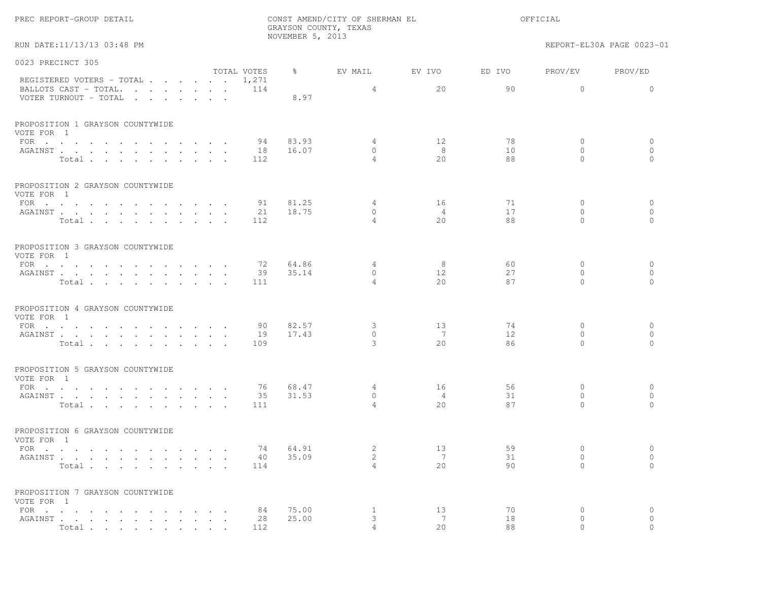PREC REPORT-GROUP DETAIL

CONST AMEND/CITY OF SHERMAN EL
GRAYSON COUNTY, TEXAS
NOVEMBER 5, 2013

OFFICIAL

RUN DATE:11/13/13 03:48 PM

REPORT-EL30A PAGE 0023-01

## 0023 PRECINCT 305

| | TOTAL VOTES | % | EV MAIL | EV IVO | ED IVO | PROV/EV | PROV/ED |
|---|---|---|---|---|---|---|---|
| REGISTERED VOTERS - TOTAL | 1,271 | | | | | | |
| BALLOTS CAST - TOTAL. | 114 | | 4 | 20 | 90 | 0 | 0 |
| VOTER TURNOUT - TOTAL | | 8.97 | | | | | |

### PROPOSITION 1 GRAYSON COUNTYWIDE
VOTE FOR 1

| | TOTAL VOTES | % | EV MAIL | EV IVO | ED IVO | PROV/EV | PROV/ED |
|---|---|---|---|---|---|---|---|
| FOR | 94 | 83.93 | 4 | 12 | 78 | 0 | 0 |
| AGAINST | 18 | 16.07 | 0 | 8 | 10 | 0 | 0 |
| Total | 112 | | 4 | 20 | 88 | 0 | 0 |

### PROPOSITION 2 GRAYSON COUNTYWIDE
VOTE FOR 1

| | TOTAL VOTES | % | EV MAIL | EV IVO | ED IVO | PROV/EV | PROV/ED |
|---|---|---|---|---|---|---|---|
| FOR | 91 | 81.25 | 4 | 16 | 71 | 0 | 0 |
| AGAINST | 21 | 18.75 | 0 | 4 | 17 | 0 | 0 |
| Total | 112 | | 4 | 20 | 88 | 0 | 0 |

### PROPOSITION 3 GRAYSON COUNTYWIDE
VOTE FOR 1

| | TOTAL VOTES | % | EV MAIL | EV IVO | ED IVO | PROV/EV | PROV/ED |
|---|---|---|---|---|---|---|---|
| FOR | 72 | 64.86 | 4 | 8 | 60 | 0 | 0 |
| AGAINST | 39 | 35.14 | 0 | 12 | 27 | 0 | 0 |
| Total | 111 | | 4 | 20 | 87 | 0 | 0 |

### PROPOSITION 4 GRAYSON COUNTYWIDE
VOTE FOR 1

| | TOTAL VOTES | % | EV MAIL | EV IVO | ED IVO | PROV/EV | PROV/ED |
|---|---|---|---|---|---|---|---|
| FOR | 90 | 82.57 | 3 | 13 | 74 | 0 | 0 |
| AGAINST | 19 | 17.43 | 0 | 7 | 12 | 0 | 0 |
| Total | 109 | | 3 | 20 | 86 | 0 | 0 |

### PROPOSITION 5 GRAYSON COUNTYWIDE
VOTE FOR 1

| | TOTAL VOTES | % | EV MAIL | EV IVO | ED IVO | PROV/EV | PROV/ED |
|---|---|---|---|---|---|---|---|
| FOR | 76 | 68.47 | 4 | 16 | 56 | 0 | 0 |
| AGAINST | 35 | 31.53 | 0 | 4 | 31 | 0 | 0 |
| Total | 111 | | 4 | 20 | 87 | 0 | 0 |

### PROPOSITION 6 GRAYSON COUNTYWIDE
VOTE FOR 1

| | TOTAL VOTES | % | EV MAIL | EV IVO | ED IVO | PROV/EV | PROV/ED |
|---|---|---|---|---|---|---|---|
| FOR | 74 | 64.91 | 2 | 13 | 59 | 0 | 0 |
| AGAINST | 40 | 35.09 | 2 | 7 | 31 | 0 | 0 |
| Total | 114 | | 4 | 20 | 90 | 0 | 0 |

### PROPOSITION 7 GRAYSON COUNTYWIDE
VOTE FOR 1

| | TOTAL VOTES | % | EV MAIL | EV IVO | ED IVO | PROV/EV | PROV/ED |
|---|---|---|---|---|---|---|---|
| FOR | 84 | 75.00 | 1 | 13 | 70 | 0 | 0 |
| AGAINST | 28 | 25.00 | 3 | 7 | 18 | 0 | 0 |
| Total | 112 | | 4 | 20 | 88 | 0 | 0 |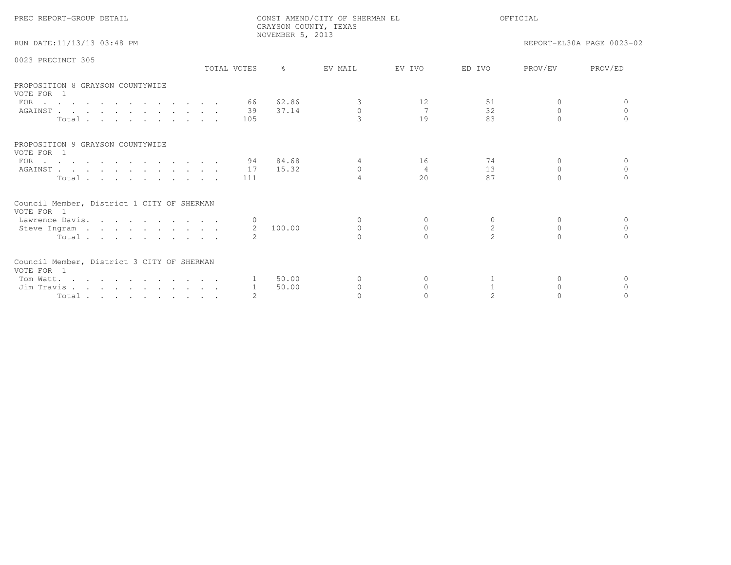PREC REPORT-GROUP DETAIL

CONST AMEND/CITY OF SHERMAN EL
GRAYSON COUNTY, TEXAS
NOVEMBER 5, 2013

OFFICIAL

RUN DATE:11/13/13 03:48 PM

REPORT-EL30A PAGE 0023-02

0023 PRECINCT 305

| | TOTAL VOTES | % | EV MAIL | EV IVO | ED IVO | PROV/EV | PROV/ED |
|---|---|---|---|---|---|---|---|
| **PROPOSITION 8 GRAYSON COUNTYWIDE** | | | | | | | |
| VOTE FOR 1 | | | | | | | |
| FOR | 66 | 62.86 | 3 | 12 | 51 | 0 | 0 |
| AGAINST | 39 | 37.14 | 0 | 7 | 32 | 0 | 0 |
| Total | 105 | | 3 | 19 | 83 | 0 | 0 |
| **PROPOSITION 9 GRAYSON COUNTYWIDE** | | | | | | | |
| VOTE FOR 1 | | | | | | | |
| FOR | 94 | 84.68 | 4 | 16 | 74 | 0 | 0 |
| AGAINST | 17 | 15.32 | 0 | 4 | 13 | 0 | 0 |
| Total | 111 | | 4 | 20 | 87 | 0 | 0 |
| **Council Member, District 1 CITY OF SHERMAN** | | | | | | | |
| VOTE FOR 1 | | | | | | | |
| Lawrence Davis | 0 | | 0 | 0 | 0 | 0 | 0 |
| Steve Ingram | 2 | 100.00 | 0 | 0 | 2 | 0 | 0 |
| Total | 2 | | 0 | 0 | 2 | 0 | 0 |
| **Council Member, District 3 CITY OF SHERMAN** | | | | | | | |
| VOTE FOR 1 | | | | | | | |
| Tom Watt | 1 | 50.00 | 0 | 0 | 1 | 0 | 0 |
| Jim Travis | 1 | 50.00 | 0 | 0 | 1 | 0 | 0 |
| Total | 2 | | 0 | 0 | 2 | 0 | 0 |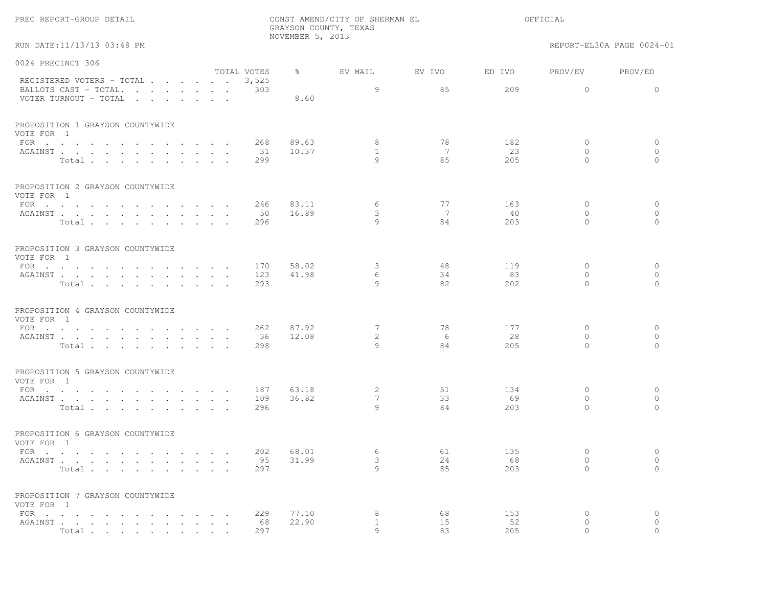PREC REPORT-GROUP DETAIL

CONST AMEND/CITY OF SHERMAN EL
GRAYSON COUNTY, TEXAS
NOVEMBER 5, 2013

OFFICIAL

RUN DATE:11/13/13 03:48 PM

REPORT-EL30A PAGE 0024-01

## 0024 PRECINCT 306

| | TOTAL VOTES | % | EV MAIL | EV IVO | ED IVO | PROV/EV | PROV/ED |
|---|---|---|---|---|---|---|---|
| REGISTERED VOTERS - TOTAL | 3,525 | | | | | | |
| BALLOTS CAST - TOTAL. | 303 | | 9 | 85 | 209 | 0 | 0 |
| VOTER TURNOUT - TOTAL | | 8.60 | | | | | |

### PROPOSITION 1 GRAYSON COUNTYWIDE

VOTE FOR 1

| | TOTAL VOTES | % | EV MAIL | EV IVO | ED IVO | PROV/EV | PROV/ED |
|---|---|---|---|---|---|---|---|
| FOR | 268 | 89.63 | 8 | 78 | 182 | 0 | 0 |
| AGAINST | 31 | 10.37 | 1 | 7 | 23 | 0 | 0 |
| Total | 299 | | 9 | 85 | 205 | 0 | 0 |

### PROPOSITION 2 GRAYSON COUNTYWIDE

VOTE FOR 1

| | TOTAL VOTES | % | EV MAIL | EV IVO | ED IVO | PROV/EV | PROV/ED |
|---|---|---|---|---|---|---|---|
| FOR | 246 | 83.11 | 6 | 77 | 163 | 0 | 0 |
| AGAINST | 50 | 16.89 | 3 | 7 | 40 | 0 | 0 |
| Total | 296 | | 9 | 84 | 203 | 0 | 0 |

### PROPOSITION 3 GRAYSON COUNTYWIDE

VOTE FOR 1

| | TOTAL VOTES | % | EV MAIL | EV IVO | ED IVO | PROV/EV | PROV/ED |
|---|---|---|---|---|---|---|---|
| FOR | 170 | 58.02 | 3 | 48 | 119 | 0 | 0 |
| AGAINST | 123 | 41.98 | 6 | 34 | 83 | 0 | 0 |
| Total | 293 | | 9 | 82 | 202 | 0 | 0 |

### PROPOSITION 4 GRAYSON COUNTYWIDE

VOTE FOR 1

| | TOTAL VOTES | % | EV MAIL | EV IVO | ED IVO | PROV/EV | PROV/ED |
|---|---|---|---|---|---|---|---|
| FOR | 262 | 87.92 | 7 | 78 | 177 | 0 | 0 |
| AGAINST | 36 | 12.08 | 2 | 6 | 28 | 0 | 0 |
| Total | 298 | | 9 | 84 | 205 | 0 | 0 |

### PROPOSITION 5 GRAYSON COUNTYWIDE

VOTE FOR 1

| | TOTAL VOTES | % | EV MAIL | EV IVO | ED IVO | PROV/EV | PROV/ED |
|---|---|---|---|---|---|---|---|
| FOR | 187 | 63.18 | 2 | 51 | 134 | 0 | 0 |
| AGAINST | 109 | 36.82 | 7 | 33 | 69 | 0 | 0 |
| Total | 296 | | 9 | 84 | 203 | 0 | 0 |

### PROPOSITION 6 GRAYSON COUNTYWIDE

VOTE FOR 1

| | TOTAL VOTES | % | EV MAIL | EV IVO | ED IVO | PROV/EV | PROV/ED |
|---|---|---|---|---|---|---|---|
| FOR | 202 | 68.01 | 6 | 61 | 135 | 0 | 0 |
| AGAINST | 95 | 31.99 | 3 | 24 | 68 | 0 | 0 |
| Total | 297 | | 9 | 85 | 203 | 0 | 0 |

### PROPOSITION 7 GRAYSON COUNTYWIDE

VOTE FOR 1

| | TOTAL VOTES | % | EV MAIL | EV IVO | ED IVO | PROV/EV | PROV/ED |
|---|---|---|---|---|---|---|---|
| FOR | 229 | 77.10 | 8 | 68 | 153 | 0 | 0 |
| AGAINST | 68 | 22.90 | 1 | 15 | 52 | 0 | 0 |
| Total | 297 | | 9 | 83 | 205 | 0 | 0 |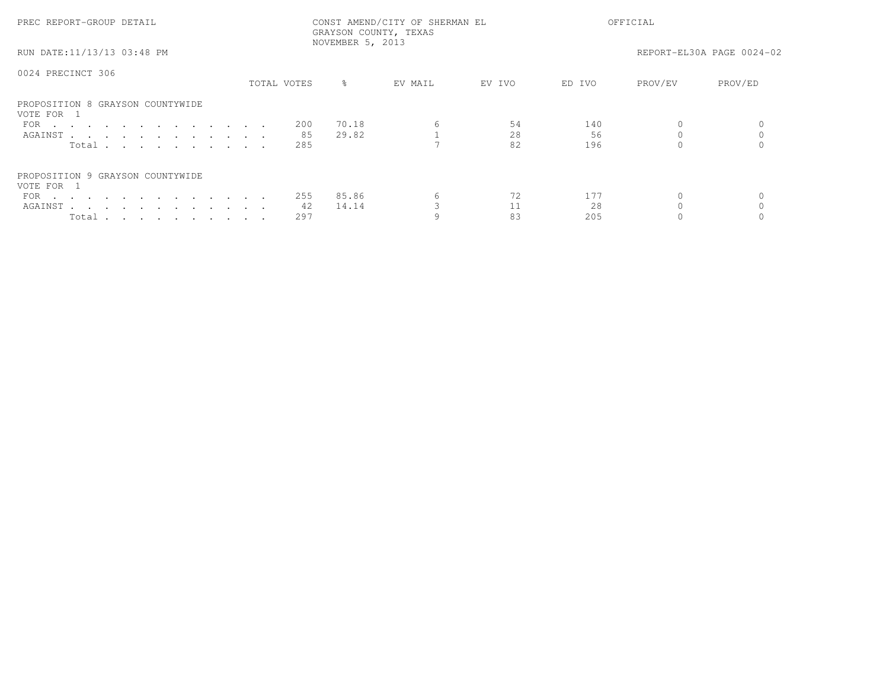0024 PRECINCT 306

| | TOTAL VOTES | % | EV MAIL | EV IVO | ED IVO | PROV/EV | PROV/ED |
|---|---|---|---|---|---|---|---|
| **PROPOSITION 8 GRAYSON COUNTYWIDE** | | | | | | | |
| VOTE FOR 1 | | | | | | | |
| FOR | 200 | 70.18 | 6 | 54 | 140 | 0 | 0 |
| AGAINST | 85 | 29.82 | 1 | 28 | 56 | 0 | 0 |
| Total | 285 | | 7 | 82 | 196 | 0 | 0 |
| **PROPOSITION 9 GRAYSON COUNTYWIDE** | | | | | | | |
| VOTE FOR 1 | | | | | | | |
| FOR | 255 | 85.86 | 6 | 72 | 177 | 0 | 0 |
| AGAINST | 42 | 14.14 | 3 | 11 | 28 | 0 | 0 |
| Total | 297 | | 9 | 83 | 205 | 0 | 0 |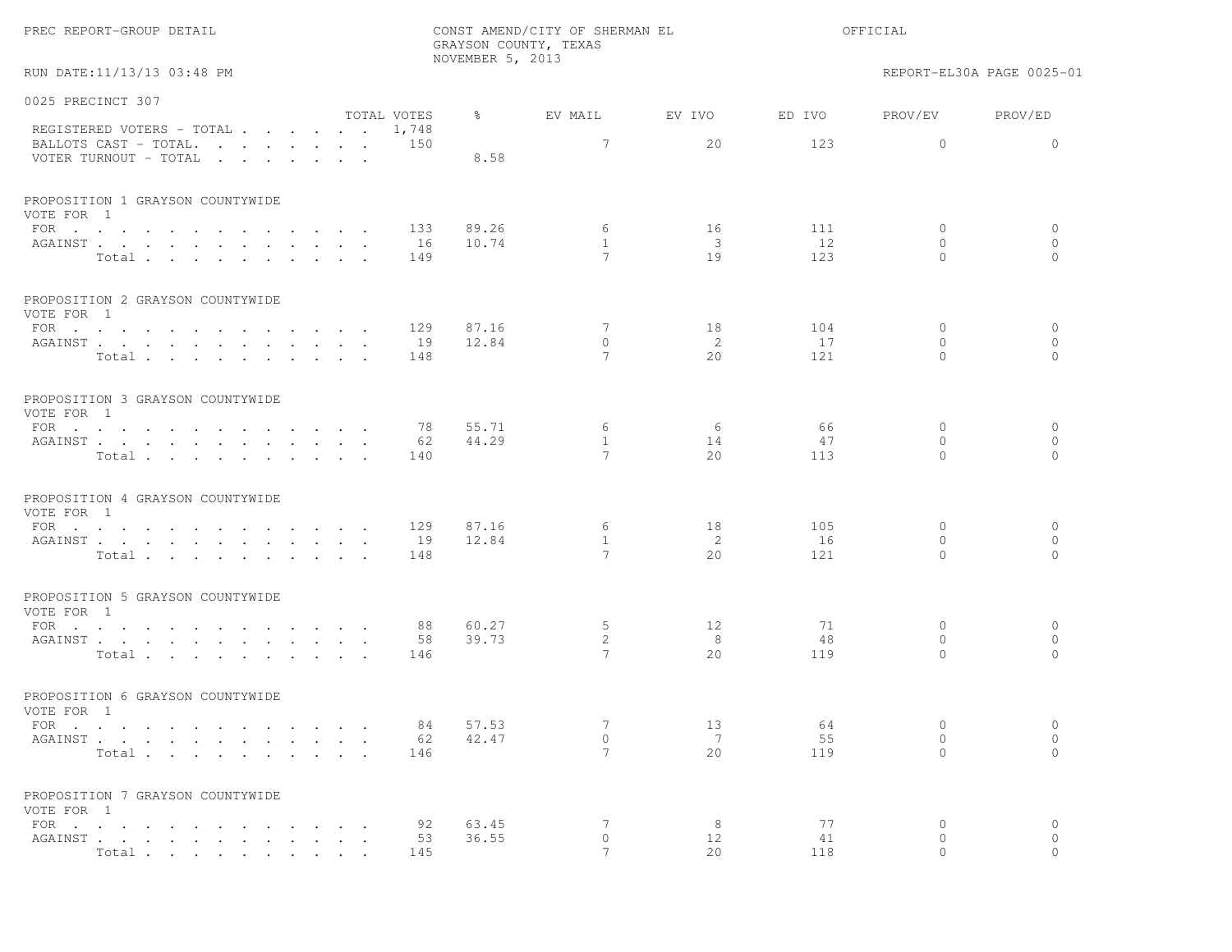PREC REPORT-GROUP DETAIL

CONST AMEND/CITY OF SHERMAN EL
GRAYSON COUNTY, TEXAS
NOVEMBER 5, 2013

OFFICIAL

RUN DATE:11/13/13 03:48 PM

REPORT-EL30A PAGE 0025-01

## 0025 PRECINCT 307

| | TOTAL VOTES | % | EV MAIL | EV IVO | ED IVO | PROV/EV | PROV/ED |
|---|---|---|---|---|---|---|---|
| REGISTERED VOTERS - TOTAL | 1,748 | | | | | | |
| BALLOTS CAST - TOTAL | 150 | | 7 | 20 | 123 | 0 | 0 |
| VOTER TURNOUT - TOTAL | | 8.58 | | | | | |

### PROPOSITION 1 GRAYSON COUNTYWIDE
VOTE FOR 1

| | TOTAL VOTES | % | EV MAIL | EV IVO | ED IVO | PROV/EV | PROV/ED |
|---|---|---|---|---|---|---|---|
| FOR | 133 | 89.26 | 6 | 16 | 111 | 0 | 0 |
| AGAINST | 16 | 10.74 | 1 | 3 | 12 | 0 | 0 |
| Total | 149 | | 7 | 19 | 123 | 0 | 0 |

### PROPOSITION 2 GRAYSON COUNTYWIDE
VOTE FOR 1

| | TOTAL VOTES | % | EV MAIL | EV IVO | ED IVO | PROV/EV | PROV/ED |
|---|---|---|---|---|---|---|---|
| FOR | 129 | 87.16 | 7 | 18 | 104 | 0 | 0 |
| AGAINST | 19 | 12.84 | 0 | 2 | 17 | 0 | 0 |
| Total | 148 | | 7 | 20 | 121 | 0 | 0 |

### PROPOSITION 3 GRAYSON COUNTYWIDE
VOTE FOR 1

| | TOTAL VOTES | % | EV MAIL | EV IVO | ED IVO | PROV/EV | PROV/ED |
|---|---|---|---|---|---|---|---|
| FOR | 78 | 55.71 | 6 | 6 | 66 | 0 | 0 |
| AGAINST | 62 | 44.29 | 1 | 14 | 47 | 0 | 0 |
| Total | 140 | | 7 | 20 | 113 | 0 | 0 |

### PROPOSITION 4 GRAYSON COUNTYWIDE
VOTE FOR 1

| | TOTAL VOTES | % | EV MAIL | EV IVO | ED IVO | PROV/EV | PROV/ED |
|---|---|---|---|---|---|---|---|
| FOR | 129 | 87.16 | 6 | 18 | 105 | 0 | 0 |
| AGAINST | 19 | 12.84 | 1 | 2 | 16 | 0 | 0 |
| Total | 148 | | 7 | 20 | 121 | 0 | 0 |

### PROPOSITION 5 GRAYSON COUNTYWIDE
VOTE FOR 1

| | TOTAL VOTES | % | EV MAIL | EV IVO | ED IVO | PROV/EV | PROV/ED |
|---|---|---|---|---|---|---|---|
| FOR | 88 | 60.27 | 5 | 12 | 71 | 0 | 0 |
| AGAINST | 58 | 39.73 | 2 | 8 | 48 | 0 | 0 |
| Total | 146 | | 7 | 20 | 119 | 0 | 0 |

### PROPOSITION 6 GRAYSON COUNTYWIDE
VOTE FOR 1

| | TOTAL VOTES | % | EV MAIL | EV IVO | ED IVO | PROV/EV | PROV/ED |
|---|---|---|---|---|---|---|---|
| FOR | 84 | 57.53 | 7 | 13 | 64 | 0 | 0 |
| AGAINST | 62 | 42.47 | 0 | 7 | 55 | 0 | 0 |
| Total | 146 | | 7 | 20 | 119 | 0 | 0 |

### PROPOSITION 7 GRAYSON COUNTYWIDE
VOTE FOR 1

| | TOTAL VOTES | % | EV MAIL | EV IVO | ED IVO | PROV/EV | PROV/ED |
|---|---|---|---|---|---|---|---|
| FOR | 92 | 63.45 | 7 | 8 | 77 | 0 | 0 |
| AGAINST | 53 | 36.55 | 0 | 12 | 41 | 0 | 0 |
| Total | 145 | | 7 | 20 | 118 | 0 | 0 |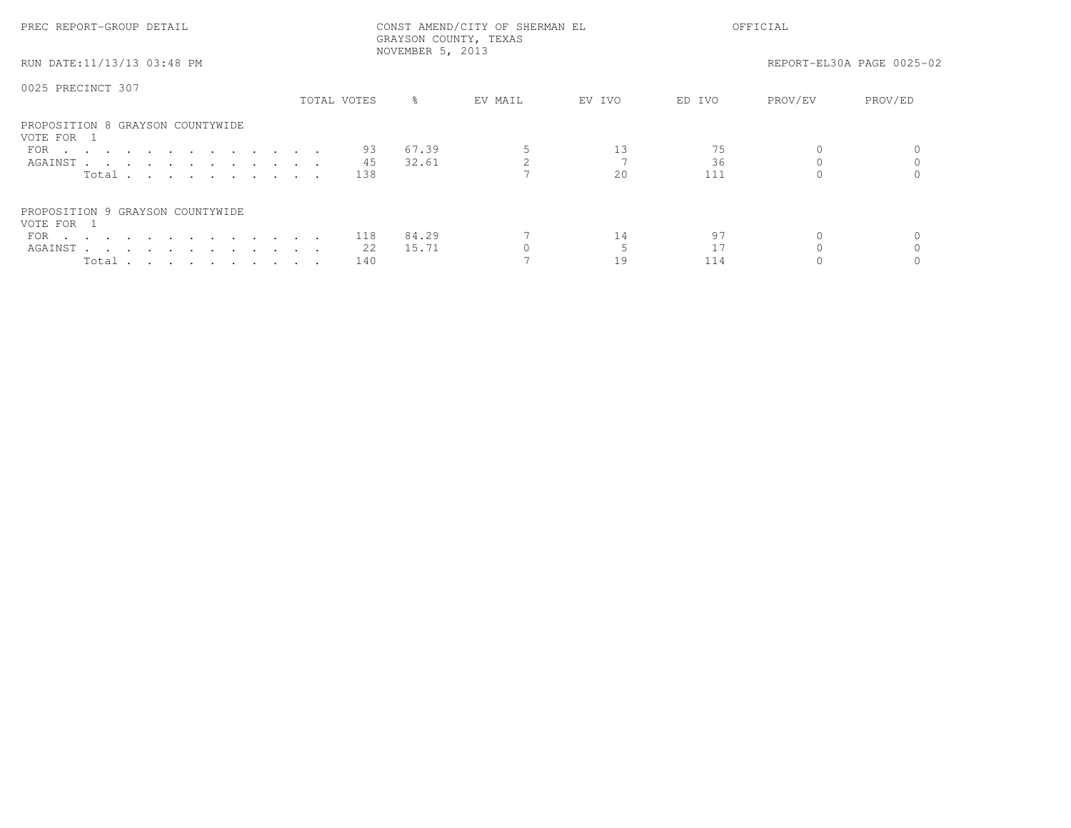PREC REPORT-GROUP DETAIL — CONST AMEND/CITY OF SHERMAN EL — GRAYSON COUNTY, TEXAS — NOVEMBER 5, 2013 — OFFICIAL

RUN DATE:11/13/13 03:48 PM — REPORT-EL30A PAGE 0025-02

0025 PRECINCT 307

**PROPOSITION 8 GRAYSON COUNTYWIDE**
VOTE FOR 1

| | TOTAL VOTES | % | EV MAIL | EV IVO | ED IVO | PROV/EV | PROV/ED |
|---|---|---|---|---|---|---|---|
| FOR | 93 | 67.39 | 5 | 13 | 75 | 0 | 0 |
| AGAINST | 45 | 32.61 | 2 | 7 | 36 | 0 | 0 |
| Total | 138 | | 7 | 20 | 111 | 0 | 0 |

**PROPOSITION 9 GRAYSON COUNTYWIDE**
VOTE FOR 1

| | TOTAL VOTES | % | EV MAIL | EV IVO | ED IVO | PROV/EV | PROV/ED |
|---|---|---|---|---|---|---|---|
| FOR | 118 | 84.29 | 7 | 14 | 97 | 0 | 0 |
| AGAINST | 22 | 15.71 | 0 | 5 | 17 | 0 | 0 |
| Total | 140 | | 7 | 19 | 114 | 0 | 0 |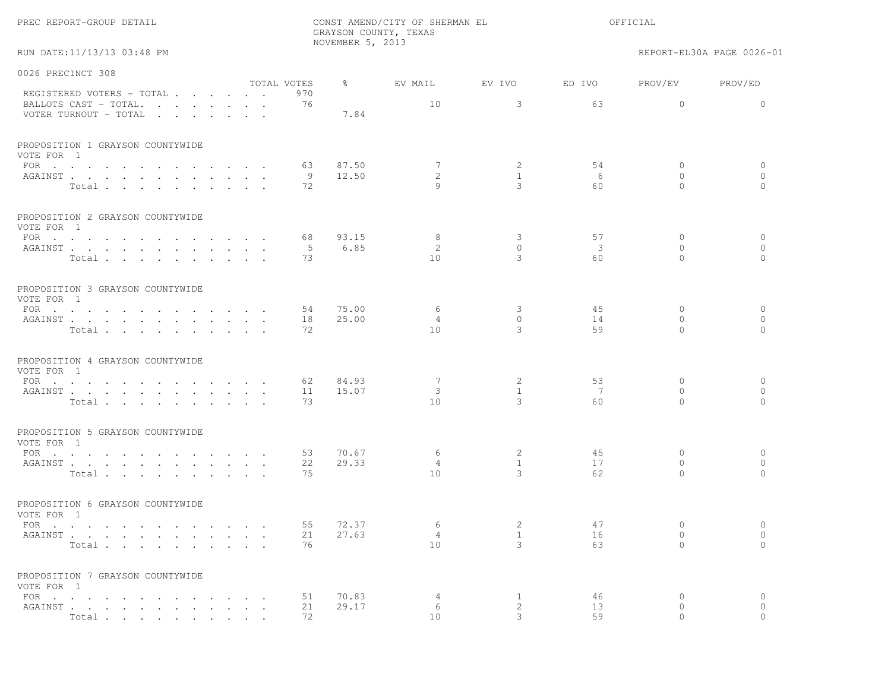PREC REPORT-GROUP DETAIL

CONST AMEND/CITY OF SHERMAN EL
GRAYSON COUNTY, TEXAS
NOVEMBER 5, 2013

OFFICIAL

RUN DATE:11/13/13 03:48 PM

REPORT-EL30A PAGE 0026-01

## 0026 PRECINCT 308

| | TOTAL VOTES | % | EV MAIL | EV IVO | ED IVO | PROV/EV | PROV/ED |
|---|---|---|---|---|---|---|---|
| REGISTERED VOTERS - TOTAL | 970 | | | | | | |
| BALLOTS CAST - TOTAL. | 76 | | 10 | 3 | 63 | 0 | 0 |
| VOTER TURNOUT - TOTAL | | 7.84 | | | | | |

### PROPOSITION 1 GRAYSON COUNTYWIDE
VOTE FOR 1

| | TOTAL VOTES | % | EV MAIL | EV IVO | ED IVO | PROV/EV | PROV/ED |
|---|---|---|---|---|---|---|---|
| FOR | 63 | 87.50 | 7 | 2 | 54 | 0 | 0 |
| AGAINST | 9 | 12.50 | 2 | 1 | 6 | 0 | 0 |
| Total | 72 | | 9 | 3 | 60 | 0 | 0 |

### PROPOSITION 2 GRAYSON COUNTYWIDE
VOTE FOR 1

| | TOTAL VOTES | % | EV MAIL | EV IVO | ED IVO | PROV/EV | PROV/ED |
|---|---|---|---|---|---|---|---|
| FOR | 68 | 93.15 | 8 | 3 | 57 | 0 | 0 |
| AGAINST | 5 | 6.85 | 2 | 0 | 3 | 0 | 0 |
| Total | 73 | | 10 | 3 | 60 | 0 | 0 |

### PROPOSITION 3 GRAYSON COUNTYWIDE
VOTE FOR 1

| | TOTAL VOTES | % | EV MAIL | EV IVO | ED IVO | PROV/EV | PROV/ED |
|---|---|---|---|---|---|---|---|
| FOR | 54 | 75.00 | 6 | 3 | 45 | 0 | 0 |
| AGAINST | 18 | 25.00 | 4 | 0 | 14 | 0 | 0 |
| Total | 72 | | 10 | 3 | 59 | 0 | 0 |

### PROPOSITION 4 GRAYSON COUNTYWIDE
VOTE FOR 1

| | TOTAL VOTES | % | EV MAIL | EV IVO | ED IVO | PROV/EV | PROV/ED |
|---|---|---|---|---|---|---|---|
| FOR | 62 | 84.93 | 7 | 2 | 53 | 0 | 0 |
| AGAINST | 11 | 15.07 | 3 | 1 | 7 | 0 | 0 |
| Total | 73 | | 10 | 3 | 60 | 0 | 0 |

### PROPOSITION 5 GRAYSON COUNTYWIDE
VOTE FOR 1

| | TOTAL VOTES | % | EV MAIL | EV IVO | ED IVO | PROV/EV | PROV/ED |
|---|---|---|---|---|---|---|---|
| FOR | 53 | 70.67 | 6 | 2 | 45 | 0 | 0 |
| AGAINST | 22 | 29.33 | 4 | 1 | 17 | 0 | 0 |
| Total | 75 | | 10 | 3 | 62 | 0 | 0 |

### PROPOSITION 6 GRAYSON COUNTYWIDE
VOTE FOR 1

| | TOTAL VOTES | % | EV MAIL | EV IVO | ED IVO | PROV/EV | PROV/ED |
|---|---|---|---|---|---|---|---|
| FOR | 55 | 72.37 | 6 | 2 | 47 | 0 | 0 |
| AGAINST | 21 | 27.63 | 4 | 1 | 16 | 0 | 0 |
| Total | 76 | | 10 | 3 | 63 | 0 | 0 |

### PROPOSITION 7 GRAYSON COUNTYWIDE
VOTE FOR 1

| | TOTAL VOTES | % | EV MAIL | EV IVO | ED IVO | PROV/EV | PROV/ED |
|---|---|---|---|---|---|---|---|
| FOR | 51 | 70.83 | 4 | 1 | 46 | 0 | 0 |
| AGAINST | 21 | 29.17 | 6 | 2 | 13 | 0 | 0 |
| Total | 72 | | 10 | 3 | 59 | 0 | 0 |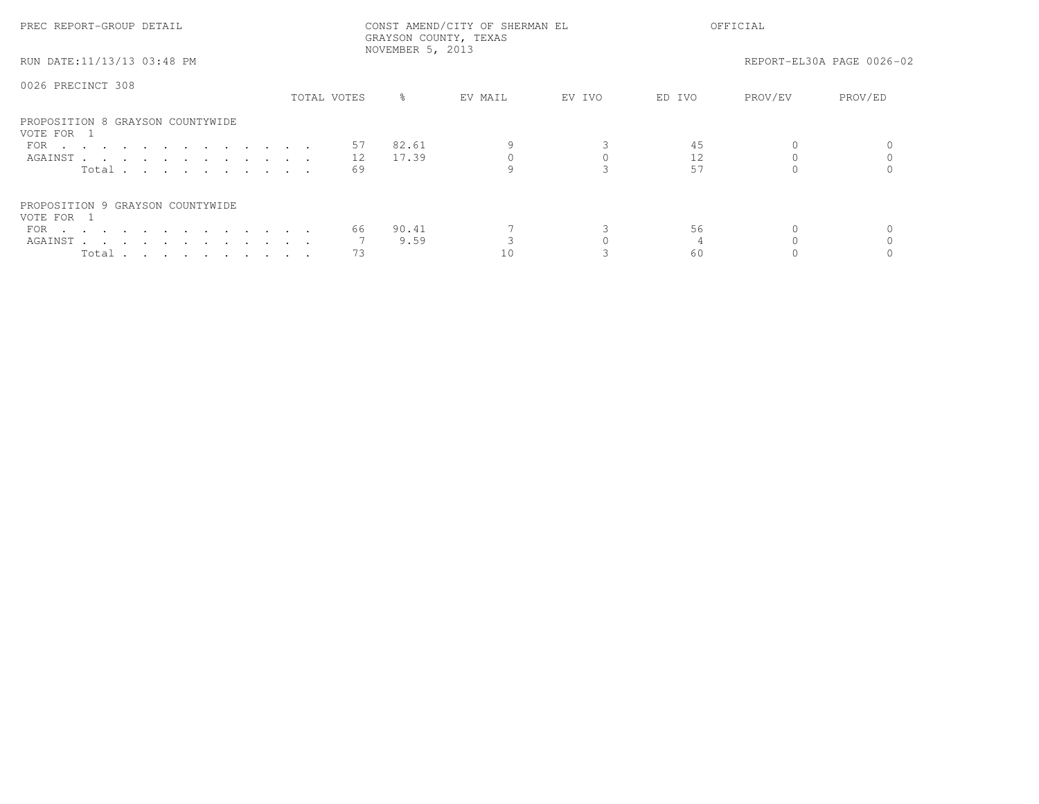PREC REPORT-GROUP DETAIL — CONST AMEND/CITY OF SHERMAN EL — GRAYSON COUNTY, TEXAS — NOVEMBER 5, 2013 — OFFICIAL

RUN DATE:11/13/13 03:48 PM — REPORT-EL30A PAGE 0026-02

## 0026 PRECINCT 308

### PROPOSITION 8 GRAYSON COUNTYWIDE
VOTE FOR 1

| | TOTAL VOTES | % | EV MAIL | EV IVO | ED IVO | PROV/EV | PROV/ED |
|---|---|---|---|---|---|---|---|
| FOR | 57 | 82.61 | 9 | 3 | 45 | 0 | 0 |
| AGAINST | 12 | 17.39 | 0 | 0 | 12 | 0 | 0 |
| Total | 69 | | 9 | 3 | 57 | 0 | 0 |

### PROPOSITION 9 GRAYSON COUNTYWIDE
VOTE FOR 1

| | TOTAL VOTES | % | EV MAIL | EV IVO | ED IVO | PROV/EV | PROV/ED |
|---|---|---|---|---|---|---|---|
| FOR | 66 | 90.41 | 7 | 3 | 56 | 0 | 0 |
| AGAINST | 7 | 9.59 | 3 | 0 | 4 | 0 | 0 |
| Total | 73 | | 10 | 3 | 60 | 0 | 0 |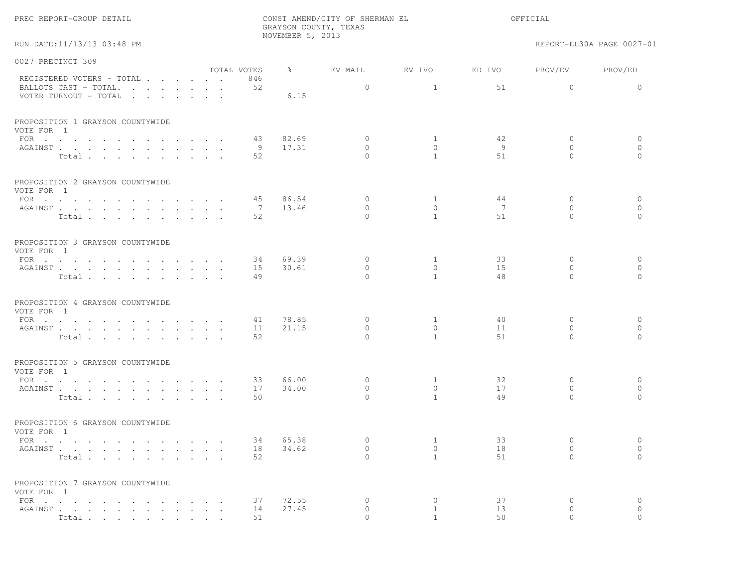PREC REPORT-GROUP DETAIL

CONST AMEND/CITY OF SHERMAN EL
GRAYSON COUNTY, TEXAS
NOVEMBER 5, 2013

OFFICIAL

RUN DATE:11/13/13 03:48 PM

REPORT-EL30A PAGE 0027-01

## 0027 PRECINCT 309

| | TOTAL VOTES | % | EV MAIL | EV IVO | ED IVO | PROV/EV | PROV/ED |
|---|---|---|---|---|---|---|---|
| REGISTERED VOTERS - TOTAL | 846 | | | | | | |
| BALLOTS CAST - TOTAL. | 52 | | 0 | 1 | 51 | 0 | 0 |
| VOTER TURNOUT - TOTAL | | 6.15 | | | | | |

### PROPOSITION 1 GRAYSON COUNTYWIDE
VOTE FOR 1

| | TOTAL VOTES | % | EV MAIL | EV IVO | ED IVO | PROV/EV | PROV/ED |
|---|---|---|---|---|---|---|---|
| FOR | 43 | 82.69 | 0 | 1 | 42 | 0 | 0 |
| AGAINST | 9 | 17.31 | 0 | 0 | 9 | 0 | 0 |
| Total | 52 | | 0 | 1 | 51 | 0 | 0 |

### PROPOSITION 2 GRAYSON COUNTYWIDE
VOTE FOR 1

| | TOTAL VOTES | % | EV MAIL | EV IVO | ED IVO | PROV/EV | PROV/ED |
|---|---|---|---|---|---|---|---|
| FOR | 45 | 86.54 | 0 | 1 | 44 | 0 | 0 |
| AGAINST | 7 | 13.46 | 0 | 0 | 7 | 0 | 0 |
| Total | 52 | | 0 | 1 | 51 | 0 | 0 |

### PROPOSITION 3 GRAYSON COUNTYWIDE
VOTE FOR 1

| | TOTAL VOTES | % | EV MAIL | EV IVO | ED IVO | PROV/EV | PROV/ED |
|---|---|---|---|---|---|---|---|
| FOR | 34 | 69.39 | 0 | 1 | 33 | 0 | 0 |
| AGAINST | 15 | 30.61 | 0 | 0 | 15 | 0 | 0 |
| Total | 49 | | 0 | 1 | 48 | 0 | 0 |

### PROPOSITION 4 GRAYSON COUNTYWIDE
VOTE FOR 1

| | TOTAL VOTES | % | EV MAIL | EV IVO | ED IVO | PROV/EV | PROV/ED |
|---|---|---|---|---|---|---|---|
| FOR | 41 | 78.85 | 0 | 1 | 40 | 0 | 0 |
| AGAINST | 11 | 21.15 | 0 | 0 | 11 | 0 | 0 |
| Total | 52 | | 0 | 1 | 51 | 0 | 0 |

### PROPOSITION 5 GRAYSON COUNTYWIDE
VOTE FOR 1

| | TOTAL VOTES | % | EV MAIL | EV IVO | ED IVO | PROV/EV | PROV/ED |
|---|---|---|---|---|---|---|---|
| FOR | 33 | 66.00 | 0 | 1 | 32 | 0 | 0 |
| AGAINST | 17 | 34.00 | 0 | 0 | 17 | 0 | 0 |
| Total | 50 | | 0 | 1 | 49 | 0 | 0 |

### PROPOSITION 6 GRAYSON COUNTYWIDE
VOTE FOR 1

| | TOTAL VOTES | % | EV MAIL | EV IVO | ED IVO | PROV/EV | PROV/ED |
|---|---|---|---|---|---|---|---|
| FOR | 34 | 65.38 | 0 | 1 | 33 | 0 | 0 |
| AGAINST | 18 | 34.62 | 0 | 0 | 18 | 0 | 0 |
| Total | 52 | | 0 | 1 | 51 | 0 | 0 |

### PROPOSITION 7 GRAYSON COUNTYWIDE
VOTE FOR 1

| | TOTAL VOTES | % | EV MAIL | EV IVO | ED IVO | PROV/EV | PROV/ED |
|---|---|---|---|---|---|---|---|
| FOR | 37 | 72.55 | 0 | 0 | 37 | 0 | 0 |
| AGAINST | 14 | 27.45 | 0 | 1 | 13 | 0 | 0 |
| Total | 51 | | 0 | 1 | 50 | 0 | 0 |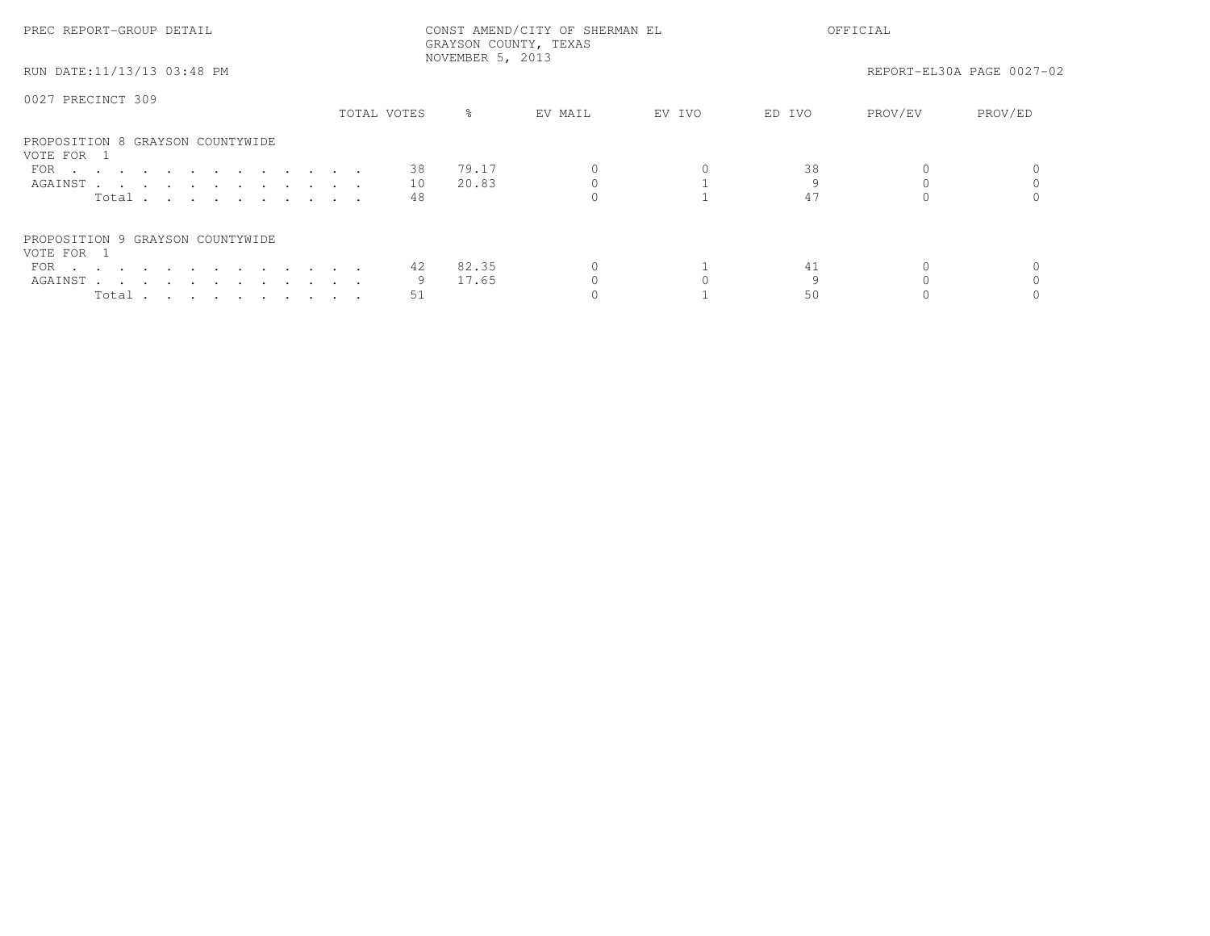PREC REPORT-GROUP DETAIL

CONST AMEND/CITY OF SHERMAN EL
GRAYSON COUNTY, TEXAS
NOVEMBER 5, 2013

OFFICIAL

RUN DATE:11/13/13 03:48 PM

REPORT-EL30A PAGE 0027-02

0027 PRECINCT 309

| | TOTAL VOTES | % | EV MAIL | EV IVO | ED IVO | PROV/EV | PROV/ED |
|---|---|---|---|---|---|---|---|
| **PROPOSITION 8 GRAYSON COUNTYWIDE** | | | | | | | |
| VOTE FOR 1 | | | | | | | |
| FOR | 38 | 79.17 | 0 | 0 | 38 | 0 | 0 |
| AGAINST | 10 | 20.83 | 0 | 1 | 9 | 0 | 0 |
| Total | 48 | | 0 | 1 | 47 | 0 | 0 |
| **PROPOSITION 9 GRAYSON COUNTYWIDE** | | | | | | | |
| VOTE FOR 1 | | | | | | | |
| FOR | 42 | 82.35 | 0 | 1 | 41 | 0 | 0 |
| AGAINST | 9 | 17.65 | 0 | 0 | 9 | 0 | 0 |
| Total | 51 | | 0 | 1 | 50 | 0 | 0 |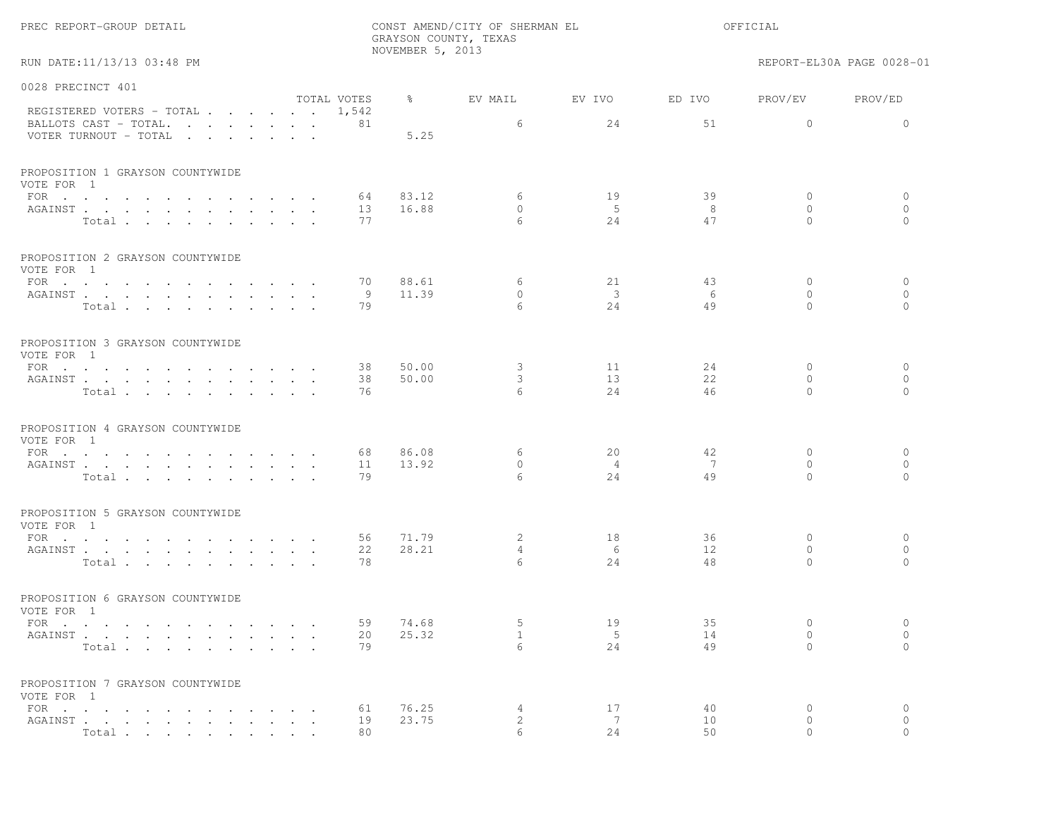PREC REPORT-GROUP DETAIL

CONST AMEND/CITY OF SHERMAN EL
GRAYSON COUNTY, TEXAS
NOVEMBER 5, 2013

OFFICIAL

RUN DATE:11/13/13 03:48 PM

REPORT-EL30A PAGE 0028-01

## 0028 PRECINCT 401

| | TOTAL VOTES | % | EV MAIL | EV IVO | ED IVO | PROV/EV | PROV/ED |
|---|---|---|---|---|---|---|---|
| REGISTERED VOTERS - TOTAL | 1,542 | | | | | | |
| BALLOTS CAST - TOTAL. | 81 | | 6 | 24 | 51 | 0 | 0 |
| VOTER TURNOUT - TOTAL | | 5.25 | | | | | |

### PROPOSITION 1 GRAYSON COUNTYWIDE
VOTE FOR 1

| | TOTAL VOTES | % | EV MAIL | EV IVO | ED IVO | PROV/EV | PROV/ED |
|---|---|---|---|---|---|---|---|
| FOR | 64 | 83.12 | 6 | 19 | 39 | 0 | 0 |
| AGAINST | 13 | 16.88 | 0 | 5 | 8 | 0 | 0 |
| Total | 77 | | 6 | 24 | 47 | 0 | 0 |

### PROPOSITION 2 GRAYSON COUNTYWIDE
VOTE FOR 1

| | TOTAL VOTES | % | EV MAIL | EV IVO | ED IVO | PROV/EV | PROV/ED |
|---|---|---|---|---|---|---|---|
| FOR | 70 | 88.61 | 6 | 21 | 43 | 0 | 0 |
| AGAINST | 9 | 11.39 | 0 | 3 | 6 | 0 | 0 |
| Total | 79 | | 6 | 24 | 49 | 0 | 0 |

### PROPOSITION 3 GRAYSON COUNTYWIDE
VOTE FOR 1

| | TOTAL VOTES | % | EV MAIL | EV IVO | ED IVO | PROV/EV | PROV/ED |
|---|---|---|---|---|---|---|---|
| FOR | 38 | 50.00 | 3 | 11 | 24 | 0 | 0 |
| AGAINST | 38 | 50.00 | 3 | 13 | 22 | 0 | 0 |
| Total | 76 | | 6 | 24 | 46 | 0 | 0 |

### PROPOSITION 4 GRAYSON COUNTYWIDE
VOTE FOR 1

| | TOTAL VOTES | % | EV MAIL | EV IVO | ED IVO | PROV/EV | PROV/ED |
|---|---|---|---|---|---|---|---|
| FOR | 68 | 86.08 | 6 | 20 | 42 | 0 | 0 |
| AGAINST | 11 | 13.92 | 0 | 4 | 7 | 0 | 0 |
| Total | 79 | | 6 | 24 | 49 | 0 | 0 |

### PROPOSITION 5 GRAYSON COUNTYWIDE
VOTE FOR 1

| | TOTAL VOTES | % | EV MAIL | EV IVO | ED IVO | PROV/EV | PROV/ED |
|---|---|---|---|---|---|---|---|
| FOR | 56 | 71.79 | 2 | 18 | 36 | 0 | 0 |
| AGAINST | 22 | 28.21 | 4 | 6 | 12 | 0 | 0 |
| Total | 78 | | 6 | 24 | 48 | 0 | 0 |

### PROPOSITION 6 GRAYSON COUNTYWIDE
VOTE FOR 1

| | TOTAL VOTES | % | EV MAIL | EV IVO | ED IVO | PROV/EV | PROV/ED |
|---|---|---|---|---|---|---|---|
| FOR | 59 | 74.68 | 5 | 19 | 35 | 0 | 0 |
| AGAINST | 20 | 25.32 | 1 | 5 | 14 | 0 | 0 |
| Total | 79 | | 6 | 24 | 49 | 0 | 0 |

### PROPOSITION 7 GRAYSON COUNTYWIDE
VOTE FOR 1

| | TOTAL VOTES | % | EV MAIL | EV IVO | ED IVO | PROV/EV | PROV/ED |
|---|---|---|---|---|---|---|---|
| FOR | 61 | 76.25 | 4 | 17 | 40 | 0 | 0 |
| AGAINST | 19 | 23.75 | 2 | 7 | 10 | 0 | 0 |
| Total | 80 | | 6 | 24 | 50 | 0 | 0 |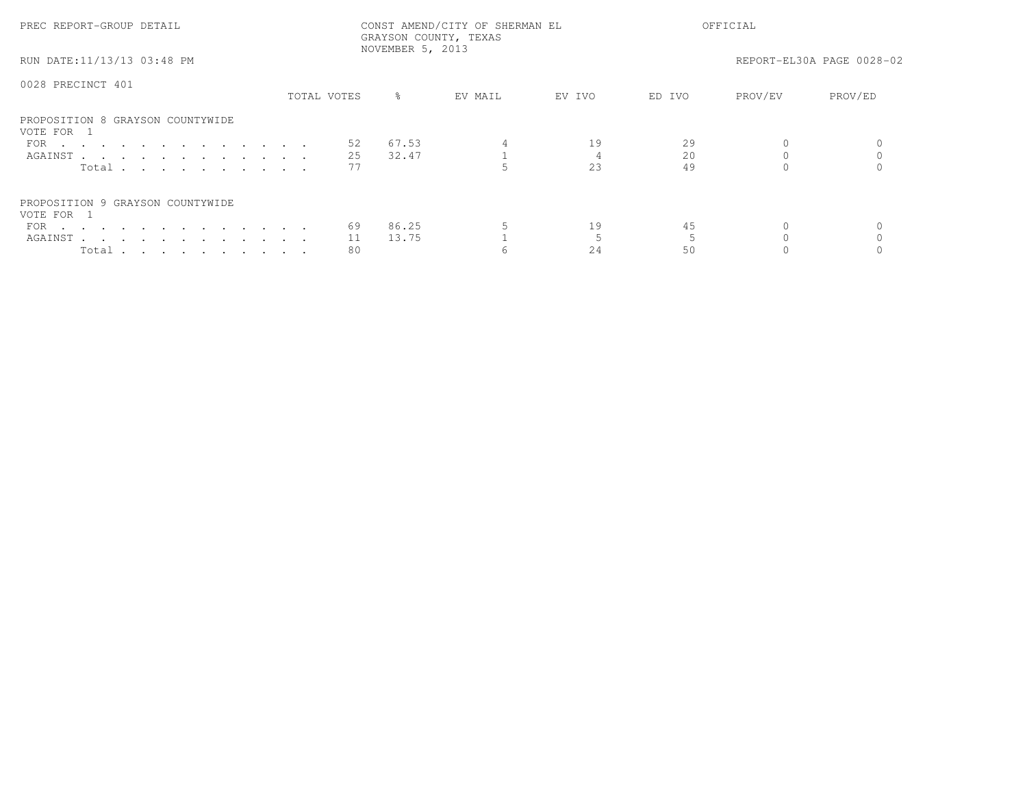PREC REPORT-GROUP DETAIL

CONST AMEND/CITY OF SHERMAN EL
GRAYSON COUNTY, TEXAS
NOVEMBER 5, 2013

OFFICIAL

RUN DATE:11/13/13 03:48 PM

REPORT-EL30A PAGE 0028-02

0028 PRECINCT 401

| | TOTAL VOTES | % | EV MAIL | EV IVO | ED IVO | PROV/EV | PROV/ED |
|---|---|---|---|---|---|---|---|
| **PROPOSITION 8 GRAYSON COUNTYWIDE** | | | | | | | |
| VOTE FOR 1 | | | | | | | |
| FOR | 52 | 67.53 | 4 | 19 | 29 | 0 | 0 |
| AGAINST | 25 | 32.47 | 1 | 4 | 20 | 0 | 0 |
| Total | 77 | | 5 | 23 | 49 | 0 | 0 |
| **PROPOSITION 9 GRAYSON COUNTYWIDE** | | | | | | | |
| VOTE FOR 1 | | | | | | | |
| FOR | 69 | 86.25 | 5 | 19 | 45 | 0 | 0 |
| AGAINST | 11 | 13.75 | 1 | 5 | 5 | 0 | 0 |
| Total | 80 | | 6 | 24 | 50 | 0 | 0 |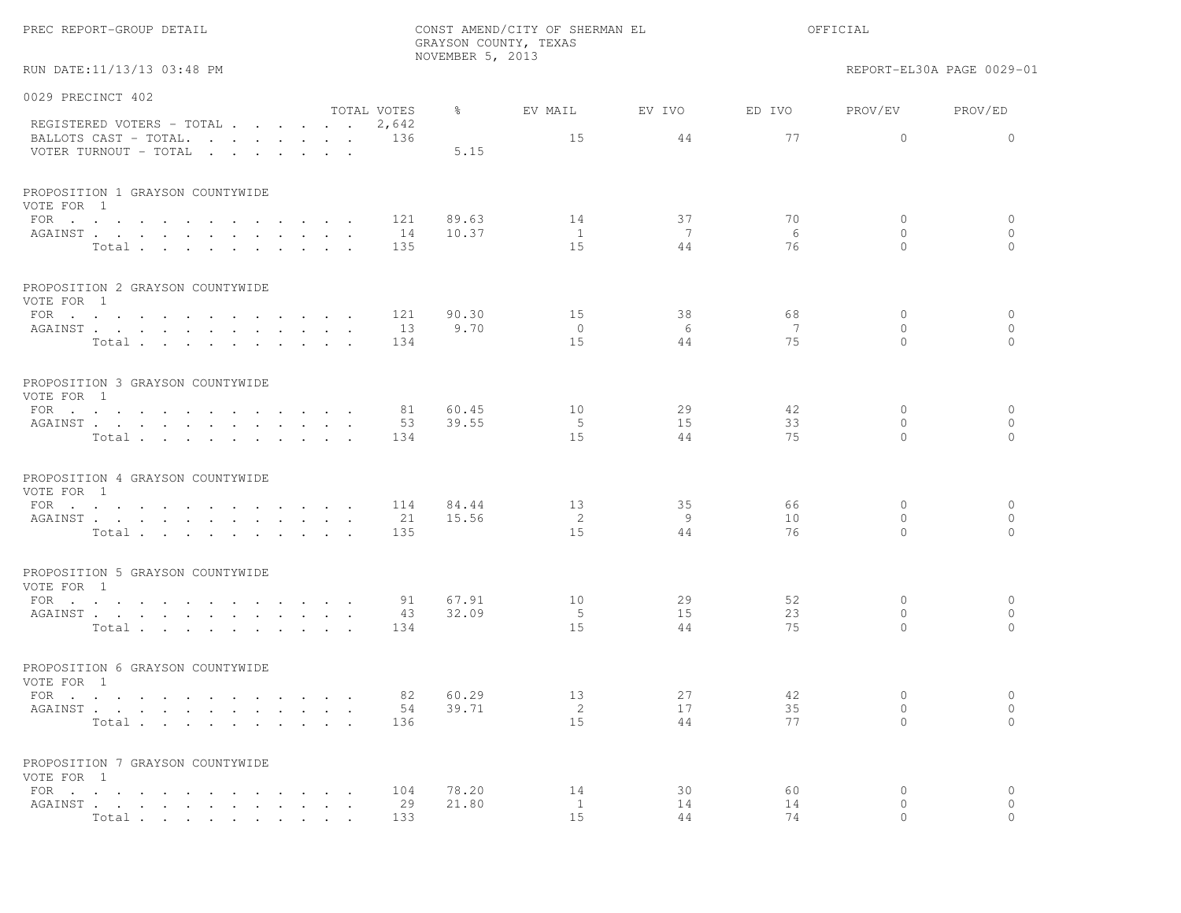PREC REPORT-GROUP DETAIL

CONST AMEND/CITY OF SHERMAN EL
GRAYSON COUNTY, TEXAS
NOVEMBER 5, 2013

OFFICIAL

RUN DATE:11/13/13 03:48 PM

REPORT-EL30A PAGE 0029-01

## 0029 PRECINCT 402

| | TOTAL VOTES | % | EV MAIL | EV IVO | ED IVO | PROV/EV | PROV/ED |
|---|---|---|---|---|---|---|---|
| REGISTERED VOTERS - TOTAL | 2,642 | | | | | | |
| BALLOTS CAST - TOTAL. | 136 | | 15 | 44 | 77 | 0 | 0 |
| VOTER TURNOUT - TOTAL | | 5.15 | | | | | |

### PROPOSITION 1 GRAYSON COUNTYWIDE
VOTE FOR 1

| | TOTAL VOTES | % | EV MAIL | EV IVO | ED IVO | PROV/EV | PROV/ED |
|---|---|---|---|---|---|---|---|
| FOR | 121 | 89.63 | 14 | 37 | 70 | 0 | 0 |
| AGAINST | 14 | 10.37 | 1 | 7 | 6 | 0 | 0 |
| Total | 135 | | 15 | 44 | 76 | 0 | 0 |

### PROPOSITION 2 GRAYSON COUNTYWIDE
VOTE FOR 1

| | TOTAL VOTES | % | EV MAIL | EV IVO | ED IVO | PROV/EV | PROV/ED |
|---|---|---|---|---|---|---|---|
| FOR | 121 | 90.30 | 15 | 38 | 68 | 0 | 0 |
| AGAINST | 13 | 9.70 | 0 | 6 | 7 | 0 | 0 |
| Total | 134 | | 15 | 44 | 75 | 0 | 0 |

### PROPOSITION 3 GRAYSON COUNTYWIDE
VOTE FOR 1

| | TOTAL VOTES | % | EV MAIL | EV IVO | ED IVO | PROV/EV | PROV/ED |
|---|---|---|---|---|---|---|---|
| FOR | 81 | 60.45 | 10 | 29 | 42 | 0 | 0 |
| AGAINST | 53 | 39.55 | 5 | 15 | 33 | 0 | 0 |
| Total | 134 | | 15 | 44 | 75 | 0 | 0 |

### PROPOSITION 4 GRAYSON COUNTYWIDE
VOTE FOR 1

| | TOTAL VOTES | % | EV MAIL | EV IVO | ED IVO | PROV/EV | PROV/ED |
|---|---|---|---|---|---|---|---|
| FOR | 114 | 84.44 | 13 | 35 | 66 | 0 | 0 |
| AGAINST | 21 | 15.56 | 2 | 9 | 10 | 0 | 0 |
| Total | 135 | | 15 | 44 | 76 | 0 | 0 |

### PROPOSITION 5 GRAYSON COUNTYWIDE
VOTE FOR 1

| | TOTAL VOTES | % | EV MAIL | EV IVO | ED IVO | PROV/EV | PROV/ED |
|---|---|---|---|---|---|---|---|
| FOR | 91 | 67.91 | 10 | 29 | 52 | 0 | 0 |
| AGAINST | 43 | 32.09 | 5 | 15 | 23 | 0 | 0 |
| Total | 134 | | 15 | 44 | 75 | 0 | 0 |

### PROPOSITION 6 GRAYSON COUNTYWIDE
VOTE FOR 1

| | TOTAL VOTES | % | EV MAIL | EV IVO | ED IVO | PROV/EV | PROV/ED |
|---|---|---|---|---|---|---|---|
| FOR | 82 | 60.29 | 13 | 27 | 42 | 0 | 0 |
| AGAINST | 54 | 39.71 | 2 | 17 | 35 | 0 | 0 |
| Total | 136 | | 15 | 44 | 77 | 0 | 0 |

### PROPOSITION 7 GRAYSON COUNTYWIDE
VOTE FOR 1

| | TOTAL VOTES | % | EV MAIL | EV IVO | ED IVO | PROV/EV | PROV/ED |
|---|---|---|---|---|---|---|---|
| FOR | 104 | 78.20 | 14 | 30 | 60 | 0 | 0 |
| AGAINST | 29 | 21.80 | 1 | 14 | 14 | 0 | 0 |
| Total | 133 | | 15 | 44 | 74 | 0 | 0 |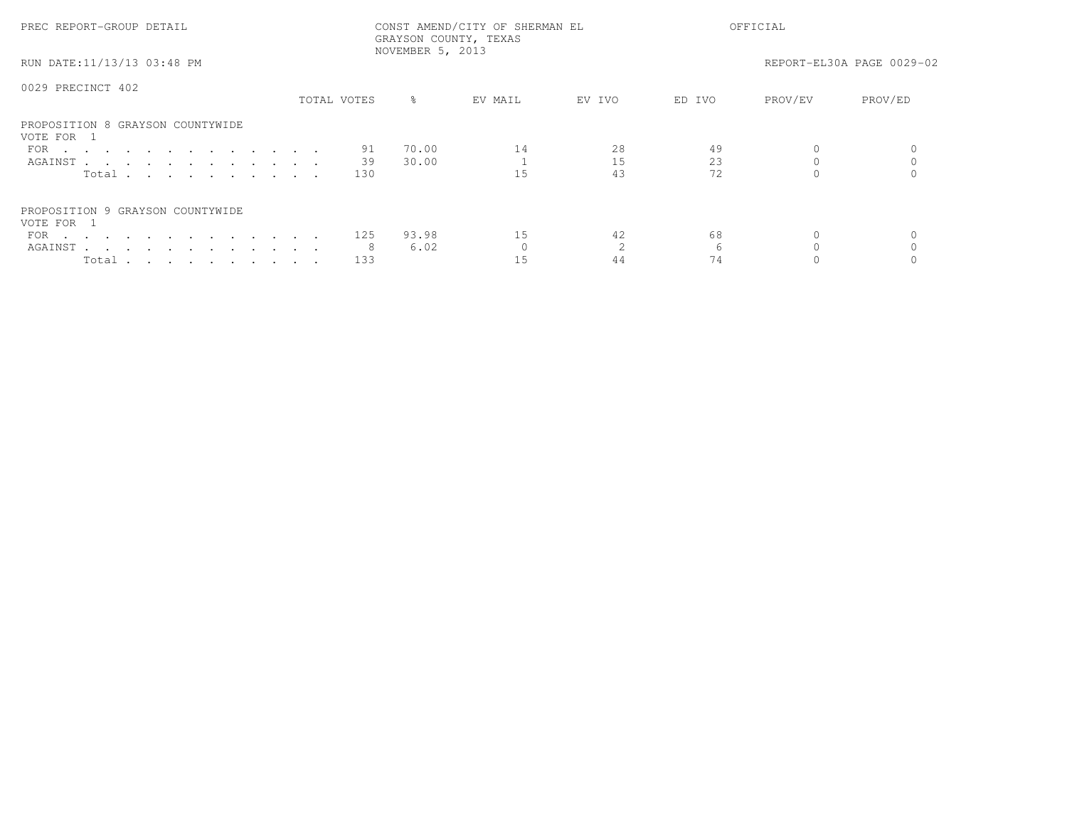## 0029 PRECINCT 402

### PROPOSITION 8 GRAYSON COUNTYWIDE

VOTE FOR 1

| | TOTAL VOTES | % | EV MAIL | EV IVO | ED IVO | PROV/EV | PROV/ED |
|---|---|---|---|---|---|---|---|
| FOR | 91 | 70.00 | 14 | 28 | 49 | 0 | 0 |
| AGAINST | 39 | 30.00 | 1 | 15 | 23 | 0 | 0 |
| Total | 130 | | 15 | 43 | 72 | 0 | 0 |

### PROPOSITION 9 GRAYSON COUNTYWIDE

VOTE FOR 1

| | TOTAL VOTES | % | EV MAIL | EV IVO | ED IVO | PROV/EV | PROV/ED |
|---|---|---|---|---|---|---|---|
| FOR | 125 | 93.98 | 15 | 42 | 68 | 0 | 0 |
| AGAINST | 8 | 6.02 | 0 | 2 | 6 | 0 | 0 |
| Total | 133 | | 15 | 44 | 74 | 0 | 0 |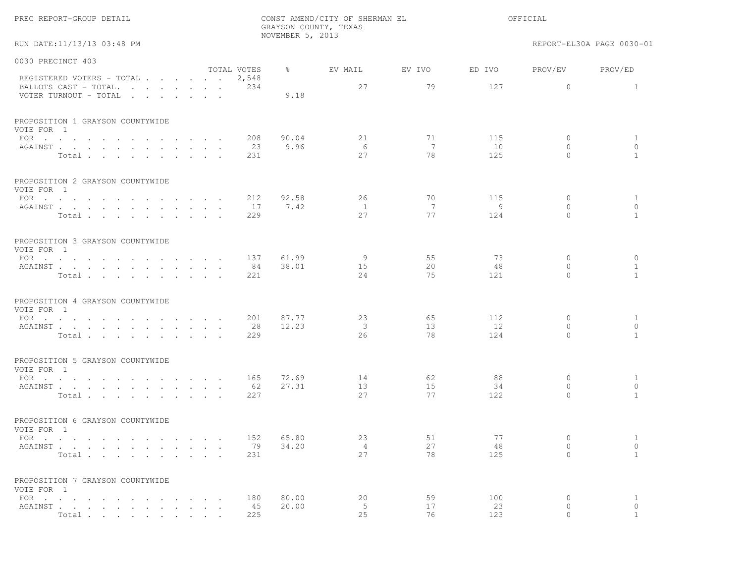PREC REPORT-GROUP DETAIL

CONST AMEND/CITY OF SHERMAN EL
GRAYSON COUNTY, TEXAS
NOVEMBER 5, 2013

OFFICIAL

RUN DATE:11/13/13 03:48 PM

REPORT-EL30A PAGE 0030-01

## 0030 PRECINCT 403

| | TOTAL VOTES | % | EV MAIL | EV IVO | ED IVO | PROV/EV | PROV/ED |
|---|---|---|---|---|---|---|---|
| REGISTERED VOTERS - TOTAL | 2,548 | | | | | | |
| BALLOTS CAST - TOTAL. | 234 | | 27 | 79 | 127 | 0 | 1 |
| VOTER TURNOUT - TOTAL | | 9.18 | | | | | |

### PROPOSITION 1 GRAYSON COUNTYWIDE
VOTE FOR 1

| | TOTAL VOTES | % | EV MAIL | EV IVO | ED IVO | PROV/EV | PROV/ED |
|---|---|---|---|---|---|---|---|
| FOR | 208 | 90.04 | 21 | 71 | 115 | 0 | 1 |
| AGAINST | 23 | 9.96 | 6 | 7 | 10 | 0 | 0 |
| Total | 231 | | 27 | 78 | 125 | 0 | 1 |

### PROPOSITION 2 GRAYSON COUNTYWIDE
VOTE FOR 1

| | TOTAL VOTES | % | EV MAIL | EV IVO | ED IVO | PROV/EV | PROV/ED |
|---|---|---|---|---|---|---|---|
| FOR | 212 | 92.58 | 26 | 70 | 115 | 0 | 1 |
| AGAINST | 17 | 7.42 | 1 | 7 | 9 | 0 | 0 |
| Total | 229 | | 27 | 77 | 124 | 0 | 1 |

### PROPOSITION 3 GRAYSON COUNTYWIDE
VOTE FOR 1

| | TOTAL VOTES | % | EV MAIL | EV IVO | ED IVO | PROV/EV | PROV/ED |
|---|---|---|---|---|---|---|---|
| FOR | 137 | 61.99 | 9 | 55 | 73 | 0 | 0 |
| AGAINST | 84 | 38.01 | 15 | 20 | 48 | 0 | 1 |
| Total | 221 | | 24 | 75 | 121 | 0 | 1 |

### PROPOSITION 4 GRAYSON COUNTYWIDE
VOTE FOR 1

| | TOTAL VOTES | % | EV MAIL | EV IVO | ED IVO | PROV/EV | PROV/ED |
|---|---|---|---|---|---|---|---|
| FOR | 201 | 87.77 | 23 | 65 | 112 | 0 | 1 |
| AGAINST | 28 | 12.23 | 3 | 13 | 12 | 0 | 0 |
| Total | 229 | | 26 | 78 | 124 | 0 | 1 |

### PROPOSITION 5 GRAYSON COUNTYWIDE
VOTE FOR 1

| | TOTAL VOTES | % | EV MAIL | EV IVO | ED IVO | PROV/EV | PROV/ED |
|---|---|---|---|---|---|---|---|
| FOR | 165 | 72.69 | 14 | 62 | 88 | 0 | 1 |
| AGAINST | 62 | 27.31 | 13 | 15 | 34 | 0 | 0 |
| Total | 227 | | 27 | 77 | 122 | 0 | 1 |

### PROPOSITION 6 GRAYSON COUNTYWIDE
VOTE FOR 1

| | TOTAL VOTES | % | EV MAIL | EV IVO | ED IVO | PROV/EV | PROV/ED |
|---|---|---|---|---|---|---|---|
| FOR | 152 | 65.80 | 23 | 51 | 77 | 0 | 1 |
| AGAINST | 79 | 34.20 | 4 | 27 | 48 | 0 | 0 |
| Total | 231 | | 27 | 78 | 125 | 0 | 1 |

### PROPOSITION 7 GRAYSON COUNTYWIDE
VOTE FOR 1

| | TOTAL VOTES | % | EV MAIL | EV IVO | ED IVO | PROV/EV | PROV/ED |
|---|---|---|---|---|---|---|---|
| FOR | 180 | 80.00 | 20 | 59 | 100 | 0 | 1 |
| AGAINST | 45 | 20.00 | 5 | 17 | 23 | 0 | 0 |
| Total | 225 | | 25 | 76 | 123 | 0 | 1 |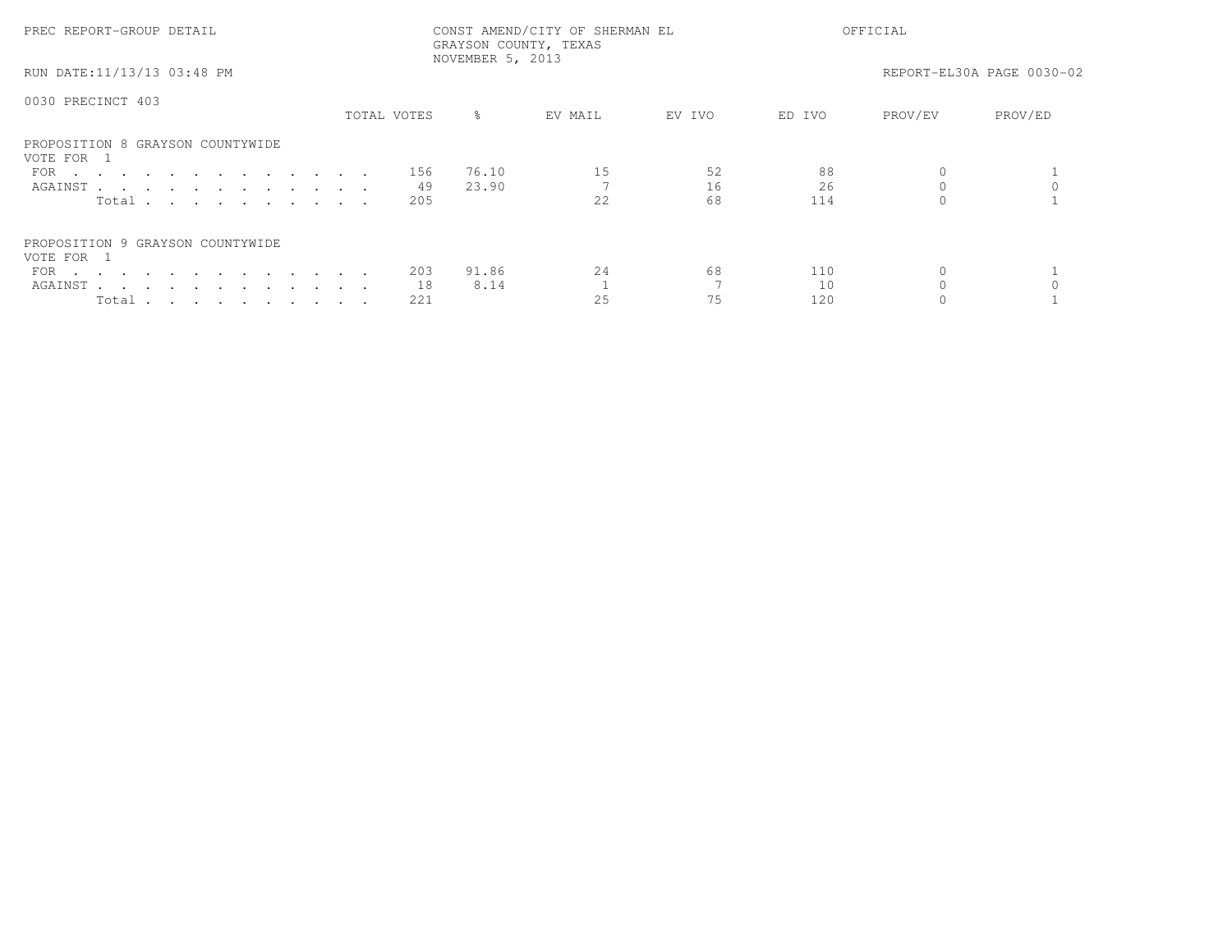PREC REPORT-GROUP DETAIL

CONST AMEND/CITY OF SHERMAN EL
GRAYSON COUNTY, TEXAS
NOVEMBER 5, 2013

OFFICIAL

RUN DATE:11/13/13 03:48 PM

REPORT-EL30A PAGE 0030-02

0030 PRECINCT 403

| | TOTAL VOTES | % | EV MAIL | EV IVO | ED IVO | PROV/EV | PROV/ED |
|---|---|---|---|---|---|---|---|
| **PROPOSITION 8 GRAYSON COUNTYWIDE** | | | | | | | |
| VOTE FOR 1 | | | | | | | |
| FOR | 156 | 76.10 | 15 | 52 | 88 | 0 | 1 |
| AGAINST | 49 | 23.90 | 7 | 16 | 26 | 0 | 0 |
| Total | 205 | | 22 | 68 | 114 | 0 | 1 |
| **PROPOSITION 9 GRAYSON COUNTYWIDE** | | | | | | | |
| VOTE FOR 1 | | | | | | | |
| FOR | 203 | 91.86 | 24 | 68 | 110 | 0 | 1 |
| AGAINST | 18 | 8.14 | 1 | 7 | 10 | 0 | 0 |
| Total | 221 | | 25 | 75 | 120 | 0 | 1 |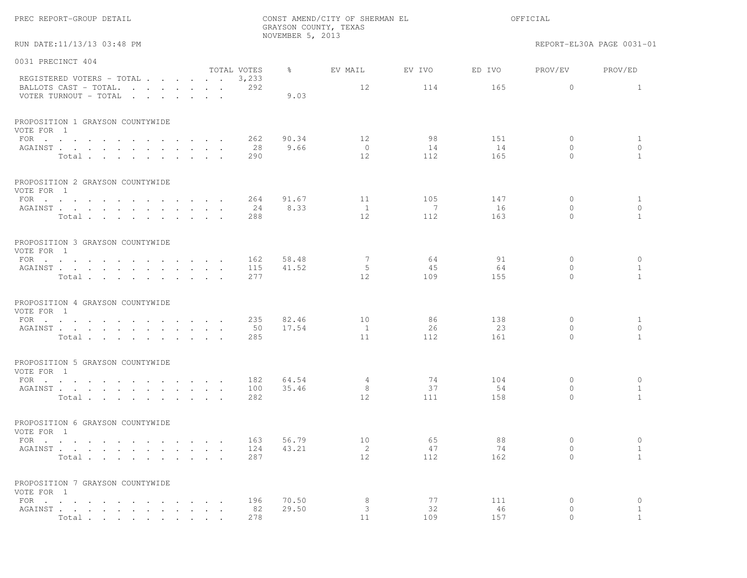PREC REPORT-GROUP DETAIL

CONST AMEND/CITY OF SHERMAN EL
GRAYSON COUNTY, TEXAS
NOVEMBER 5, 2013

OFFICIAL

RUN DATE:11/13/13 03:48 PM

REPORT-EL30A PAGE 0031-01

## 0031 PRECINCT 404

| | TOTAL VOTES | % | EV MAIL | EV IVO | ED IVO | PROV/EV | PROV/ED |
|---|---|---|---|---|---|---|---|
| REGISTERED VOTERS - TOTAL | 3,233 | | | | | | |
| BALLOTS CAST - TOTAL. | 292 | | 12 | 114 | 165 | 0 | 1 |
| VOTER TURNOUT - TOTAL | | 9.03 | | | | | |

### PROPOSITION 1 GRAYSON COUNTYWIDE
VOTE FOR 1

| | TOTAL VOTES | % | EV MAIL | EV IVO | ED IVO | PROV/EV | PROV/ED |
|---|---|---|---|---|---|---|---|
| FOR | 262 | 90.34 | 12 | 98 | 151 | 0 | 1 |
| AGAINST | 28 | 9.66 | 0 | 14 | 14 | 0 | 0 |
| Total | 290 | | 12 | 112 | 165 | 0 | 1 |

### PROPOSITION 2 GRAYSON COUNTYWIDE
VOTE FOR 1

| | TOTAL VOTES | % | EV MAIL | EV IVO | ED IVO | PROV/EV | PROV/ED |
|---|---|---|---|---|---|---|---|
| FOR | 264 | 91.67 | 11 | 105 | 147 | 0 | 1 |
| AGAINST | 24 | 8.33 | 1 | 7 | 16 | 0 | 0 |
| Total | 288 | | 12 | 112 | 163 | 0 | 1 |

### PROPOSITION 3 GRAYSON COUNTYWIDE
VOTE FOR 1

| | TOTAL VOTES | % | EV MAIL | EV IVO | ED IVO | PROV/EV | PROV/ED |
|---|---|---|---|---|---|---|---|
| FOR | 162 | 58.48 | 7 | 64 | 91 | 0 | 0 |
| AGAINST | 115 | 41.52 | 5 | 45 | 64 | 0 | 1 |
| Total | 277 | | 12 | 109 | 155 | 0 | 1 |

### PROPOSITION 4 GRAYSON COUNTYWIDE
VOTE FOR 1

| | TOTAL VOTES | % | EV MAIL | EV IVO | ED IVO | PROV/EV | PROV/ED |
|---|---|---|---|---|---|---|---|
| FOR | 235 | 82.46 | 10 | 86 | 138 | 0 | 1 |
| AGAINST | 50 | 17.54 | 1 | 26 | 23 | 0 | 0 |
| Total | 285 | | 11 | 112 | 161 | 0 | 1 |

### PROPOSITION 5 GRAYSON COUNTYWIDE
VOTE FOR 1

| | TOTAL VOTES | % | EV MAIL | EV IVO | ED IVO | PROV/EV | PROV/ED |
|---|---|---|---|---|---|---|---|
| FOR | 182 | 64.54 | 4 | 74 | 104 | 0 | 0 |
| AGAINST | 100 | 35.46 | 8 | 37 | 54 | 0 | 1 |
| Total | 282 | | 12 | 111 | 158 | 0 | 1 |

### PROPOSITION 6 GRAYSON COUNTYWIDE
VOTE FOR 1

| | TOTAL VOTES | % | EV MAIL | EV IVO | ED IVO | PROV/EV | PROV/ED |
|---|---|---|---|---|---|---|---|
| FOR | 163 | 56.79 | 10 | 65 | 88 | 0 | 0 |
| AGAINST | 124 | 43.21 | 2 | 47 | 74 | 0 | 1 |
| Total | 287 | | 12 | 112 | 162 | 0 | 1 |

### PROPOSITION 7 GRAYSON COUNTYWIDE
VOTE FOR 1

| | TOTAL VOTES | % | EV MAIL | EV IVO | ED IVO | PROV/EV | PROV/ED |
|---|---|---|---|---|---|---|---|
| FOR | 196 | 70.50 | 8 | 77 | 111 | 0 | 0 |
| AGAINST | 82 | 29.50 | 3 | 32 | 46 | 0 | 1 |
| Total | 278 | | 11 | 109 | 157 | 0 | 1 |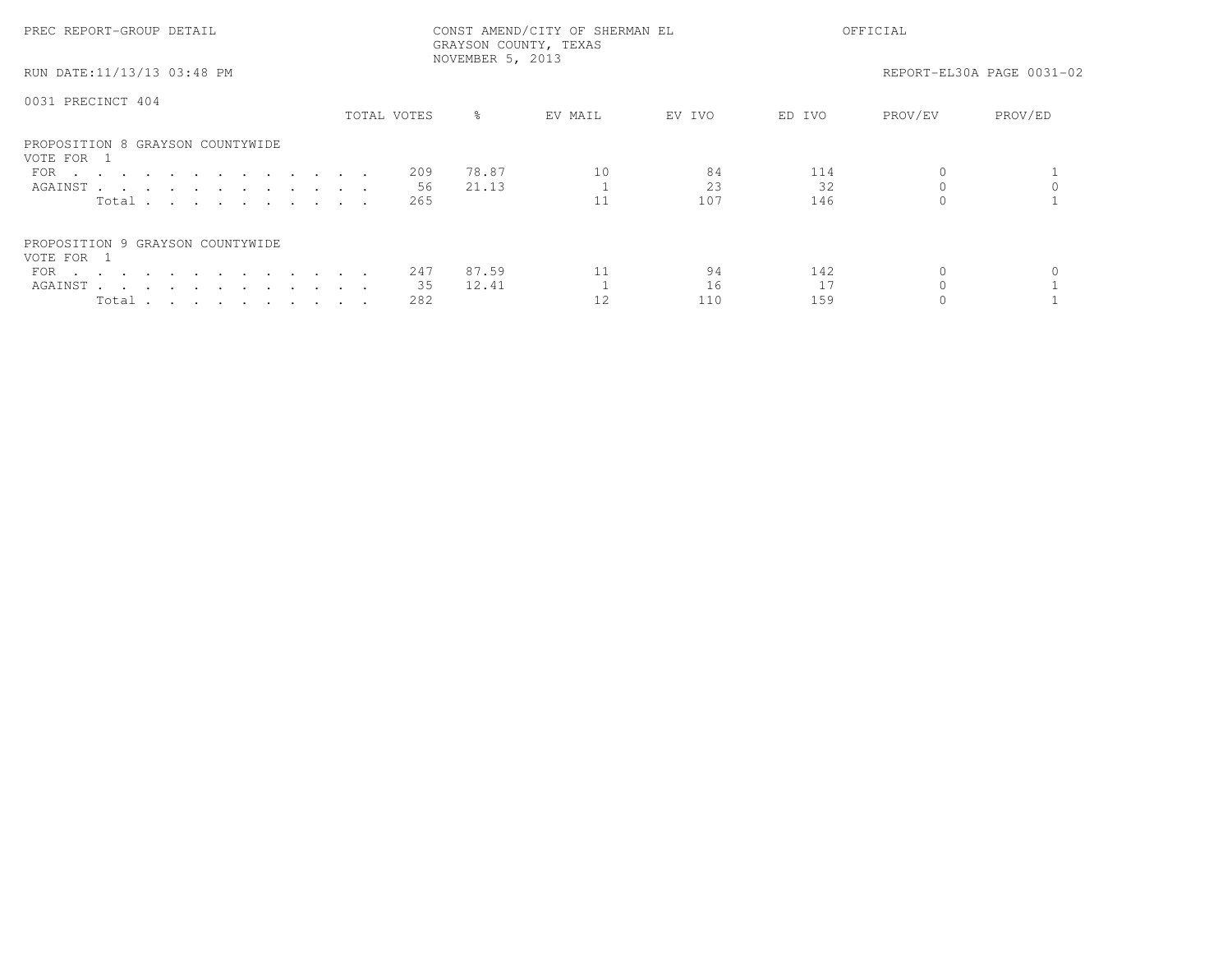PREC REPORT-GROUP DETAIL

CONST AMEND/CITY OF SHERMAN EL
GRAYSON COUNTY, TEXAS
NOVEMBER 5, 2013

OFFICIAL

RUN DATE:11/13/13 03:48 PM

REPORT-EL30A PAGE 0031-02

0031 PRECINCT 404

| | TOTAL VOTES | % | EV MAIL | EV IVO | ED IVO | PROV/EV | PROV/ED |
|---|---|---|---|---|---|---|---|
| **PROPOSITION 8 GRAYSON COUNTYWIDE** | | | | | | | |
| VOTE FOR 1 | | | | | | | |
| FOR | 209 | 78.87 | 10 | 84 | 114 | 0 | 1 |
| AGAINST | 56 | 21.13 | 1 | 23 | 32 | 0 | 0 |
| Total | 265 | | 11 | 107 | 146 | 0 | 1 |
| **PROPOSITION 9 GRAYSON COUNTYWIDE** | | | | | | | |
| VOTE FOR 1 | | | | | | | |
| FOR | 247 | 87.59 | 11 | 94 | 142 | 0 | 0 |
| AGAINST | 35 | 12.41 | 1 | 16 | 17 | 0 | 1 |
| Total | 282 | | 12 | 110 | 159 | 0 | 1 |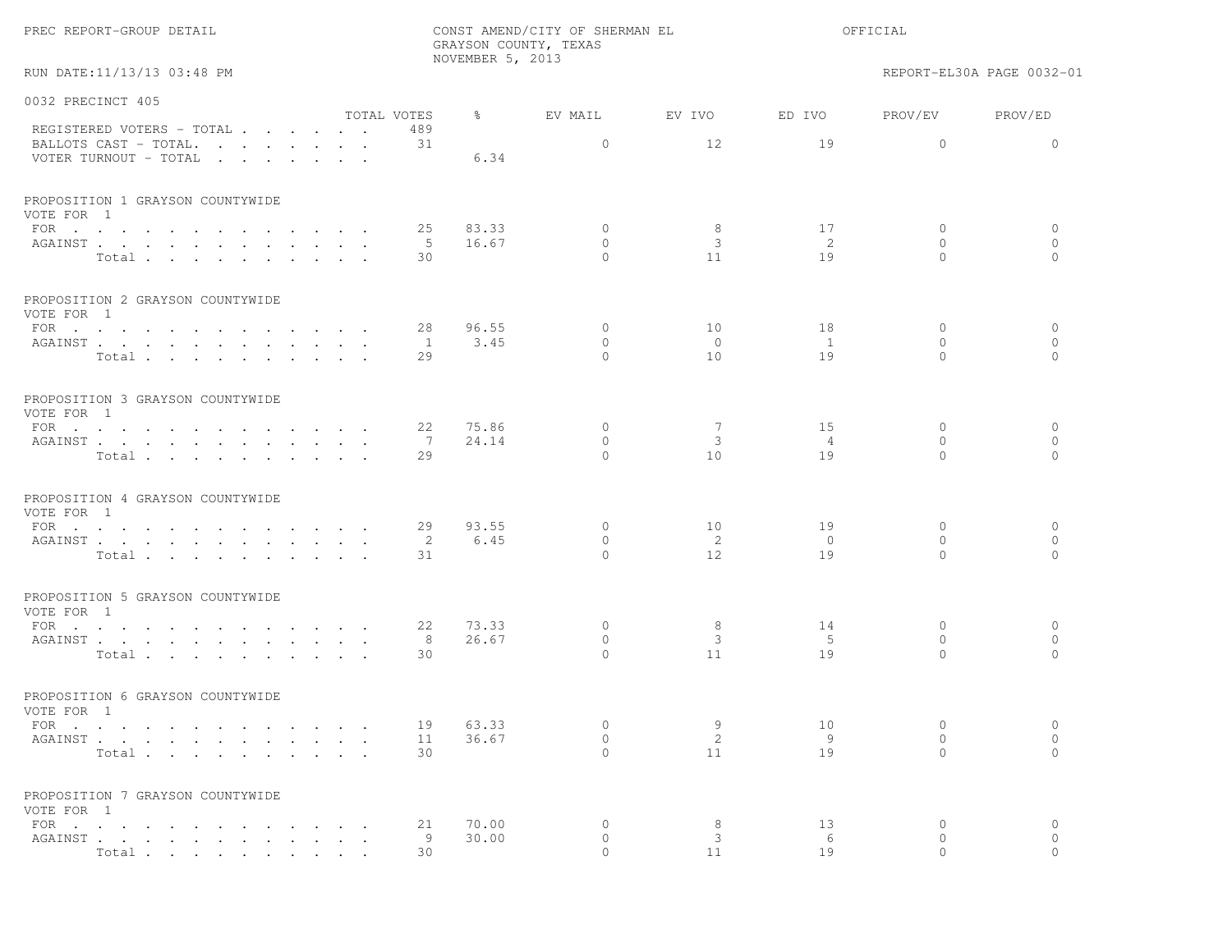PREC REPORT-GROUP DETAIL

CONST AMEND/CITY OF SHERMAN EL
GRAYSON COUNTY, TEXAS
NOVEMBER 5, 2013

OFFICIAL

RUN DATE:11/13/13 03:48 PM

REPORT-EL30A PAGE 0032-01

## 0032 PRECINCT 405

| | TOTAL VOTES | % | EV MAIL | EV IVO | ED IVO | PROV/EV | PROV/ED |
|---|---|---|---|---|---|---|---|
| REGISTERED VOTERS - TOTAL | 489 | | | | | | |
| BALLOTS CAST - TOTAL. | 31 | | 0 | 12 | 19 | 0 | 0 |
| VOTER TURNOUT - TOTAL | | 6.34 | | | | | |

### PROPOSITION 1 GRAYSON COUNTYWIDE
VOTE FOR 1

| | TOTAL VOTES | % | EV MAIL | EV IVO | ED IVO | PROV/EV | PROV/ED |
|---|---|---|---|---|---|---|---|
| FOR | 25 | 83.33 | 0 | 8 | 17 | 0 | 0 |
| AGAINST | 5 | 16.67 | 0 | 3 | 2 | 0 | 0 |
| Total | 30 | | 0 | 11 | 19 | 0 | 0 |

### PROPOSITION 2 GRAYSON COUNTYWIDE
VOTE FOR 1

| | TOTAL VOTES | % | EV MAIL | EV IVO | ED IVO | PROV/EV | PROV/ED |
|---|---|---|---|---|---|---|---|
| FOR | 28 | 96.55 | 0 | 10 | 18 | 0 | 0 |
| AGAINST | 1 | 3.45 | 0 | 0 | 1 | 0 | 0 |
| Total | 29 | | 0 | 10 | 19 | 0 | 0 |

### PROPOSITION 3 GRAYSON COUNTYWIDE
VOTE FOR 1

| | TOTAL VOTES | % | EV MAIL | EV IVO | ED IVO | PROV/EV | PROV/ED |
|---|---|---|---|---|---|---|---|
| FOR | 22 | 75.86 | 0 | 7 | 15 | 0 | 0 |
| AGAINST | 7 | 24.14 | 0 | 3 | 4 | 0 | 0 |
| Total | 29 | | 0 | 10 | 19 | 0 | 0 |

### PROPOSITION 4 GRAYSON COUNTYWIDE
VOTE FOR 1

| | TOTAL VOTES | % | EV MAIL | EV IVO | ED IVO | PROV/EV | PROV/ED |
|---|---|---|---|---|---|---|---|
| FOR | 29 | 93.55 | 0 | 10 | 19 | 0 | 0 |
| AGAINST | 2 | 6.45 | 0 | 2 | 0 | 0 | 0 |
| Total | 31 | | 0 | 12 | 19 | 0 | 0 |

### PROPOSITION 5 GRAYSON COUNTYWIDE
VOTE FOR 1

| | TOTAL VOTES | % | EV MAIL | EV IVO | ED IVO | PROV/EV | PROV/ED |
|---|---|---|---|---|---|---|---|
| FOR | 22 | 73.33 | 0 | 8 | 14 | 0 | 0 |
| AGAINST | 8 | 26.67 | 0 | 3 | 5 | 0 | 0 |
| Total | 30 | | 0 | 11 | 19 | 0 | 0 |

### PROPOSITION 6 GRAYSON COUNTYWIDE
VOTE FOR 1

| | TOTAL VOTES | % | EV MAIL | EV IVO | ED IVO | PROV/EV | PROV/ED |
|---|---|---|---|---|---|---|---|
| FOR | 19 | 63.33 | 0 | 9 | 10 | 0 | 0 |
| AGAINST | 11 | 36.67 | 0 | 2 | 9 | 0 | 0 |
| Total | 30 | | 0 | 11 | 19 | 0 | 0 |

### PROPOSITION 7 GRAYSON COUNTYWIDE
VOTE FOR 1

| | TOTAL VOTES | % | EV MAIL | EV IVO | ED IVO | PROV/EV | PROV/ED |
|---|---|---|---|---|---|---|---|
| FOR | 21 | 70.00 | 0 | 8 | 13 | 0 | 0 |
| AGAINST | 9 | 30.00 | 0 | 3 | 6 | 0 | 0 |
| Total | 30 | | 0 | 11 | 19 | 0 | 0 |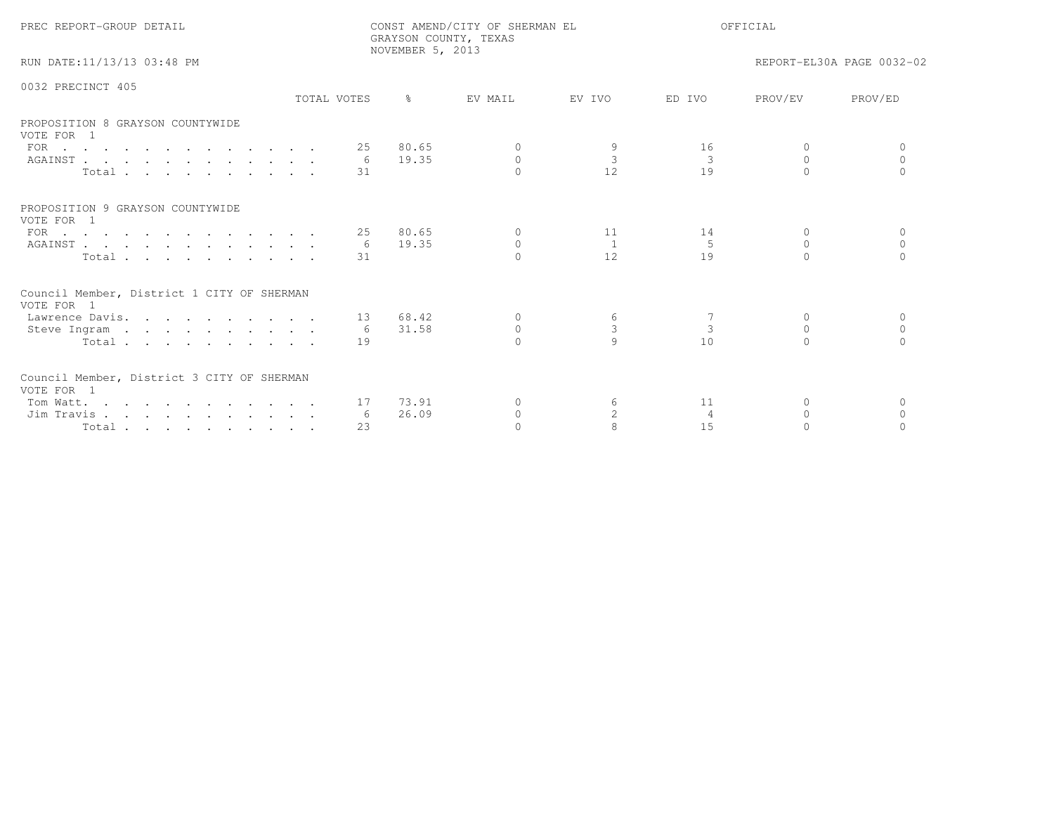PREC REPORT-GROUP DETAIL — CONST AMEND/CITY OF SHERMAN EL — GRAYSON COUNTY, TEXAS — NOVEMBER 5, 2013 — OFFICIAL

RUN DATE:11/13/13 03:48 PM — REPORT-EL30A PAGE 0032-02

## 0032 PRECINCT 405

| | TOTAL VOTES | % | EV MAIL | EV IVO | ED IVO | PROV/EV | PROV/ED |
|---|---|---|---|---|---|---|---|
| **PROPOSITION 8 GRAYSON COUNTYWIDE** | | | | | | | |
| VOTE FOR 1 | | | | | | | |
| FOR | 25 | 80.65 | 0 | 9 | 16 | 0 | 0 |
| AGAINST | 6 | 19.35 | 0 | 3 | 3 | 0 | 0 |
| Total | 31 | | 0 | 12 | 19 | 0 | 0 |
| **PROPOSITION 9 GRAYSON COUNTYWIDE** | | | | | | | |
| VOTE FOR 1 | | | | | | | |
| FOR | 25 | 80.65 | 0 | 11 | 14 | 0 | 0 |
| AGAINST | 6 | 19.35 | 0 | 1 | 5 | 0 | 0 |
| Total | 31 | | 0 | 12 | 19 | 0 | 0 |
| **Council Member, District 1 CITY OF SHERMAN** | | | | | | | |
| VOTE FOR 1 | | | | | | | |
| Lawrence Davis | 13 | 68.42 | 0 | 6 | 7 | 0 | 0 |
| Steve Ingram | 6 | 31.58 | 0 | 3 | 3 | 0 | 0 |
| Total | 19 | | 0 | 9 | 10 | 0 | 0 |
| **Council Member, District 3 CITY OF SHERMAN** | | | | | | | |
| VOTE FOR 1 | | | | | | | |
| Tom Watt | 17 | 73.91 | 0 | 6 | 11 | 0 | 0 |
| Jim Travis | 6 | 26.09 | 0 | 2 | 4 | 0 | 0 |
| Total | 23 | | 0 | 8 | 15 | 0 | 0 |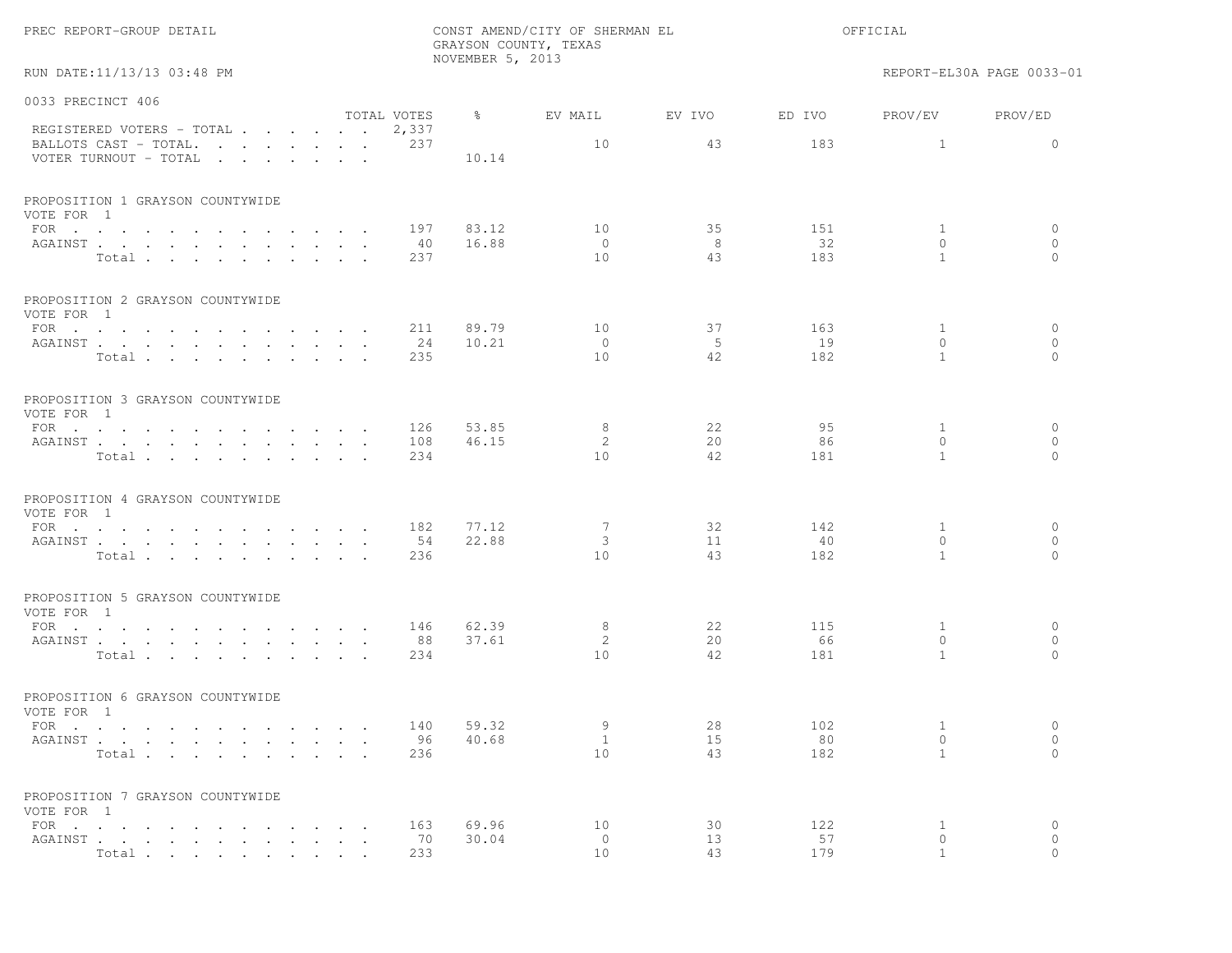PREC REPORT-GROUP DETAIL

CONST AMEND/CITY OF SHERMAN EL
GRAYSON COUNTY, TEXAS
NOVEMBER 5, 2013

OFFICIAL

RUN DATE:11/13/13 03:48 PM

REPORT-EL30A PAGE 0033-01

## 0033 PRECINCT 406

| | TOTAL VOTES | % | EV MAIL | EV IVO | ED IVO | PROV/EV | PROV/ED |
|---|---|---|---|---|---|---|---|
| REGISTERED VOTERS - TOTAL | 2,337 | | | | | | |
| BALLOTS CAST - TOTAL. | 237 | | 10 | 43 | 183 | 1 | 0 |
| VOTER TURNOUT - TOTAL | | 10.14 | | | | | |

### PROPOSITION 1 GRAYSON COUNTYWIDE
VOTE FOR 1

| | TOTAL VOTES | % | EV MAIL | EV IVO | ED IVO | PROV/EV | PROV/ED |
|---|---|---|---|---|---|---|---|
| FOR | 197 | 83.12 | 10 | 35 | 151 | 1 | 0 |
| AGAINST | 40 | 16.88 | 0 | 8 | 32 | 0 | 0 |
| Total | 237 | | 10 | 43 | 183 | 1 | 0 |

### PROPOSITION 2 GRAYSON COUNTYWIDE
VOTE FOR 1

| | TOTAL VOTES | % | EV MAIL | EV IVO | ED IVO | PROV/EV | PROV/ED |
|---|---|---|---|---|---|---|---|
| FOR | 211 | 89.79 | 10 | 37 | 163 | 1 | 0 |
| AGAINST | 24 | 10.21 | 0 | 5 | 19 | 0 | 0 |
| Total | 235 | | 10 | 42 | 182 | 1 | 0 |

### PROPOSITION 3 GRAYSON COUNTYWIDE
VOTE FOR 1

| | TOTAL VOTES | % | EV MAIL | EV IVO | ED IVO | PROV/EV | PROV/ED |
|---|---|---|---|---|---|---|---|
| FOR | 126 | 53.85 | 8 | 22 | 95 | 1 | 0 |
| AGAINST | 108 | 46.15 | 2 | 20 | 86 | 0 | 0 |
| Total | 234 | | 10 | 42 | 181 | 1 | 0 |

### PROPOSITION 4 GRAYSON COUNTYWIDE
VOTE FOR 1

| | TOTAL VOTES | % | EV MAIL | EV IVO | ED IVO | PROV/EV | PROV/ED |
|---|---|---|---|---|---|---|---|
| FOR | 182 | 77.12 | 7 | 32 | 142 | 1 | 0 |
| AGAINST | 54 | 22.88 | 3 | 11 | 40 | 0 | 0 |
| Total | 236 | | 10 | 43 | 182 | 1 | 0 |

### PROPOSITION 5 GRAYSON COUNTYWIDE
VOTE FOR 1

| | TOTAL VOTES | % | EV MAIL | EV IVO | ED IVO | PROV/EV | PROV/ED |
|---|---|---|---|---|---|---|---|
| FOR | 146 | 62.39 | 8 | 22 | 115 | 1 | 0 |
| AGAINST | 88 | 37.61 | 2 | 20 | 66 | 0 | 0 |
| Total | 234 | | 10 | 42 | 181 | 1 | 0 |

### PROPOSITION 6 GRAYSON COUNTYWIDE
VOTE FOR 1

| | TOTAL VOTES | % | EV MAIL | EV IVO | ED IVO | PROV/EV | PROV/ED |
|---|---|---|---|---|---|---|---|
| FOR | 140 | 59.32 | 9 | 28 | 102 | 1 | 0 |
| AGAINST | 96 | 40.68 | 1 | 15 | 80 | 0 | 0 |
| Total | 236 | | 10 | 43 | 182 | 1 | 0 |

### PROPOSITION 7 GRAYSON COUNTYWIDE
VOTE FOR 1

| | TOTAL VOTES | % | EV MAIL | EV IVO | ED IVO | PROV/EV | PROV/ED |
|---|---|---|---|---|---|---|---|
| FOR | 163 | 69.96 | 10 | 30 | 122 | 1 | 0 |
| AGAINST | 70 | 30.04 | 0 | 13 | 57 | 0 | 0 |
| Total | 233 | | 10 | 43 | 179 | 1 | 0 |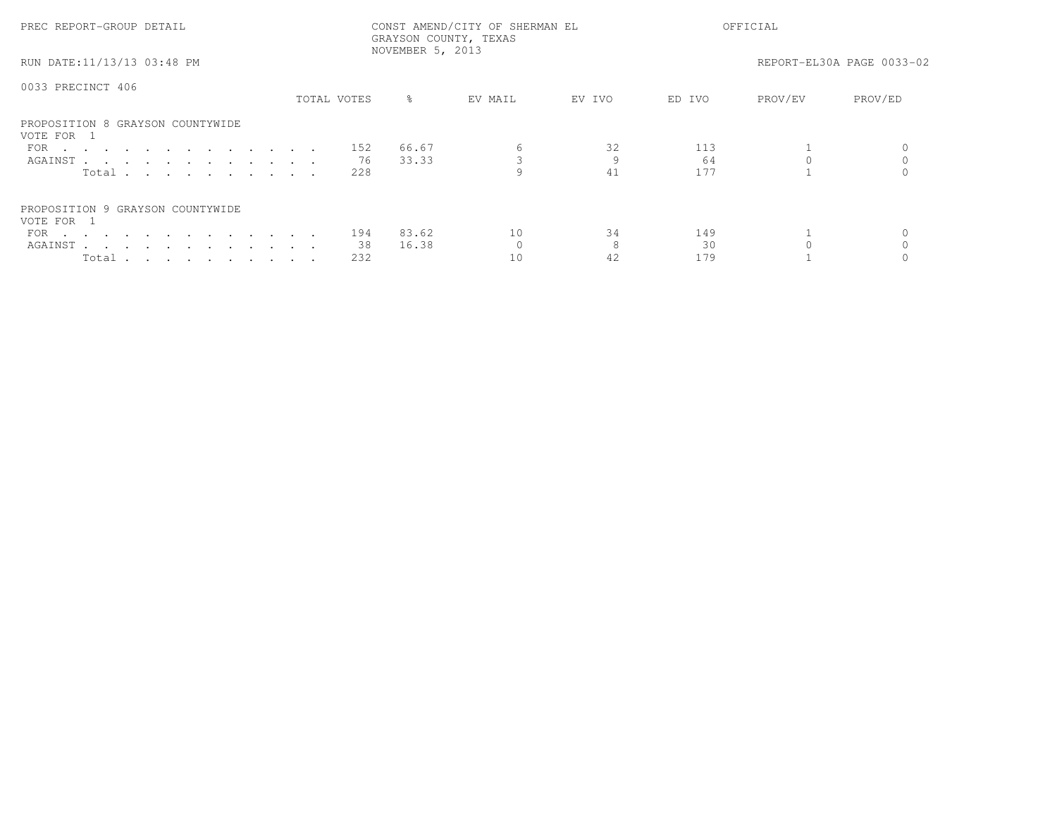PREC REPORT-GROUP DETAIL

CONST AMEND/CITY OF SHERMAN EL
GRAYSON COUNTY, TEXAS
NOVEMBER 5, 2013

OFFICIAL

RUN DATE:11/13/13 03:48 PM

REPORT-EL30A PAGE 0033-02

0033 PRECINCT 406

| | TOTAL VOTES | % | EV MAIL | EV IVO | ED IVO | PROV/EV | PROV/ED |
|---|---|---|---|---|---|---|---|
| **PROPOSITION 8 GRAYSON COUNTYWIDE** | | | | | | | |
| VOTE FOR 1 | | | | | | | |
| FOR | 152 | 66.67 | 6 | 32 | 113 | 1 | 0 |
| AGAINST | 76 | 33.33 | 3 | 9 | 64 | 0 | 0 |
| Total | 228 | | 9 | 41 | 177 | 1 | 0 |
| **PROPOSITION 9 GRAYSON COUNTYWIDE** | | | | | | | |
| VOTE FOR 1 | | | | | | | |
| FOR | 194 | 83.62 | 10 | 34 | 149 | 1 | 0 |
| AGAINST | 38 | 16.38 | 0 | 8 | 30 | 0 | 0 |
| Total | 232 | | 10 | 42 | 179 | 1 | 0 |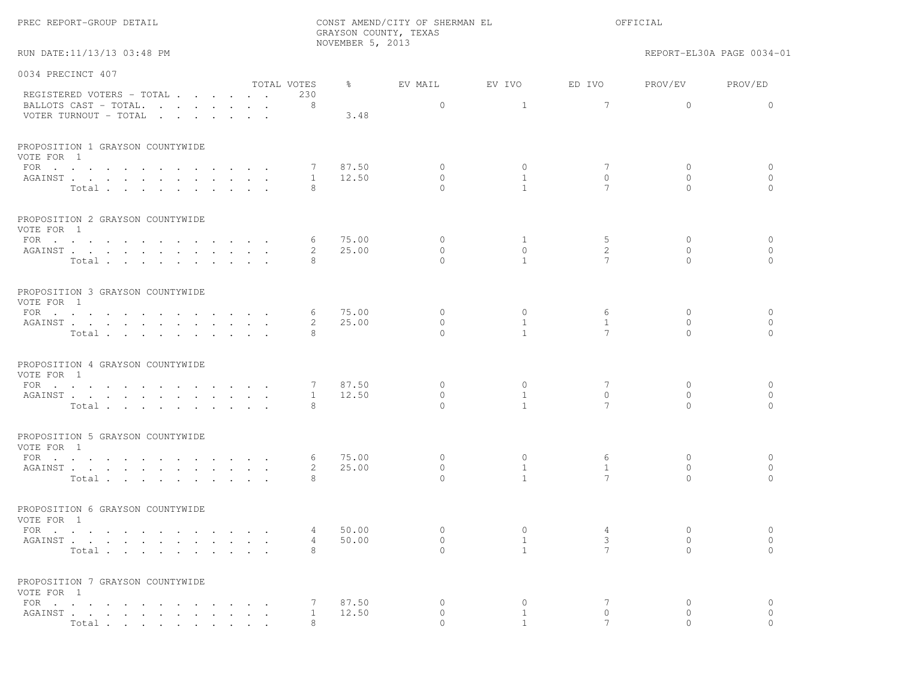PREC REPORT-GROUP DETAIL

CONST AMEND/CITY OF SHERMAN EL
GRAYSON COUNTY, TEXAS
NOVEMBER 5, 2013

OFFICIAL

RUN DATE:11/13/13 03:48 PM

REPORT-EL30A PAGE 0034-01

## 0034 PRECINCT 407

| | TOTAL VOTES | % | EV MAIL | EV IVO | ED IVO | PROV/EV | PROV/ED |
|---|---|---|---|---|---|---|---|
| REGISTERED VOTERS - TOTAL | 230 | | | | | | |
| BALLOTS CAST - TOTAL. | 8 | | 0 | 1 | 7 | 0 | 0 |
| VOTER TURNOUT - TOTAL | | 3.48 | | | | | |

### PROPOSITION 1 GRAYSON COUNTYWIDE
VOTE FOR 1

| | TOTAL VOTES | % | EV MAIL | EV IVO | ED IVO | PROV/EV | PROV/ED |
|---|---|---|---|---|---|---|---|
| FOR | 7 | 87.50 | 0 | 0 | 7 | 0 | 0 |
| AGAINST | 1 | 12.50 | 0 | 1 | 0 | 0 | 0 |
| Total | 8 | | 0 | 1 | 7 | 0 | 0 |

### PROPOSITION 2 GRAYSON COUNTYWIDE
VOTE FOR 1

| | TOTAL VOTES | % | EV MAIL | EV IVO | ED IVO | PROV/EV | PROV/ED |
|---|---|---|---|---|---|---|---|
| FOR | 6 | 75.00 | 0 | 1 | 5 | 0 | 0 |
| AGAINST | 2 | 25.00 | 0 | 0 | 2 | 0 | 0 |
| Total | 8 | | 0 | 1 | 7 | 0 | 0 |

### PROPOSITION 3 GRAYSON COUNTYWIDE
VOTE FOR 1

| | TOTAL VOTES | % | EV MAIL | EV IVO | ED IVO | PROV/EV | PROV/ED |
|---|---|---|---|---|---|---|---|
| FOR | 6 | 75.00 | 0 | 0 | 6 | 0 | 0 |
| AGAINST | 2 | 25.00 | 0 | 1 | 1 | 0 | 0 |
| Total | 8 | | 0 | 1 | 7 | 0 | 0 |

### PROPOSITION 4 GRAYSON COUNTYWIDE
VOTE FOR 1

| | TOTAL VOTES | % | EV MAIL | EV IVO | ED IVO | PROV/EV | PROV/ED |
|---|---|---|---|---|---|---|---|
| FOR | 7 | 87.50 | 0 | 0 | 7 | 0 | 0 |
| AGAINST | 1 | 12.50 | 0 | 1 | 0 | 0 | 0 |
| Total | 8 | | 0 | 1 | 7 | 0 | 0 |

### PROPOSITION 5 GRAYSON COUNTYWIDE
VOTE FOR 1

| | TOTAL VOTES | % | EV MAIL | EV IVO | ED IVO | PROV/EV | PROV/ED |
|---|---|---|---|---|---|---|---|
| FOR | 6 | 75.00 | 0 | 0 | 6 | 0 | 0 |
| AGAINST | 2 | 25.00 | 0 | 1 | 1 | 0 | 0 |
| Total | 8 | | 0 | 1 | 7 | 0 | 0 |

### PROPOSITION 6 GRAYSON COUNTYWIDE
VOTE FOR 1

| | TOTAL VOTES | % | EV MAIL | EV IVO | ED IVO | PROV/EV | PROV/ED |
|---|---|---|---|---|---|---|---|
| FOR | 4 | 50.00 | 0 | 0 | 4 | 0 | 0 |
| AGAINST | 4 | 50.00 | 0 | 1 | 3 | 0 | 0 |
| Total | 8 | | 0 | 1 | 7 | 0 | 0 |

### PROPOSITION 7 GRAYSON COUNTYWIDE
VOTE FOR 1

| | TOTAL VOTES | % | EV MAIL | EV IVO | ED IVO | PROV/EV | PROV/ED |
|---|---|---|---|---|---|---|---|
| FOR | 7 | 87.50 | 0 | 0 | 7 | 0 | 0 |
| AGAINST | 1 | 12.50 | 0 | 1 | 0 | 0 | 0 |
| Total | 8 | | 0 | 1 | 7 | 0 | 0 |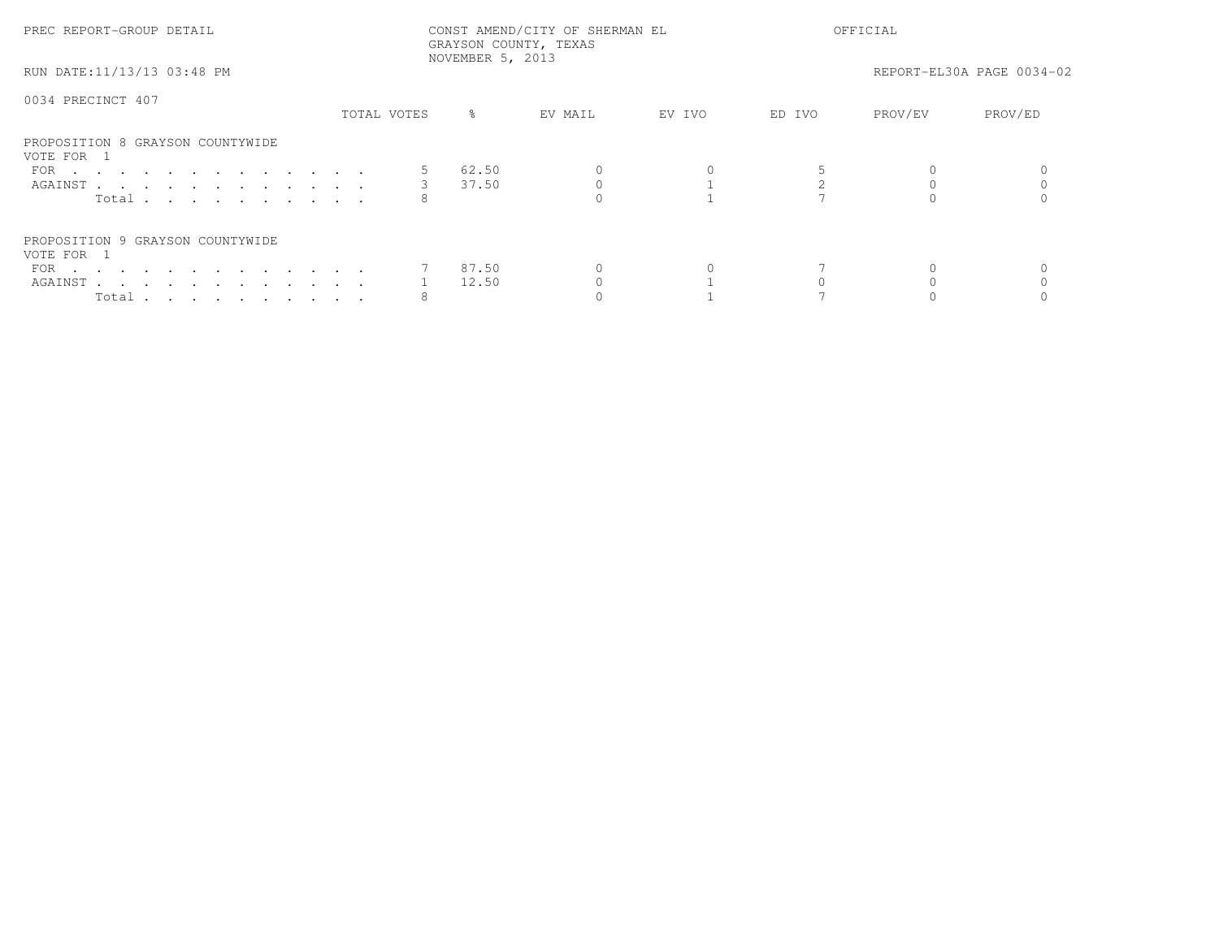PREC REPORT-GROUP DETAIL

CONST AMEND/CITY OF SHERMAN EL
GRAYSON COUNTY, TEXAS
NOVEMBER 5, 2013

OFFICIAL

RUN DATE:11/13/13 03:48 PM

REPORT-EL30A PAGE 0034-02

0034 PRECINCT 407

| | TOTAL VOTES | % | EV MAIL | EV IVO | ED IVO | PROV/EV | PROV/ED |
|---|---|---|---|---|---|---|---|
| **PROPOSITION 8 GRAYSON COUNTYWIDE** | | | | | | | |
| VOTE FOR 1 | | | | | | | |
| FOR | 5 | 62.50 | 0 | 0 | 5 | 0 | 0 |
| AGAINST | 3 | 37.50 | 0 | 1 | 2 | 0 | 0 |
| Total | 8 | | 0 | 1 | 7 | 0 | 0 |
| **PROPOSITION 9 GRAYSON COUNTYWIDE** | | | | | | | |
| VOTE FOR 1 | | | | | | | |
| FOR | 7 | 87.50 | 0 | 0 | 7 | 0 | 0 |
| AGAINST | 1 | 12.50 | 0 | 1 | 0 | 0 | 0 |
| Total | 8 | | 0 | 1 | 7 | 0 | 0 |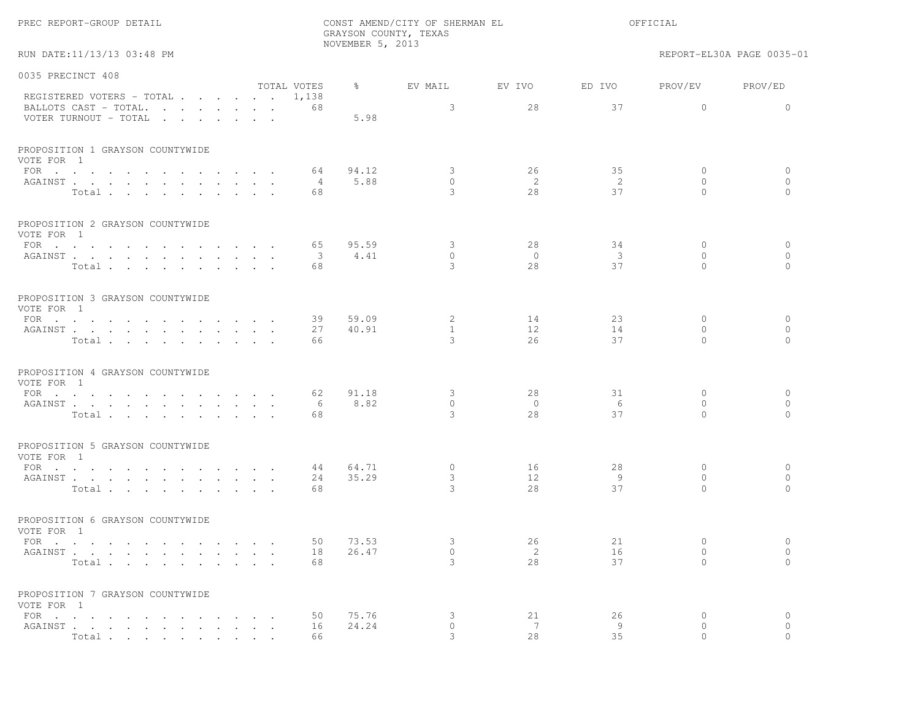PREC REPORT-GROUP DETAIL

CONST AMEND/CITY OF SHERMAN EL
GRAYSON COUNTY, TEXAS
NOVEMBER 5, 2013

OFFICIAL

RUN DATE:11/13/13 03:48 PM

REPORT-EL30A PAGE 0035-01

## 0035 PRECINCT 408

| | TOTAL VOTES | % | EV MAIL | EV IVO | ED IVO | PROV/EV | PROV/ED |
|---|---|---|---|---|---|---|---|
| REGISTERED VOTERS - TOTAL | 1,138 | | | | | | |
| BALLOTS CAST - TOTAL. | 68 | | 3 | 28 | 37 | 0 | 0 |
| VOTER TURNOUT - TOTAL | | 5.98 | | | | | |

### PROPOSITION 1 GRAYSON COUNTYWIDE
VOTE FOR 1

| | TOTAL VOTES | % | EV MAIL | EV IVO | ED IVO | PROV/EV | PROV/ED |
|---|---|---|---|---|---|---|---|
| FOR | 64 | 94.12 | 3 | 26 | 35 | 0 | 0 |
| AGAINST | 4 | 5.88 | 0 | 2 | 2 | 0 | 0 |
| Total | 68 | | 3 | 28 | 37 | 0 | 0 |

### PROPOSITION 2 GRAYSON COUNTYWIDE
VOTE FOR 1

| | TOTAL VOTES | % | EV MAIL | EV IVO | ED IVO | PROV/EV | PROV/ED |
|---|---|---|---|---|---|---|---|
| FOR | 65 | 95.59 | 3 | 28 | 34 | 0 | 0 |
| AGAINST | 3 | 4.41 | 0 | 0 | 3 | 0 | 0 |
| Total | 68 | | 3 | 28 | 37 | 0 | 0 |

### PROPOSITION 3 GRAYSON COUNTYWIDE
VOTE FOR 1

| | TOTAL VOTES | % | EV MAIL | EV IVO | ED IVO | PROV/EV | PROV/ED |
|---|---|---|---|---|---|---|---|
| FOR | 39 | 59.09 | 2 | 14 | 23 | 0 | 0 |
| AGAINST | 27 | 40.91 | 1 | 12 | 14 | 0 | 0 |
| Total | 66 | | 3 | 26 | 37 | 0 | 0 |

### PROPOSITION 4 GRAYSON COUNTYWIDE
VOTE FOR 1

| | TOTAL VOTES | % | EV MAIL | EV IVO | ED IVO | PROV/EV | PROV/ED |
|---|---|---|---|---|---|---|---|
| FOR | 62 | 91.18 | 3 | 28 | 31 | 0 | 0 |
| AGAINST | 6 | 8.82 | 0 | 0 | 6 | 0 | 0 |
| Total | 68 | | 3 | 28 | 37 | 0 | 0 |

### PROPOSITION 5 GRAYSON COUNTYWIDE
VOTE FOR 1

| | TOTAL VOTES | % | EV MAIL | EV IVO | ED IVO | PROV/EV | PROV/ED |
|---|---|---|---|---|---|---|---|
| FOR | 44 | 64.71 | 0 | 16 | 28 | 0 | 0 |
| AGAINST | 24 | 35.29 | 3 | 12 | 9 | 0 | 0 |
| Total | 68 | | 3 | 28 | 37 | 0 | 0 |

### PROPOSITION 6 GRAYSON COUNTYWIDE
VOTE FOR 1

| | TOTAL VOTES | % | EV MAIL | EV IVO | ED IVO | PROV/EV | PROV/ED |
|---|---|---|---|---|---|---|---|
| FOR | 50 | 73.53 | 3 | 26 | 21 | 0 | 0 |
| AGAINST | 18 | 26.47 | 0 | 2 | 16 | 0 | 0 |
| Total | 68 | | 3 | 28 | 37 | 0 | 0 |

### PROPOSITION 7 GRAYSON COUNTYWIDE
VOTE FOR 1

| | TOTAL VOTES | % | EV MAIL | EV IVO | ED IVO | PROV/EV | PROV/ED |
|---|---|---|---|---|---|---|---|
| FOR | 50 | 75.76 | 3 | 21 | 26 | 0 | 0 |
| AGAINST | 16 | 24.24 | 0 | 7 | 9 | 0 | 0 |
| Total | 66 | | 3 | 28 | 35 | 0 | 0 |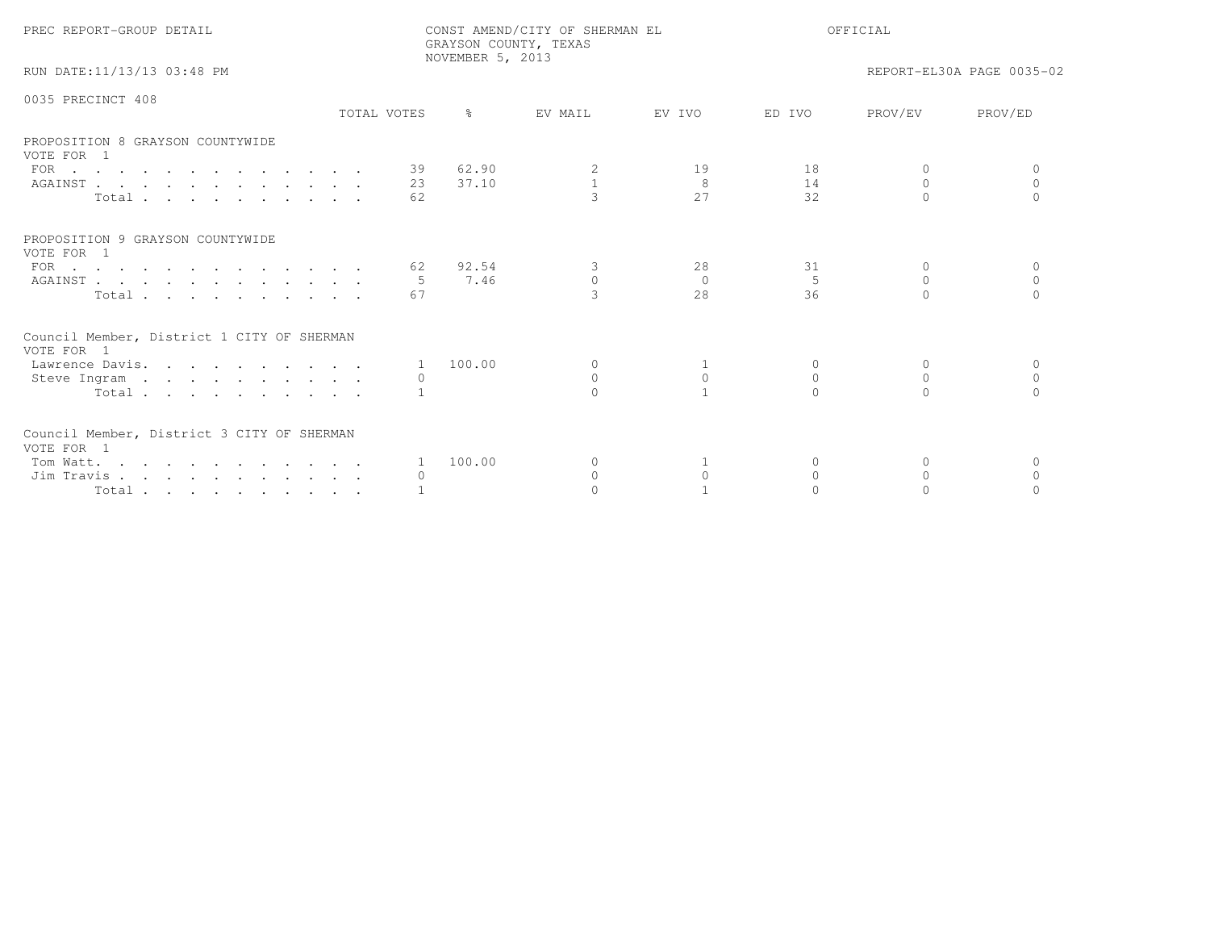PREC REPORT-GROUP DETAIL

CONST AMEND/CITY OF SHERMAN EL
GRAYSON COUNTY, TEXAS
NOVEMBER 5, 2013

OFFICIAL

RUN DATE:11/13/13 03:48 PM

REPORT-EL30A PAGE 0035-02

0035 PRECINCT 408

| | TOTAL VOTES | % | EV MAIL | EV IVO | ED IVO | PROV/EV | PROV/ED |
|---|---|---|---|---|---|---|---|
| **PROPOSITION 8 GRAYSON COUNTYWIDE** | | | | | | | |
| VOTE FOR 1 | | | | | | | |
| FOR | 39 | 62.90 | 2 | 19 | 18 | 0 | 0 |
| AGAINST | 23 | 37.10 | 1 | 8 | 14 | 0 | 0 |
| Total | 62 | | 3 | 27 | 32 | 0 | 0 |
| **PROPOSITION 9 GRAYSON COUNTYWIDE** | | | | | | | |
| VOTE FOR 1 | | | | | | | |
| FOR | 62 | 92.54 | 3 | 28 | 31 | 0 | 0 |
| AGAINST | 5 | 7.46 | 0 | 0 | 5 | 0 | 0 |
| Total | 67 | | 3 | 28 | 36 | 0 | 0 |
| **Council Member, District 1 CITY OF SHERMAN** | | | | | | | |
| VOTE FOR 1 | | | | | | | |
| Lawrence Davis | 1 | 100.00 | 0 | 1 | 0 | 0 | 0 |
| Steve Ingram | 0 | | 0 | 0 | 0 | 0 | 0 |
| Total | 1 | | 0 | 1 | 0 | 0 | 0 |
| **Council Member, District 3 CITY OF SHERMAN** | | | | | | | |
| VOTE FOR 1 | | | | | | | |
| Tom Watt | 1 | 100.00 | 0 | 1 | 0 | 0 | 0 |
| Jim Travis | 0 | | 0 | 0 | 0 | 0 | 0 |
| Total | 1 | | 0 | 1 | 0 | 0 | 0 |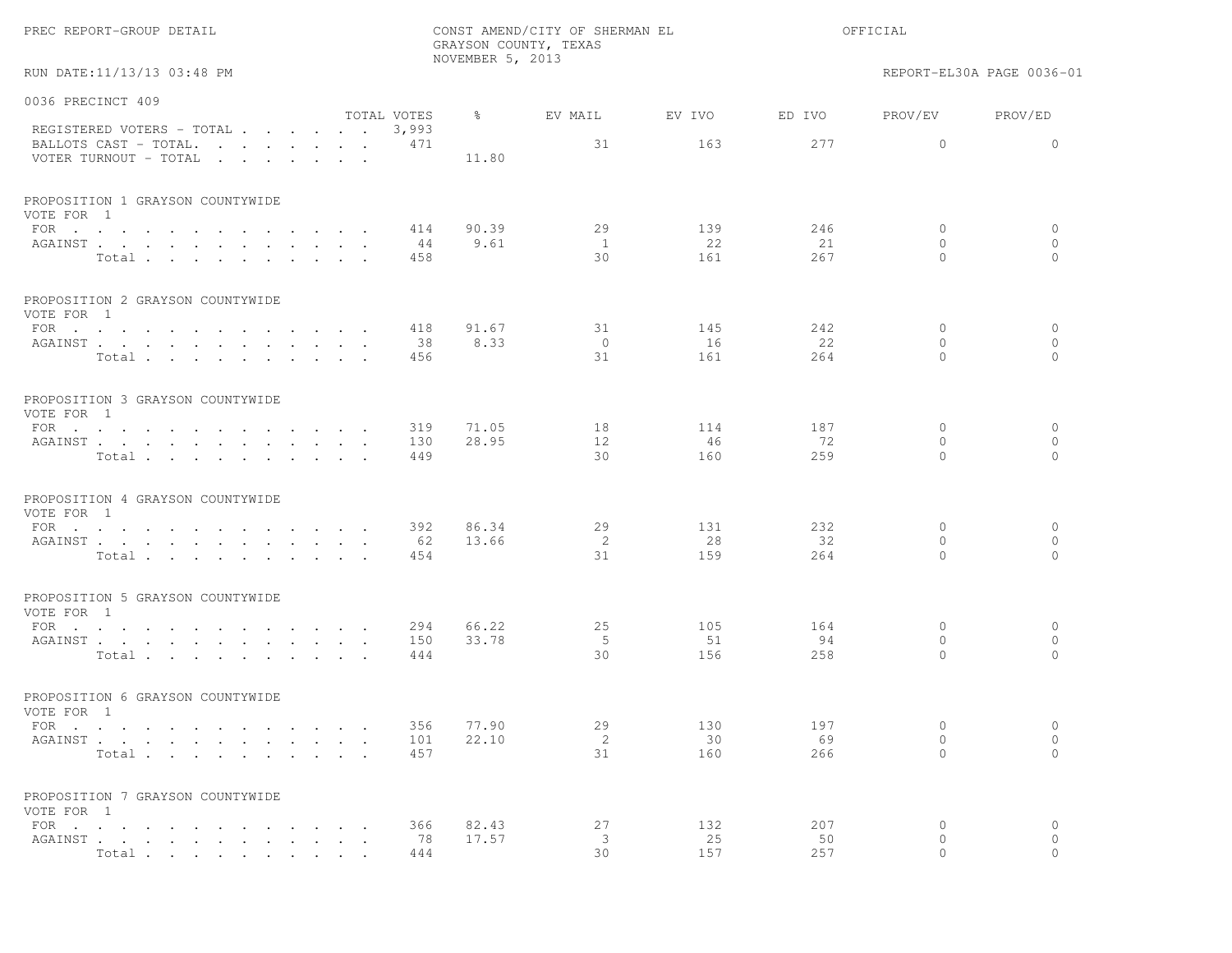PREC REPORT-GROUP DETAIL

CONST AMEND/CITY OF SHERMAN EL
GRAYSON COUNTY, TEXAS
NOVEMBER 5, 2013

OFFICIAL

RUN DATE:11/13/13 03:48 PM

REPORT-EL30A PAGE 0036-01

## 0036 PRECINCT 409

| | TOTAL VOTES | % | EV MAIL | EV IVO | ED IVO | PROV/EV | PROV/ED |
|---|---|---|---|---|---|---|---|
| REGISTERED VOTERS - TOTAL | 3,993 | | | | | | |
| BALLOTS CAST - TOTAL. | 471 | | 31 | 163 | 277 | 0 | 0 |
| VOTER TURNOUT - TOTAL | | 11.80 | | | | | |

### PROPOSITION 1 GRAYSON COUNTYWIDE
VOTE FOR 1

| | TOTAL VOTES | % | EV MAIL | EV IVO | ED IVO | PROV/EV | PROV/ED |
|---|---|---|---|---|---|---|---|
| FOR | 414 | 90.39 | 29 | 139 | 246 | 0 | 0 |
| AGAINST | 44 | 9.61 | 1 | 22 | 21 | 0 | 0 |
| Total | 458 | | 30 | 161 | 267 | 0 | 0 |

### PROPOSITION 2 GRAYSON COUNTYWIDE
VOTE FOR 1

| | TOTAL VOTES | % | EV MAIL | EV IVO | ED IVO | PROV/EV | PROV/ED |
|---|---|---|---|---|---|---|---|
| FOR | 418 | 91.67 | 31 | 145 | 242 | 0 | 0 |
| AGAINST | 38 | 8.33 | 0 | 16 | 22 | 0 | 0 |
| Total | 456 | | 31 | 161 | 264 | 0 | 0 |

### PROPOSITION 3 GRAYSON COUNTYWIDE
VOTE FOR 1

| | TOTAL VOTES | % | EV MAIL | EV IVO | ED IVO | PROV/EV | PROV/ED |
|---|---|---|---|---|---|---|---|
| FOR | 319 | 71.05 | 18 | 114 | 187 | 0 | 0 |
| AGAINST | 130 | 28.95 | 12 | 46 | 72 | 0 | 0 |
| Total | 449 | | 30 | 160 | 259 | 0 | 0 |

### PROPOSITION 4 GRAYSON COUNTYWIDE
VOTE FOR 1

| | TOTAL VOTES | % | EV MAIL | EV IVO | ED IVO | PROV/EV | PROV/ED |
|---|---|---|---|---|---|---|---|
| FOR | 392 | 86.34 | 29 | 131 | 232 | 0 | 0 |
| AGAINST | 62 | 13.66 | 2 | 28 | 32 | 0 | 0 |
| Total | 454 | | 31 | 159 | 264 | 0 | 0 |

### PROPOSITION 5 GRAYSON COUNTYWIDE
VOTE FOR 1

| | TOTAL VOTES | % | EV MAIL | EV IVO | ED IVO | PROV/EV | PROV/ED |
|---|---|---|---|---|---|---|---|
| FOR | 294 | 66.22 | 25 | 105 | 164 | 0 | 0 |
| AGAINST | 150 | 33.78 | 5 | 51 | 94 | 0 | 0 |
| Total | 444 | | 30 | 156 | 258 | 0 | 0 |

### PROPOSITION 6 GRAYSON COUNTYWIDE
VOTE FOR 1

| | TOTAL VOTES | % | EV MAIL | EV IVO | ED IVO | PROV/EV | PROV/ED |
|---|---|---|---|---|---|---|---|
| FOR | 356 | 77.90 | 29 | 130 | 197 | 0 | 0 |
| AGAINST | 101 | 22.10 | 2 | 30 | 69 | 0 | 0 |
| Total | 457 | | 31 | 160 | 266 | 0 | 0 |

### PROPOSITION 7 GRAYSON COUNTYWIDE
VOTE FOR 1

| | TOTAL VOTES | % | EV MAIL | EV IVO | ED IVO | PROV/EV | PROV/ED |
|---|---|---|---|---|---|---|---|
| FOR | 366 | 82.43 | 27 | 132 | 207 | 0 | 0 |
| AGAINST | 78 | 17.57 | 3 | 25 | 50 | 0 | 0 |
| Total | 444 | | 30 | 157 | 257 | 0 | 0 |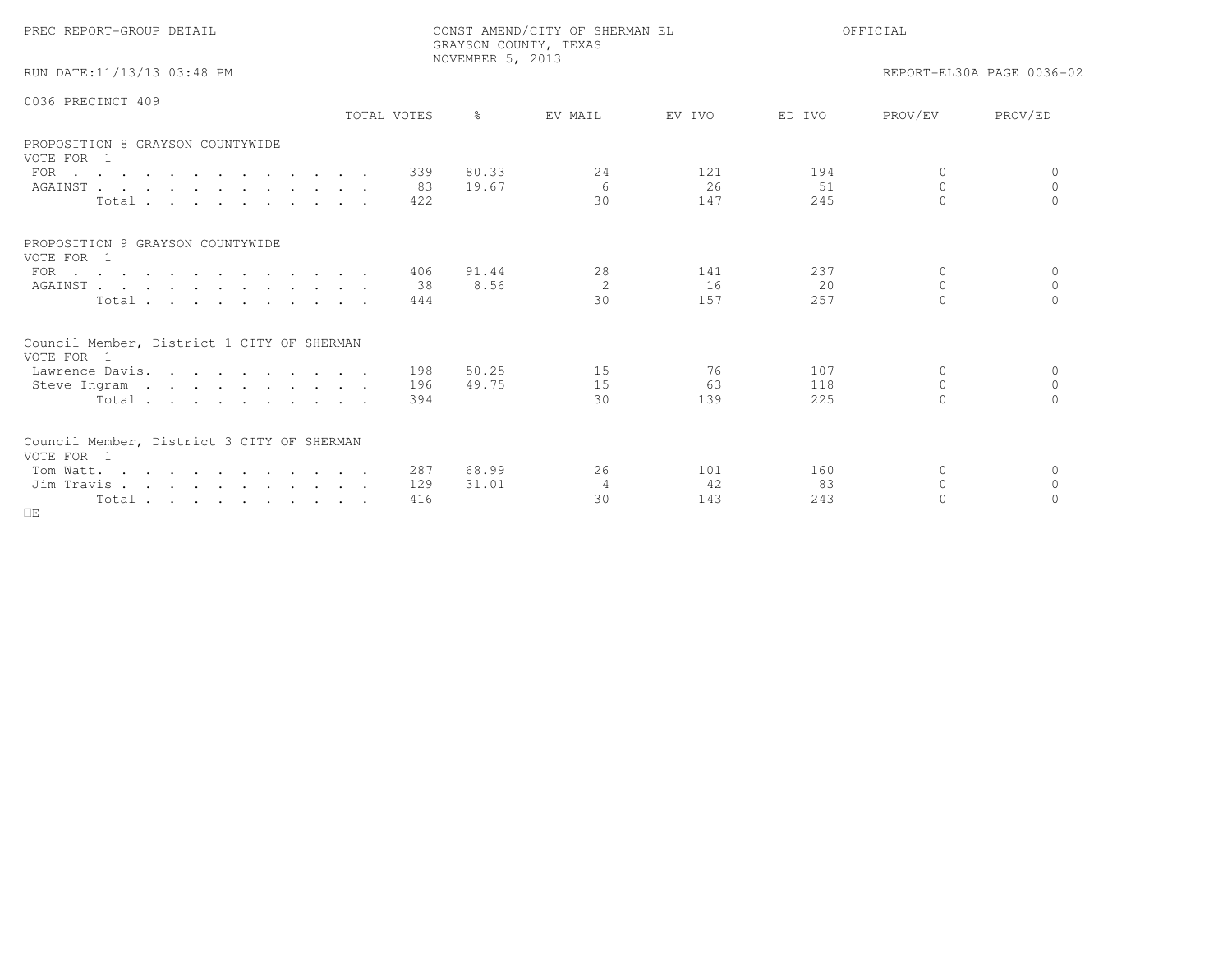0036 PRECINCT 409

| | TOTAL VOTES | % | EV MAIL | EV IVO | ED IVO | PROV/EV | PROV/ED |
|---|---|---|---|---|---|---|---|
| **PROPOSITION 8 GRAYSON COUNTYWIDE** | | | | | | | |
| VOTE FOR 1 | | | | | | | |
| FOR | 339 | 80.33 | 24 | 121 | 194 | 0 | 0 |
| AGAINST | 83 | 19.67 | 6 | 26 | 51 | 0 | 0 |
| Total | 422 | | 30 | 147 | 245 | 0 | 0 |
| **PROPOSITION 9 GRAYSON COUNTYWIDE** | | | | | | | |
| VOTE FOR 1 | | | | | | | |
| FOR | 406 | 91.44 | 28 | 141 | 237 | 0 | 0 |
| AGAINST | 38 | 8.56 | 2 | 16 | 20 | 0 | 0 |
| Total | 444 | | 30 | 157 | 257 | 0 | 0 |
| **Council Member, District 1 CITY OF SHERMAN** | | | | | | | |
| VOTE FOR 1 | | | | | | | |
| Lawrence Davis | 198 | 50.25 | 15 | 76 | 107 | 0 | 0 |
| Steve Ingram | 196 | 49.75 | 15 | 63 | 118 | 0 | 0 |
| Total | 394 | | 30 | 139 | 225 | 0 | 0 |
| **Council Member, District 3 CITY OF SHERMAN** | | | | | | | |
| VOTE FOR 1 | | | | | | | |
| Tom Watt | 287 | 68.99 | 26 | 101 | 160 | 0 | 0 |
| Jim Travis | 129 | 31.01 | 4 | 42 | 83 | 0 | 0 |
| Total | 416 | | 30 | 143 | 243 | 0 | 0 |